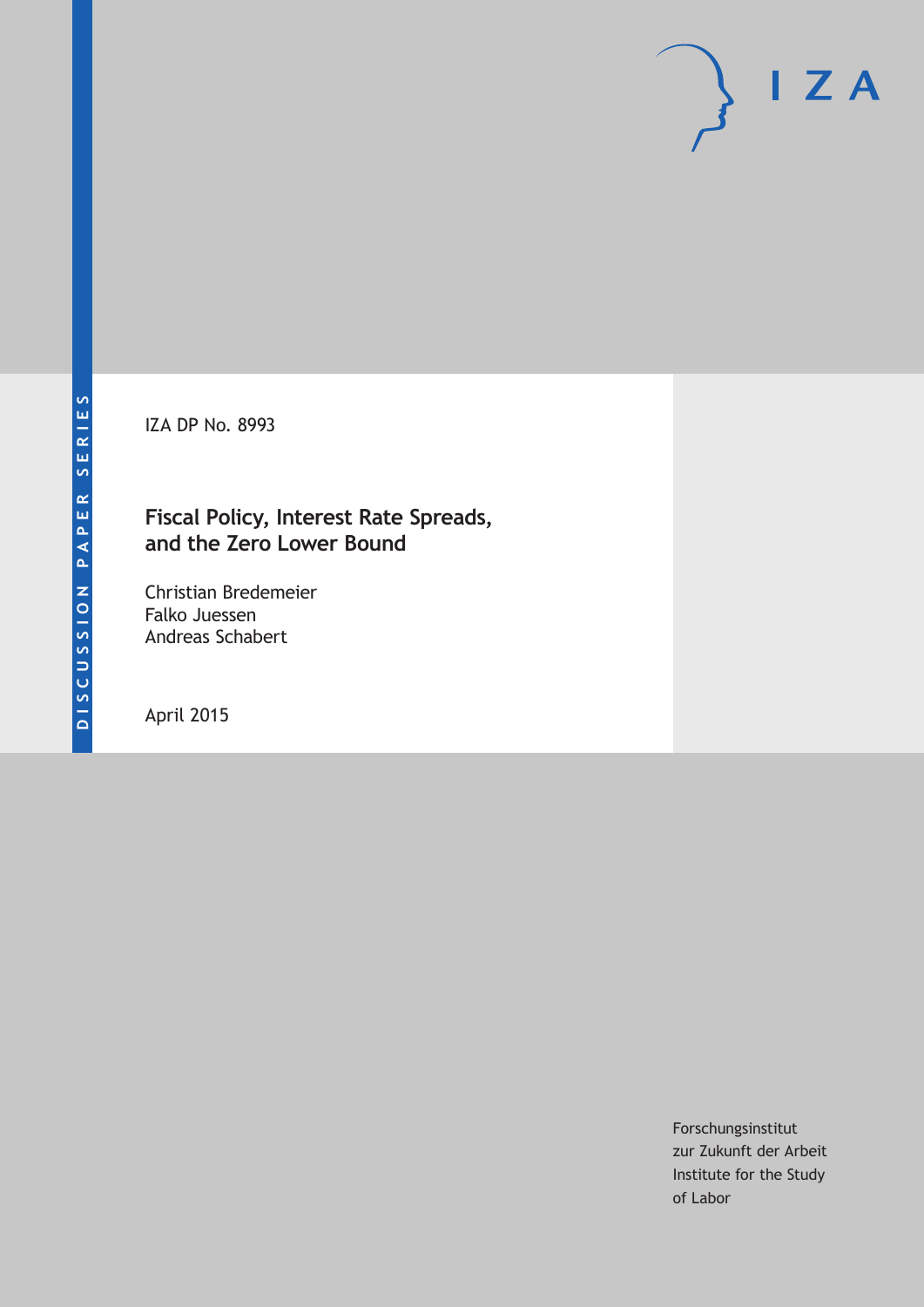DISCUSSION PAPER SERIES

IZA DP No. 8993

# Fiscal Policy, Interest Rate Spreads, and the Zero Lower Bound

Christian Bredemeier
Falko Juessen
Andreas Schabert

April 2015

Forschungsinstitut
zur Zukunft der Arbeit
Institute for the Study
of Labor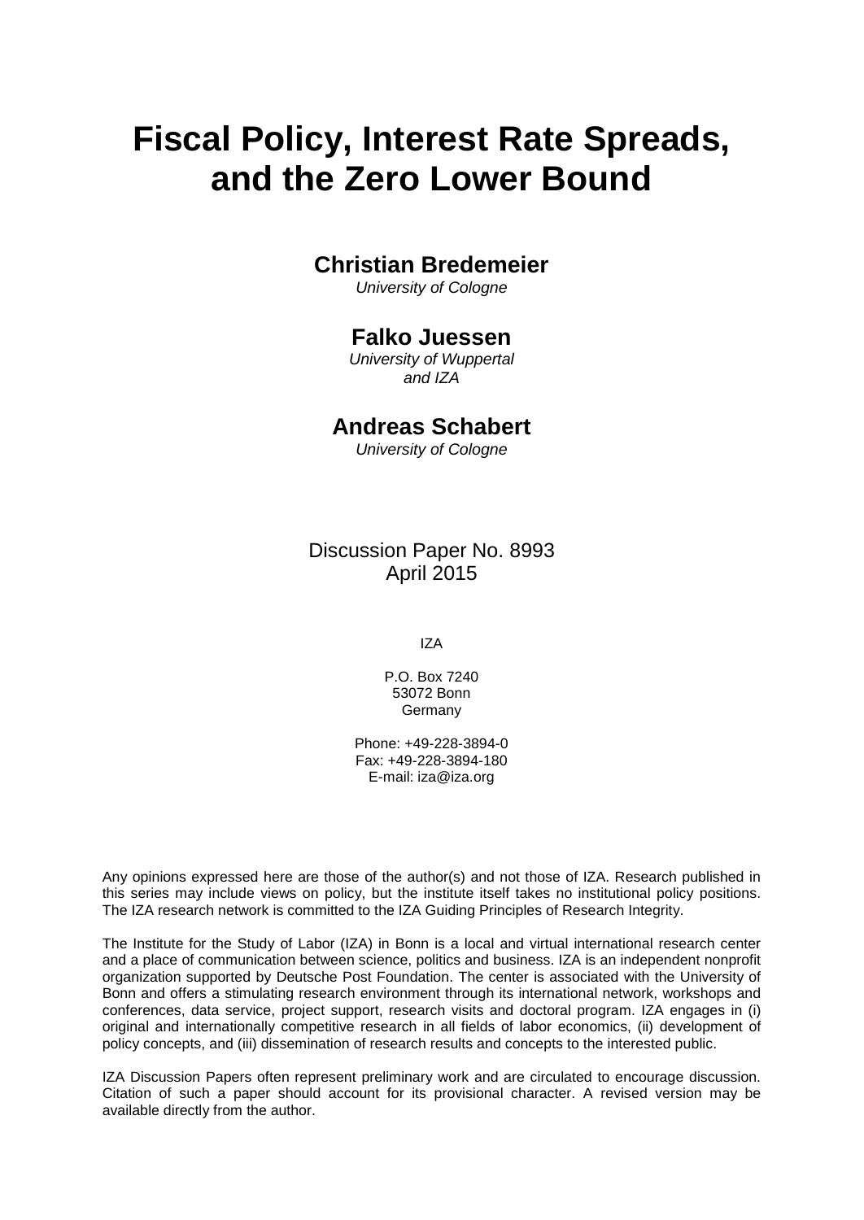# Fiscal Policy, Interest Rate Spreads, and the Zero Lower Bound

**Christian Bredemeier**
*University of Cologne*

**Falko Juessen**
*University of Wuppertal and IZA*

**Andreas Schabert**
*University of Cologne*

Discussion Paper No. 8993
April 2015

IZA

P.O. Box 7240
53072 Bonn
Germany

Phone: +49-228-3894-0
Fax: +49-228-3894-180
E-mail: iza@iza.org

Any opinions expressed here are those of the author(s) and not those of IZA. Research published in this series may include views on policy, but the institute itself takes no institutional policy positions. The IZA research network is committed to the IZA Guiding Principles of Research Integrity.

The Institute for the Study of Labor (IZA) in Bonn is a local and virtual international research center and a place of communication between science, politics and business. IZA is an independent nonprofit organization supported by Deutsche Post Foundation. The center is associated with the University of Bonn and offers a stimulating research environment through its international network, workshops and conferences, data service, project support, research visits and doctoral program. IZA engages in (i) original and internationally competitive research in all fields of labor economics, (ii) development of policy concepts, and (iii) dissemination of research results and concepts to the interested public.

IZA Discussion Papers often represent preliminary work and are circulated to encourage discussion. Citation of such a paper should account for its provisional character. A revised version may be available directly from the author.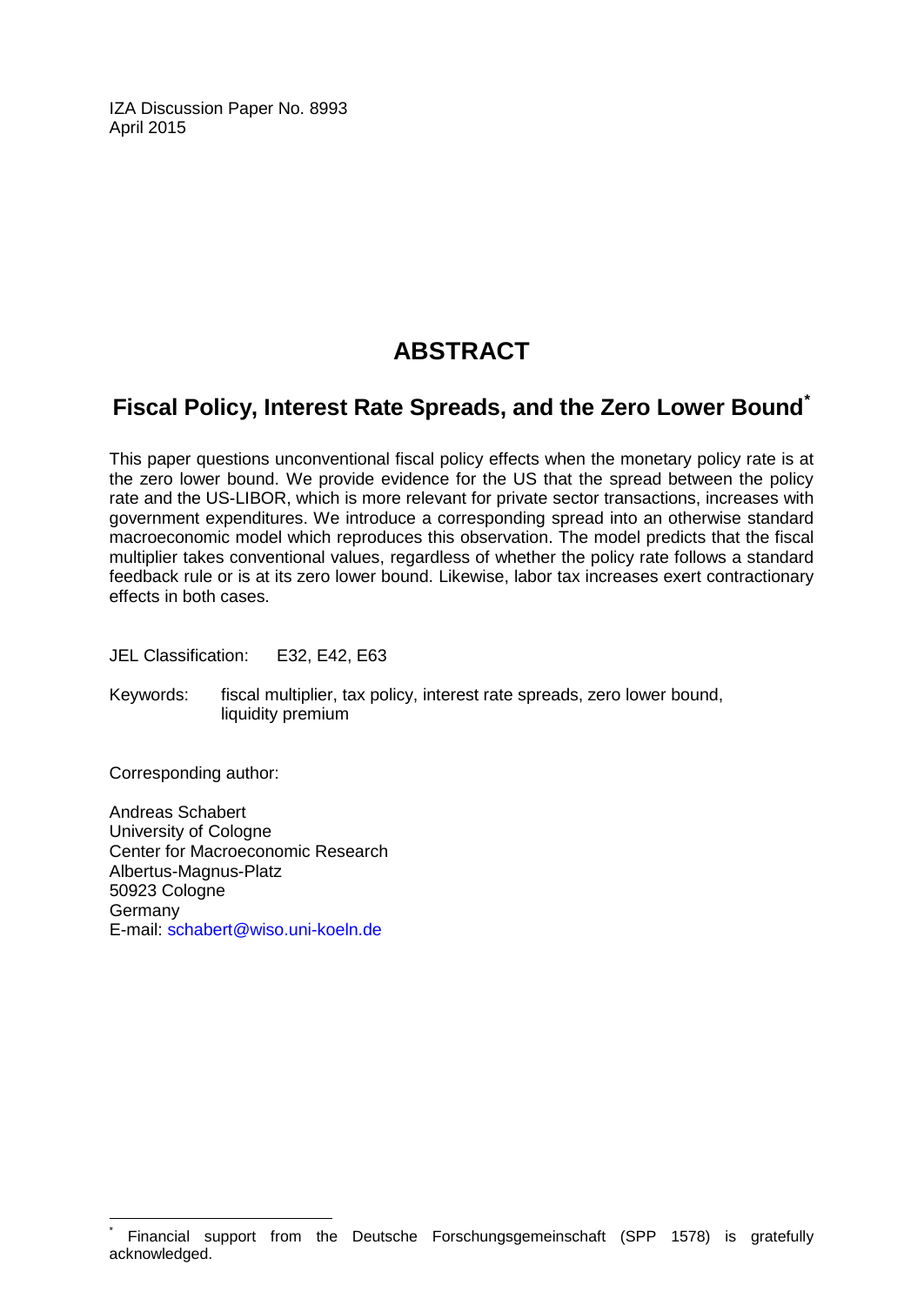IZA Discussion Paper No. 8993
April 2015

# ABSTRACT

## Fiscal Policy, Interest Rate Spreads, and the Zero Lower Bound[*]

This paper questions unconventional fiscal policy effects when the monetary policy rate is at the zero lower bound. We provide evidence for the US that the spread between the policy rate and the US-LIBOR, which is more relevant for private sector transactions, increases with government expenditures. We introduce a corresponding spread into an otherwise standard macroeconomic model which reproduces this observation. The model predicts that the fiscal multiplier takes conventional values, regardless of whether the policy rate follows a standard feedback rule or is at its zero lower bound. Likewise, labor tax increases exert contractionary effects in both cases.

JEL Classification: E32, E42, E63

Keywords: fiscal multiplier, tax policy, interest rate spreads, zero lower bound, liquidity premium

Corresponding author:

Andreas Schabert
University of Cologne
Center for Macroeconomic Research
Albertus-Magnus-Platz
50923 Cologne
Germany
E-mail: schabert@wiso.uni-koeln.de

[*] Financial support from the Deutsche Forschungsgemeinschaft (SPP 1578) is gratefully acknowledged.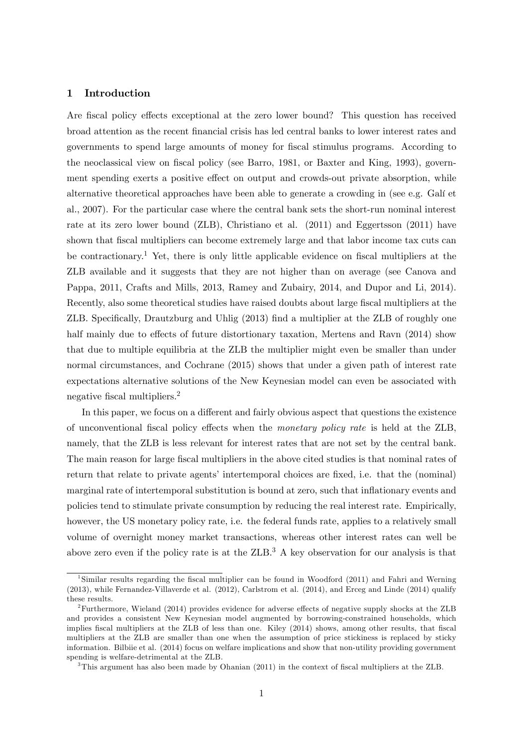## 1 Introduction

Are fiscal policy effects exceptional at the zero lower bound? This question has received broad attention as the recent financial crisis has led central banks to lower interest rates and governments to spend large amounts of money for fiscal stimulus programs. According to the neoclassical view on fiscal policy (see Barro, 1981, or Baxter and King, 1993), government spending exerts a positive effect on output and crowds-out private absorption, while alternative theoretical approaches have been able to generate a crowding in (see e.g. Galí et al., 2007). For the particular case where the central bank sets the short-run nominal interest rate at its zero lower bound (ZLB), Christiano et al. (2011) and Eggertsson (2011) have shown that fiscal multipliers can become extremely large and that labor income tax cuts can be contractionary.[1] Yet, there is only little applicable evidence on fiscal multipliers at the ZLB available and it suggests that they are not higher than on average (see Canova and Pappa, 2011, Crafts and Mills, 2013, Ramey and Zubairy, 2014, and Dupor and Li, 2014). Recently, also some theoretical studies have raised doubts about large fiscal multipliers at the ZLB. Specifically, Drautzburg and Uhlig (2013) find a multiplier at the ZLB of roughly one half mainly due to effects of future distortionary taxation, Mertens and Ravn (2014) show that due to multiple equilibria at the ZLB the multiplier might even be smaller than under normal circumstances, and Cochrane (2015) shows that under a given path of interest rate expectations alternative solutions of the New Keynesian model can even be associated with negative fiscal multipliers.[2]

In this paper, we focus on a different and fairly obvious aspect that questions the existence of unconventional fiscal policy effects when the *monetary policy rate* is held at the ZLB, namely, that the ZLB is less relevant for interest rates that are not set by the central bank. The main reason for large fiscal multipliers in the above cited studies is that nominal rates of return that relate to private agents' intertemporal choices are fixed, i.e. that the (nominal) marginal rate of intertemporal substitution is bound at zero, such that inflationary events and policies tend to stimulate private consumption by reducing the real interest rate. Empirically, however, the US monetary policy rate, i.e. the federal funds rate, applies to a relatively small volume of overnight money market transactions, whereas other interest rates can well be above zero even if the policy rate is at the ZLB.[3] A key observation for our analysis is that

---

[1] Similar results regarding the fiscal multiplier can be found in Woodford (2011) and Fahri and Werning (2013), while Fernandez-Villaverde et al. (2012), Carlstrom et al. (2014), and Erceg and Linde (2014) qualify these results.

[2] Furthermore, Wieland (2014) provides evidence for adverse effects of negative supply shocks at the ZLB and provides a consistent New Keynesian model augmented by borrowing-constrained households, which implies fiscal multipliers at the ZLB of less than one. Kiley (2014) shows, among other results, that fiscal multipliers at the ZLB are smaller than one when the assumption of price stickiness is replaced by sticky information. Bilbiie et al. (2014) focus on welfare implications and show that non-utility providing government spending is welfare-detrimental at the ZLB.

[3] This argument has also been made by Ohanian (2011) in the context of fiscal multipliers at the ZLB.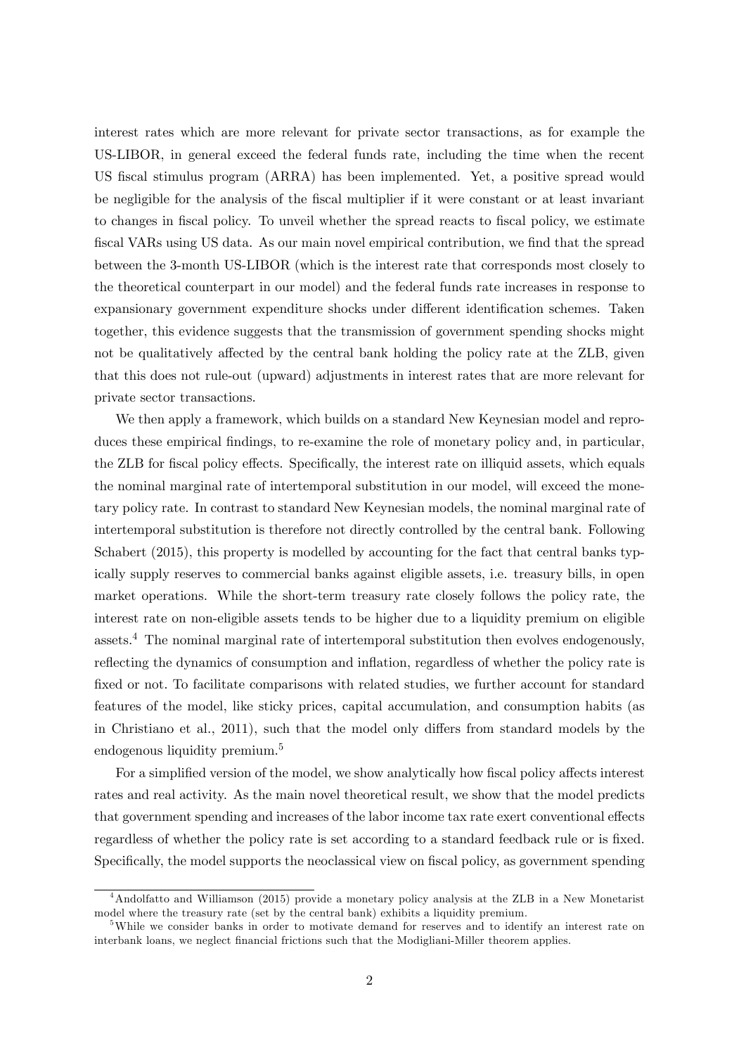interest rates which are more relevant for private sector transactions, as for example the US-LIBOR, in general exceed the federal funds rate, including the time when the recent US fiscal stimulus program (ARRA) has been implemented. Yet, a positive spread would be negligible for the analysis of the fiscal multiplier if it were constant or at least invariant to changes in fiscal policy. To unveil whether the spread reacts to fiscal policy, we estimate fiscal VARs using US data. As our main novel empirical contribution, we find that the spread between the 3-month US-LIBOR (which is the interest rate that corresponds most closely to the theoretical counterpart in our model) and the federal funds rate increases in response to expansionary government expenditure shocks under different identification schemes. Taken together, this evidence suggests that the transmission of government spending shocks might not be qualitatively affected by the central bank holding the policy rate at the ZLB, given that this does not rule-out (upward) adjustments in interest rates that are more relevant for private sector transactions.

We then apply a framework, which builds on a standard New Keynesian model and reproduces these empirical findings, to re-examine the role of monetary policy and, in particular, the ZLB for fiscal policy effects. Specifically, the interest rate on illiquid assets, which equals the nominal marginal rate of intertemporal substitution in our model, will exceed the monetary policy rate. In contrast to standard New Keynesian models, the nominal marginal rate of intertemporal substitution is therefore not directly controlled by the central bank. Following Schabert (2015), this property is modelled by accounting for the fact that central banks typically supply reserves to commercial banks against eligible assets, i.e. treasury bills, in open market operations. While the short-term treasury rate closely follows the policy rate, the interest rate on non-eligible assets tends to be higher due to a liquidity premium on eligible assets.[4] The nominal marginal rate of intertemporal substitution then evolves endogenously, reflecting the dynamics of consumption and inflation, regardless of whether the policy rate is fixed or not. To facilitate comparisons with related studies, we further account for standard features of the model, like sticky prices, capital accumulation, and consumption habits (as in Christiano et al., 2011), such that the model only differs from standard models by the endogenous liquidity premium.[5]

For a simplified version of the model, we show analytically how fiscal policy affects interest rates and real activity. As the main novel theoretical result, we show that the model predicts that government spending and increases of the labor income tax rate exert conventional effects regardless of whether the policy rate is set according to a standard feedback rule or is fixed. Specifically, the model supports the neoclassical view on fiscal policy, as government spending

[4] Andolfatto and Williamson (2015) provide a monetary policy analysis at the ZLB in a New Monetarist model where the treasury rate (set by the central bank) exhibits a liquidity premium.

[5] While we consider banks in order to motivate demand for reserves and to identify an interest rate on interbank loans, we neglect financial frictions such that the Modigliani-Miller theorem applies.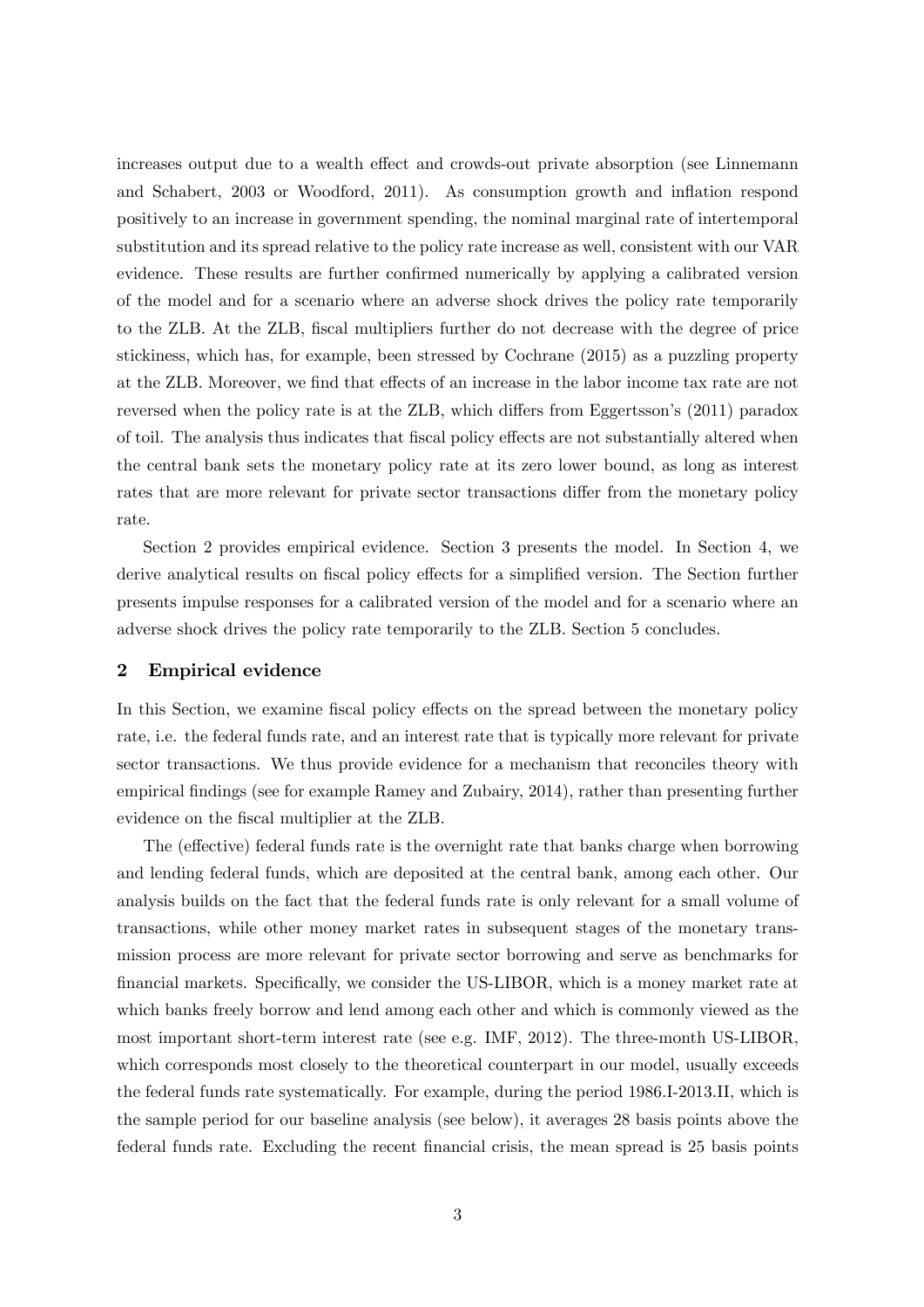increases output due to a wealth effect and crowds-out private absorption (see Linnemann and Schabert, 2003 or Woodford, 2011). As consumption growth and inflation respond positively to an increase in government spending, the nominal marginal rate of intertemporal substitution and its spread relative to the policy rate increase as well, consistent with our VAR evidence. These results are further confirmed numerically by applying a calibrated version of the model and for a scenario where an adverse shock drives the policy rate temporarily to the ZLB. At the ZLB, fiscal multipliers further do not decrease with the degree of price stickiness, which has, for example, been stressed by Cochrane (2015) as a puzzling property at the ZLB. Moreover, we find that effects of an increase in the labor income tax rate are not reversed when the policy rate is at the ZLB, which differs from Eggertsson's (2011) paradox of toil. The analysis thus indicates that fiscal policy effects are not substantially altered when the central bank sets the monetary policy rate at its zero lower bound, as long as interest rates that are more relevant for private sector transactions differ from the monetary policy rate.

Section 2 provides empirical evidence. Section 3 presents the model. In Section 4, we derive analytical results on fiscal policy effects for a simplified version. The Section further presents impulse responses for a calibrated version of the model and for a scenario where an adverse shock drives the policy rate temporarily to the ZLB. Section 5 concludes.

## 2 Empirical evidence

In this Section, we examine fiscal policy effects on the spread between the monetary policy rate, i.e. the federal funds rate, and an interest rate that is typically more relevant for private sector transactions. We thus provide evidence for a mechanism that reconciles theory with empirical findings (see for example Ramey and Zubairy, 2014), rather than presenting further evidence on the fiscal multiplier at the ZLB.

The (effective) federal funds rate is the overnight rate that banks charge when borrowing and lending federal funds, which are deposited at the central bank, among each other. Our analysis builds on the fact that the federal funds rate is only relevant for a small volume of transactions, while other money market rates in subsequent stages of the monetary transmission process are more relevant for private sector borrowing and serve as benchmarks for financial markets. Specifically, we consider the US-LIBOR, which is a money market rate at which banks freely borrow and lend among each other and which is commonly viewed as the most important short-term interest rate (see e.g. IMF, 2012). The three-month US-LIBOR, which corresponds most closely to the theoretical counterpart in our model, usually exceeds the federal funds rate systematically. For example, during the period 1986.I-2013.II, which is the sample period for our baseline analysis (see below), it averages 28 basis points above the federal funds rate. Excluding the recent financial crisis, the mean spread is 25 basis points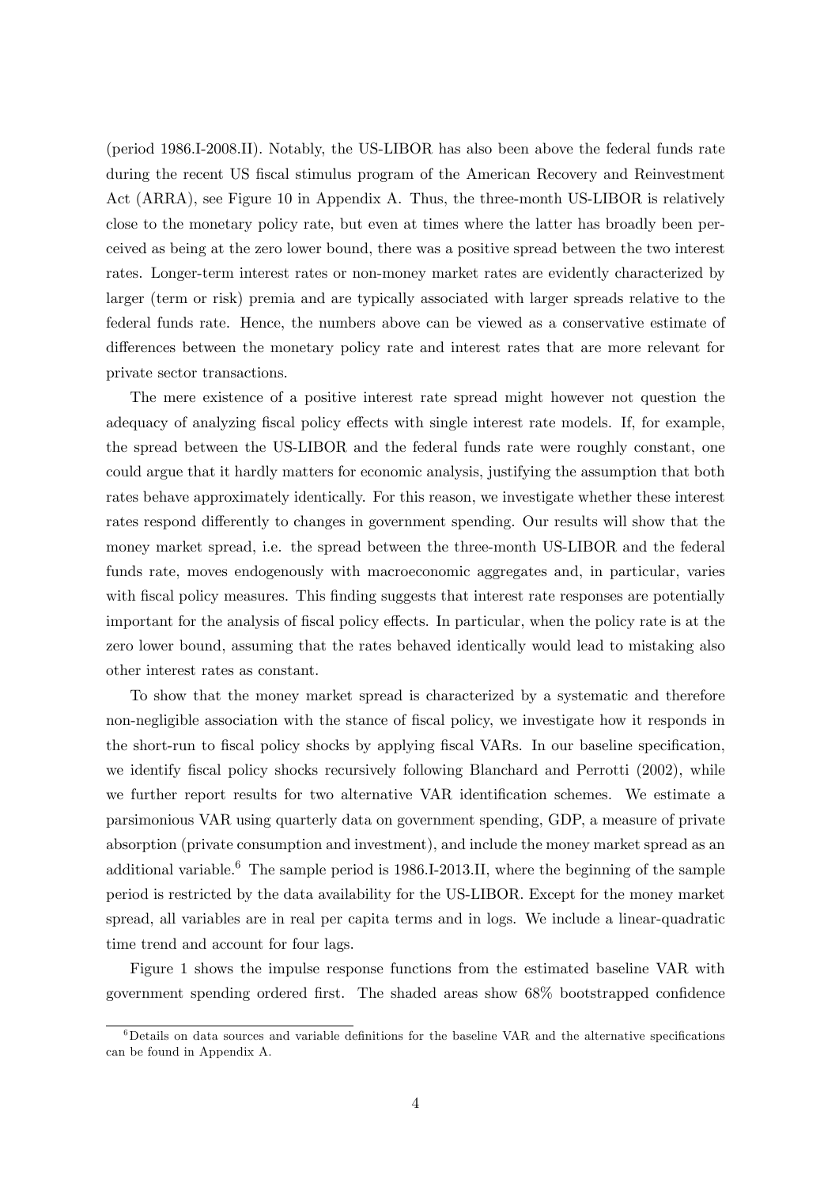(period 1986.I-2008.II). Notably, the US-LIBOR has also been above the federal funds rate during the recent US fiscal stimulus program of the American Recovery and Reinvestment Act (ARRA), see Figure 10 in Appendix A. Thus, the three-month US-LIBOR is relatively close to the monetary policy rate, but even at times where the latter has broadly been perceived as being at the zero lower bound, there was a positive spread between the two interest rates. Longer-term interest rates or non-money market rates are evidently characterized by larger (term or risk) premia and are typically associated with larger spreads relative to the federal funds rate. Hence, the numbers above can be viewed as a conservative estimate of differences between the monetary policy rate and interest rates that are more relevant for private sector transactions.

The mere existence of a positive interest rate spread might however not question the adequacy of analyzing fiscal policy effects with single interest rate models. If, for example, the spread between the US-LIBOR and the federal funds rate were roughly constant, one could argue that it hardly matters for economic analysis, justifying the assumption that both rates behave approximately identically. For this reason, we investigate whether these interest rates respond differently to changes in government spending. Our results will show that the money market spread, i.e. the spread between the three-month US-LIBOR and the federal funds rate, moves endogenously with macroeconomic aggregates and, in particular, varies with fiscal policy measures. This finding suggests that interest rate responses are potentially important for the analysis of fiscal policy effects. In particular, when the policy rate is at the zero lower bound, assuming that the rates behaved identically would lead to mistaking also other interest rates as constant.

To show that the money market spread is characterized by a systematic and therefore non-negligible association with the stance of fiscal policy, we investigate how it responds in the short-run to fiscal policy shocks by applying fiscal VARs. In our baseline specification, we identify fiscal policy shocks recursively following Blanchard and Perrotti (2002), while we further report results for two alternative VAR identification schemes. We estimate a parsimonious VAR using quarterly data on government spending, GDP, a measure of private absorption (private consumption and investment), and include the money market spread as an additional variable.[6] The sample period is 1986.I-2013.II, where the beginning of the sample period is restricted by the data availability for the US-LIBOR. Except for the money market spread, all variables are in real per capita terms and in logs. We include a linear-quadratic time trend and account for four lags.

Figure 1 shows the impulse response functions from the estimated baseline VAR with government spending ordered first. The shaded areas show 68% bootstrapped confidence

[6] Details on data sources and variable definitions for the baseline VAR and the alternative specifications can be found in Appendix A.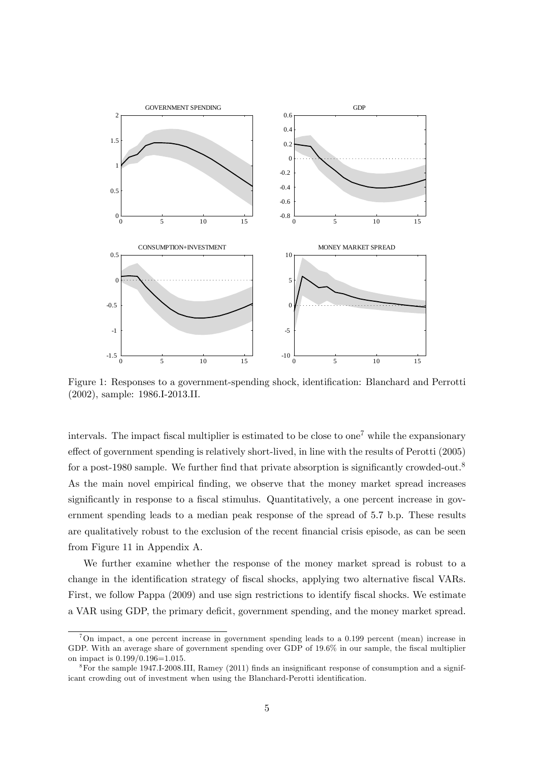Figure 1: Responses to a government-spending shock, identification: Blanchard and Perrotti (2002), sample: 1986.I-2013.II.

intervals. The impact fiscal multiplier is estimated to be close to one[7] while the expansionary effect of government spending is relatively short-lived, in line with the results of Perotti (2005) for a post-1980 sample. We further find that private absorption is significantly crowded-out.[8] As the main novel empirical finding, we observe that the money market spread increases significantly in response to a fiscal stimulus. Quantitatively, a one percent increase in government spending leads to a median peak response of the spread of 5.7 b.p. These results are qualitatively robust to the exclusion of the recent financial crisis episode, as can be seen from Figure 11 in Appendix A.

We further examine whether the response of the money market spread is robust to a change in the identification strategy of fiscal shocks, applying two alternative fiscal VARs. First, we follow Pappa (2009) and use sign restrictions to identify fiscal shocks. We estimate a VAR using GDP, the primary deficit, government spending, and the money market spread.

[7] On impact, a one percent increase in government spending leads to a 0.199 percent (mean) increase in GDP. With an average share of government spending over GDP of 19.6% in our sample, the fiscal multiplier on impact is 0.199/0.196=1.015.

[8] For the sample 1947.I-2008.III, Ramey (2011) finds an insignificant response of consumption and a significant crowding out of investment when using the Blanchard-Perotti identification.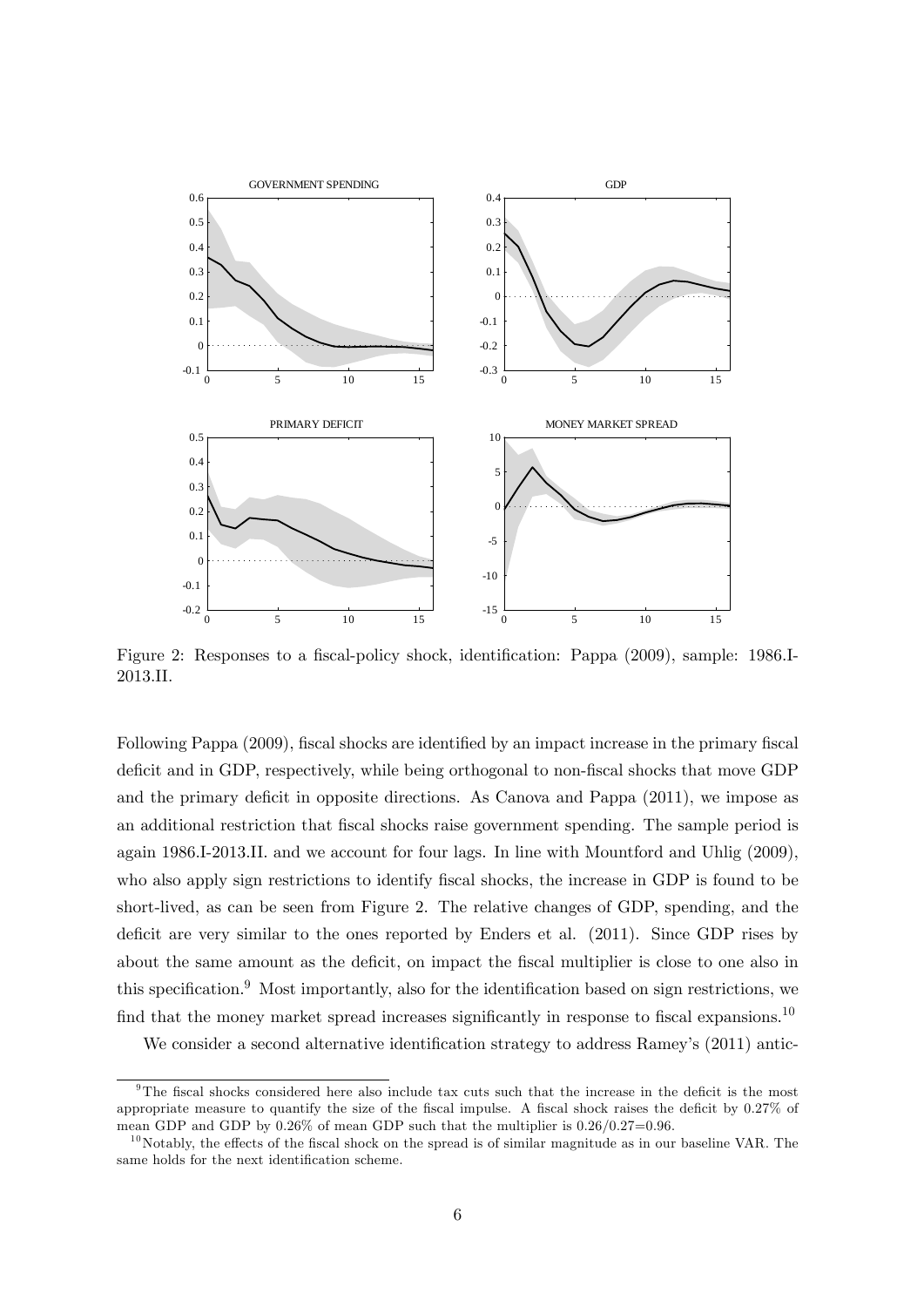Figure 2: Responses to a fiscal-policy shock, identification: Pappa (2009), sample: 1986.I-2013.II.

Following Pappa (2009), fiscal shocks are identified by an impact increase in the primary fiscal deficit and in GDP, respectively, while being orthogonal to non-fiscal shocks that move GDP and the primary deficit in opposite directions. As Canova and Pappa (2011), we impose as an additional restriction that fiscal shocks raise government spending. The sample period is again 1986.I-2013.II. and we account for four lags. In line with Mountford and Uhlig (2009), who also apply sign restrictions to identify fiscal shocks, the increase in GDP is found to be short-lived, as can be seen from Figure 2. The relative changes of GDP, spending, and the deficit are very similar to the ones reported by Enders et al. (2011). Since GDP rises by about the same amount as the deficit, on impact the fiscal multiplier is close to one also in this specification.[9] Most importantly, also for the identification based on sign restrictions, we find that the money market spread increases significantly in response to fiscal expansions.[10]

We consider a second alternative identification strategy to address Ramey's (2011) antic-

[9] The fiscal shocks considered here also include tax cuts such that the increase in the deficit is the most appropriate measure to quantify the size of the fiscal impulse. A fiscal shock raises the deficit by 0.27% of mean GDP and GDP by 0.26% of mean GDP such that the multiplier is 0.26/0.27=0.96.

[10] Notably, the effects of the fiscal shock on the spread is of similar magnitude as in our baseline VAR. The same holds for the next identification scheme.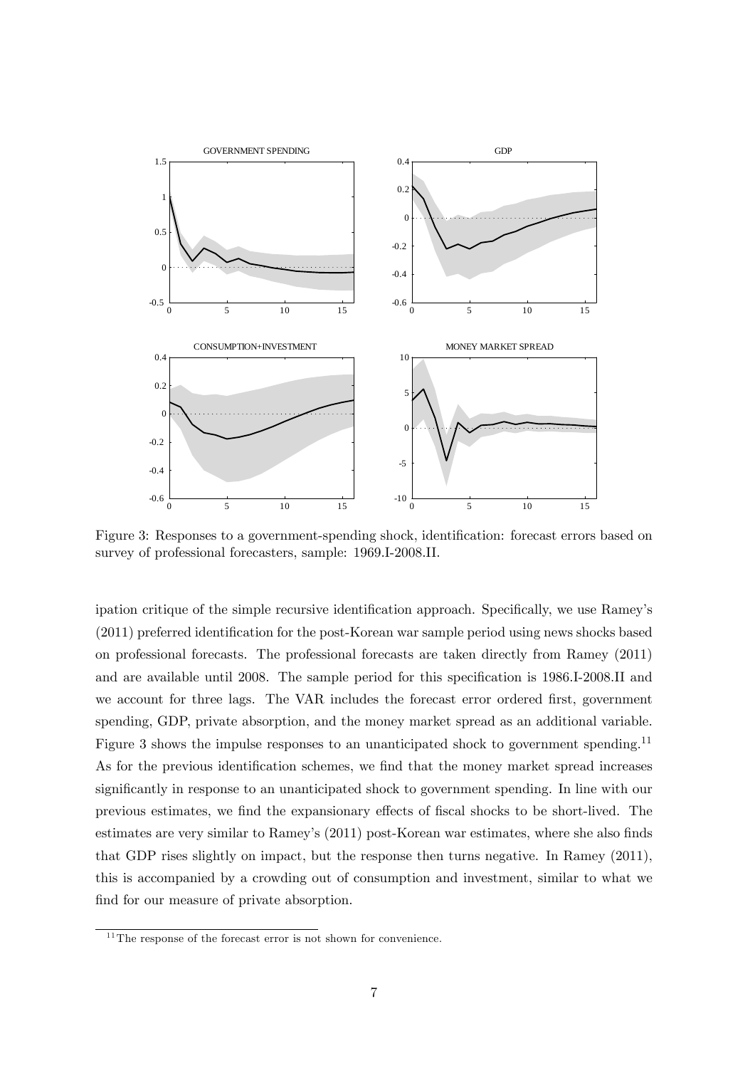Figure 3: Responses to a government-spending shock, identification: forecast errors based on survey of professional forecasters, sample: 1969.I-2008.II.

ipation critique of the simple recursive identification approach. Specifically, we use Ramey's (2011) preferred identification for the post-Korean war sample period using news shocks based on professional forecasts. The professional forecasts are taken directly from Ramey (2011) and are available until 2008. The sample period for this specification is 1986.I-2008.II and we account for three lags. The VAR includes the forecast error ordered first, government spending, GDP, private absorption, and the money market spread as an additional variable. Figure 3 shows the impulse responses to an unanticipated shock to government spending.[11] As for the previous identification schemes, we find that the money market spread increases significantly in response to an unanticipated shock to government spending. In line with our previous estimates, we find the expansionary effects of fiscal shocks to be short-lived. The estimates are very similar to Ramey's (2011) post-Korean war estimates, where she also finds that GDP rises slightly on impact, but the response then turns negative. In Ramey (2011), this is accompanied by a crowding out of consumption and investment, similar to what we find for our measure of private absorption.

[11] The response of the forecast error is not shown for convenience.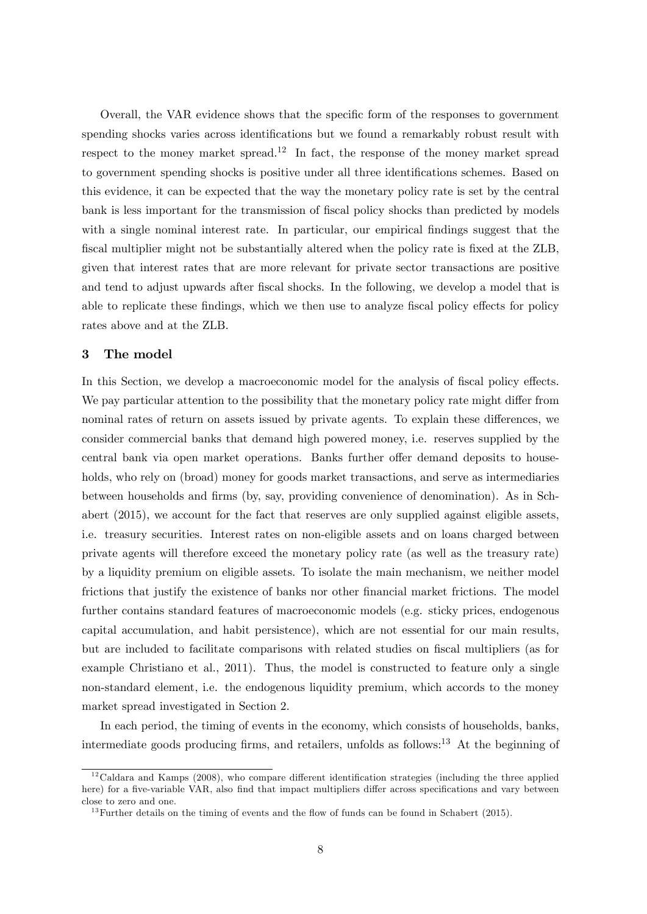Overall, the VAR evidence shows that the specific form of the responses to government spending shocks varies across identifications but we found a remarkably robust result with respect to the money market spread.[12] In fact, the response of the money market spread to government spending shocks is positive under all three identifications schemes. Based on this evidence, it can be expected that the way the monetary policy rate is set by the central bank is less important for the transmission of fiscal policy shocks than predicted by models with a single nominal interest rate. In particular, our empirical findings suggest that the fiscal multiplier might not be substantially altered when the policy rate is fixed at the ZLB, given that interest rates that are more relevant for private sector transactions are positive and tend to adjust upwards after fiscal shocks. In the following, we develop a model that is able to replicate these findings, which we then use to analyze fiscal policy effects for policy rates above and at the ZLB.

## 3 The model

In this Section, we develop a macroeconomic model for the analysis of fiscal policy effects. We pay particular attention to the possibility that the monetary policy rate might differ from nominal rates of return on assets issued by private agents. To explain these differences, we consider commercial banks that demand high powered money, i.e. reserves supplied by the central bank via open market operations. Banks further offer demand deposits to households, who rely on (broad) money for goods market transactions, and serve as intermediaries between households and firms (by, say, providing convenience of denomination). As in Schabert (2015), we account for the fact that reserves are only supplied against eligible assets, i.e. treasury securities. Interest rates on non-eligible assets and on loans charged between private agents will therefore exceed the monetary policy rate (as well as the treasury rate) by a liquidity premium on eligible assets. To isolate the main mechanism, we neither model frictions that justify the existence of banks nor other financial market frictions. The model further contains standard features of macroeconomic models (e.g. sticky prices, endogenous capital accumulation, and habit persistence), which are not essential for our main results, but are included to facilitate comparisons with related studies on fiscal multipliers (as for example Christiano et al., 2011). Thus, the model is constructed to feature only a single non-standard element, i.e. the endogenous liquidity premium, which accords to the money market spread investigated in Section 2.

In each period, the timing of events in the economy, which consists of households, banks, intermediate goods producing firms, and retailers, unfolds as follows:[13] At the beginning of

[12] Caldara and Kamps (2008), who compare different identification strategies (including the three applied here) for a five-variable VAR, also find that impact multipliers differ across specifications and vary between close to zero and one.

[13] Further details on the timing of events and the flow of funds can be found in Schabert (2015).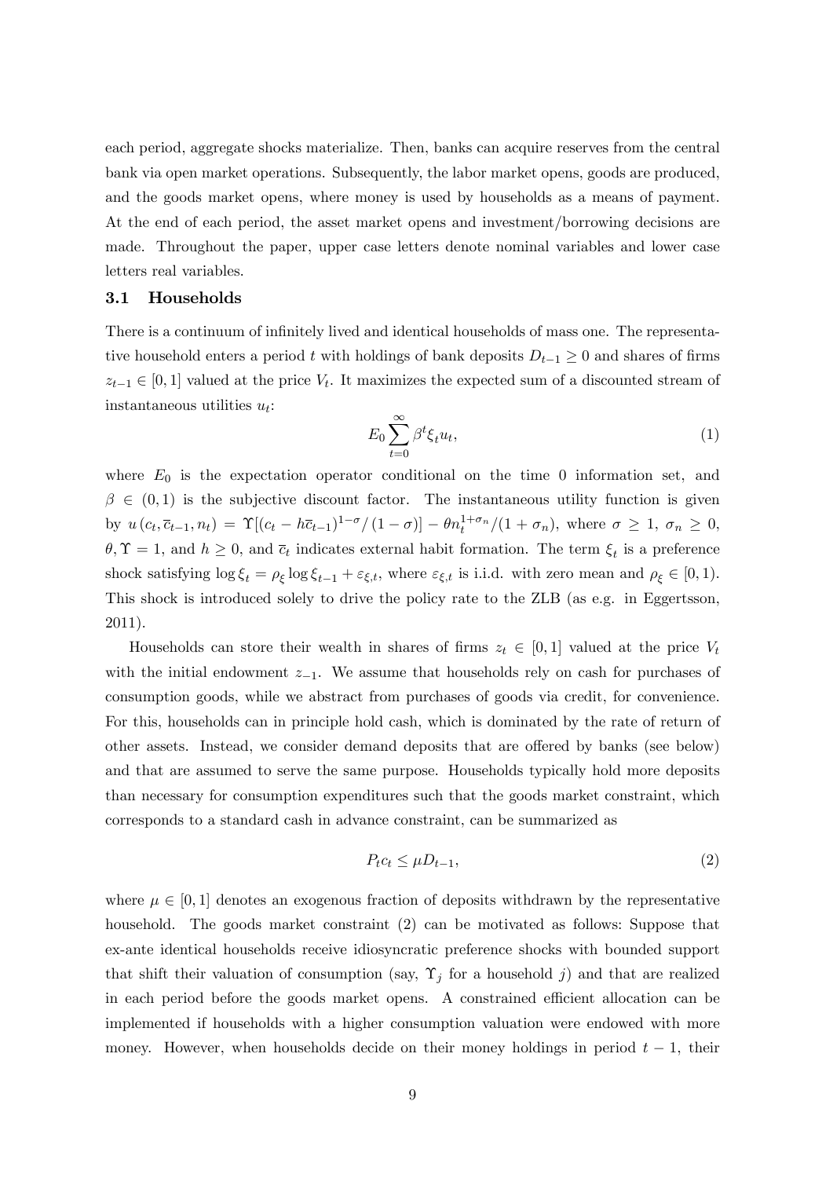each period, aggregate shocks materialize. Then, banks can acquire reserves from the central bank via open market operations. Subsequently, the labor market opens, goods are produced, and the goods market opens, where money is used by households as a means of payment. At the end of each period, the asset market opens and investment/borrowing decisions are made. Throughout the paper, upper case letters denote nominal variables and lower case letters real variables.

## 3.1 Households

There is a continuum of infinitely lived and identical households of mass one. The representative household enters a period $t$ with holdings of bank deposits $D_{t-1} \geq 0$ and shares of firms $z_{t-1} \in [0, 1]$ valued at the price $V_t$. It maximizes the expected sum of a discounted stream of instantaneous utilities $u_t$:

$$E_0 \sum_{t=0}^{\infty} \beta^t \xi_t u_t, \tag{1}$$

where $E_0$ is the expectation operator conditional on the time 0 information set, and $\beta \in (0, 1)$ is the subjective discount factor. The instantaneous utility function is given by $u(c_t, \overline{c}_{t-1}, n_t) = \Upsilon[(c_t - h\overline{c}_{t-1})^{1-\sigma}/(1-\sigma)] - \theta n_t^{1+\sigma_n}/(1+\sigma_n)$, where $\sigma \geq 1$, $\sigma_n \geq 0$, $\theta, \Upsilon = 1$, and $h \geq 0$, and $\overline{c}_t$ indicates external habit formation. The term $\xi_t$ is a preference shock satisfying $\log \xi_t = \rho_\xi \log \xi_{t-1} + \varepsilon_{\xi,t}$, where $\varepsilon_{\xi,t}$ is i.i.d. with zero mean and $\rho_\xi \in [0, 1)$. This shock is introduced solely to drive the policy rate to the ZLB (as e.g. in Eggertsson, 2011).

Households can store their wealth in shares of firms $z_t \in [0, 1]$ valued at the price $V_t$ with the initial endowment $z_{-1}$. We assume that households rely on cash for purchases of consumption goods, while we abstract from purchases of goods via credit, for convenience. For this, households can in principle hold cash, which is dominated by the rate of return of other assets. Instead, we consider demand deposits that are offered by banks (see below) and that are assumed to serve the same purpose. Households typically hold more deposits than necessary for consumption expenditures such that the goods market constraint, which corresponds to a standard cash in advance constraint, can be summarized as

$$P_t c_t \leq \mu D_{t-1}, \tag{2}$$

where $\mu \in [0, 1]$ denotes an exogenous fraction of deposits withdrawn by the representative household. The goods market constraint (2) can be motivated as follows: Suppose that ex-ante identical households receive idiosyncratic preference shocks with bounded support that shift their valuation of consumption (say, $\Upsilon_j$ for a household $j$) and that are realized in each period before the goods market opens. A constrained efficient allocation can be implemented if households with a higher consumption valuation were endowed with more money. However, when households decide on their money holdings in period $t-1$, their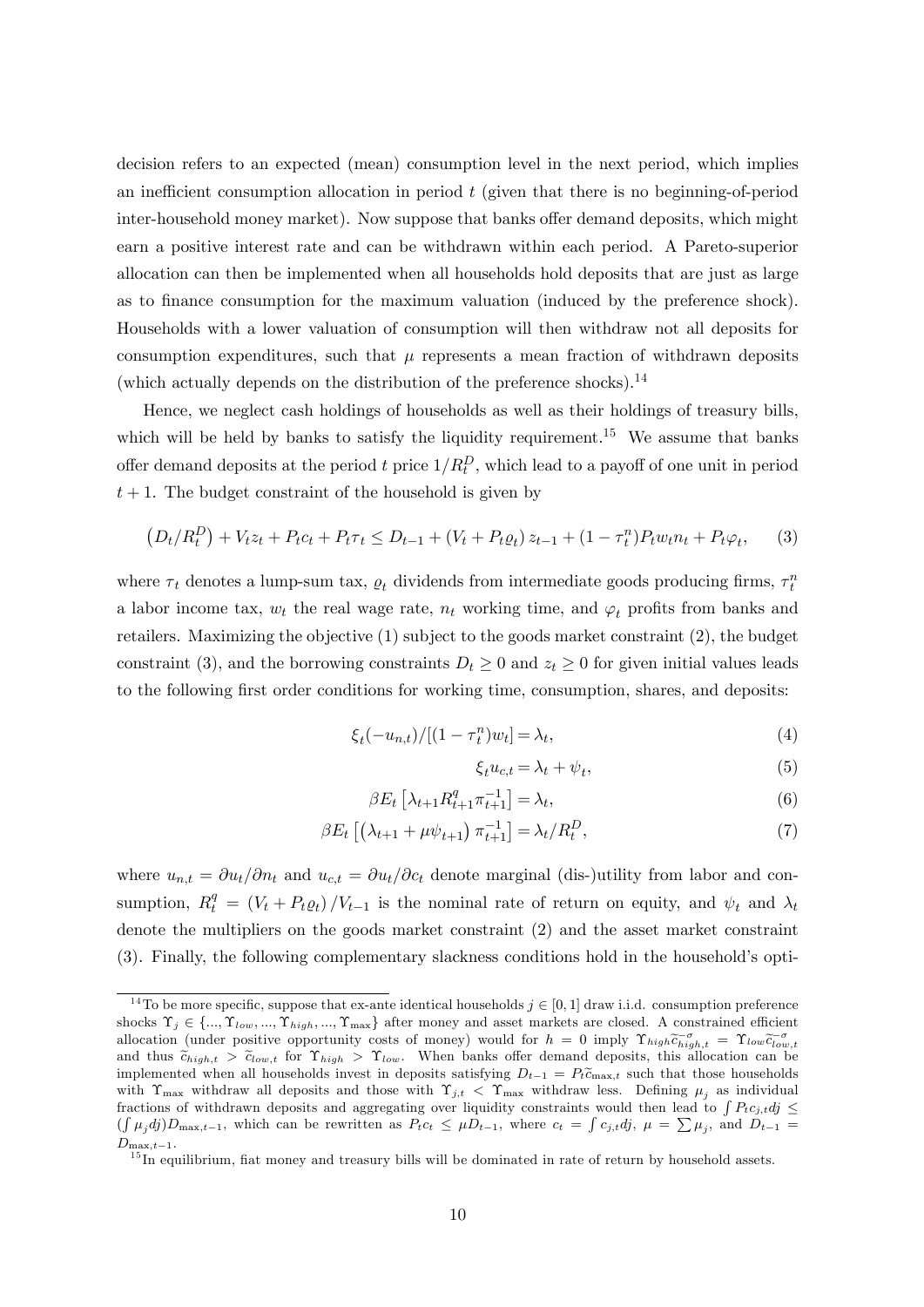decision refers to an expected (mean) consumption level in the next period, which implies an inefficient consumption allocation in period $t$ (given that there is no beginning-of-period inter-household money market). Now suppose that banks offer demand deposits, which might earn a positive interest rate and can be withdrawn within each period. A Pareto-superior allocation can then be implemented when all households hold deposits that are just as large as to finance consumption for the maximum valuation (induced by the preference shock). Households with a lower valuation of consumption will then withdraw not all deposits for consumption expenditures, such that $\mu$ represents a mean fraction of withdrawn deposits (which actually depends on the distribution of the preference shocks).[14]

Hence, we neglect cash holdings of households as well as their holdings of treasury bills, which will be held by banks to satisfy the liquidity requirement.[15] We assume that banks offer demand deposits at the period $t$ price $1/R_t^D$, which lead to a payoff of one unit in period $t+1$. The budget constraint of the household is given by

$$\left(D_t/R_t^D\right) + V_t z_t + P_t c_t + P_t \tau_t \leq D_{t-1} + \left(V_t + P_t \varrho_t\right) z_{t-1} + (1-\tau_t^n) P_t w_t n_t + P_t \varphi_t, \qquad (3)$$

where $\tau_t$ denotes a lump-sum tax, $\varrho_t$ dividends from intermediate goods producing firms, $\tau_t^n$ a labor income tax, $w_t$ the real wage rate, $n_t$ working time, and $\varphi_t$ profits from banks and retailers. Maximizing the objective (1) subject to the goods market constraint (2), the budget constraint (3), and the borrowing constraints $D_t \geq 0$ and $z_t \geq 0$ for given initial values leads to the following first order conditions for working time, consumption, shares, and deposits:

$$\xi_t(-u_{n,t})/[(1-\tau_t^n)w_t] = \lambda_t, \qquad (4)$$

$$\xi_t u_{c,t} = \lambda_t + \psi_t, \qquad (5)$$

$$\beta E_t \left[\lambda_{t+1} R_{t+1}^q \pi_{t+1}^{-1}\right] = \lambda_t, \qquad (6)$$

$$\beta E_t \left[\left(\lambda_{t+1} + \mu \psi_{t+1}\right) \pi_{t+1}^{-1}\right] = \lambda_t / R_t^D, \qquad (7)$$

where $u_{n,t} = \partial u_t / \partial n_t$ and $u_{c,t} = \partial u_t / \partial c_t$ denote marginal (dis-)utility from labor and consumption, $R_t^q = \left(V_t + P_t \varrho_t\right)/V_{t-1}$ is the nominal rate of return on equity, and $\psi_t$ and $\lambda_t$ denote the multipliers on the goods market constraint (2) and the asset market constraint (3). Finally, the following complementary slackness conditions hold in the household's opti-

---

[14] To be more specific, suppose that ex-ante identical households $j \in [0,1]$ draw i.i.d. consumption preference shocks $\Upsilon_j \in \{..., \Upsilon_{low}, ..., \Upsilon_{high}, ..., \Upsilon_{\max}\}$ after money and asset markets are closed. A constrained efficient allocation (under positive opportunity costs of money) would for $h = 0$ imply $\Upsilon_{high}\widetilde{c}_{high,t}^{-\sigma} = \Upsilon_{low}\widetilde{c}_{low,t}^{-\sigma}$ and thus $\widetilde{c}_{high,t} > \widetilde{c}_{low,t}$ for $\Upsilon_{high} > \Upsilon_{low}$. When banks offer demand deposits, this allocation can be implemented when all households invest in deposits satisfying $D_{t-1} = P_t \widetilde{c}_{\max,t}$ such that those households with $\Upsilon_{\max}$ withdraw all deposits and those with $\Upsilon_{j,t} < \Upsilon_{\max}$ withdraw less. Defining $\mu_j$ as individual fractions of withdrawn deposits and aggregating over liquidity constraints would then lead to $\int P_t c_{j,t} dj \leq (\int \mu_j dj) D_{\max,t-1}$, which can be rewritten as $P_t c_t \leq \mu D_{t-1}$, where $c_t = \int c_{j,t} dj$, $\mu = \sum \mu_j$, and $D_{t-1} = D_{\max,t-1}$.

[15] In equilibrium, fiat money and treasury bills will be dominated in rate of return by household assets.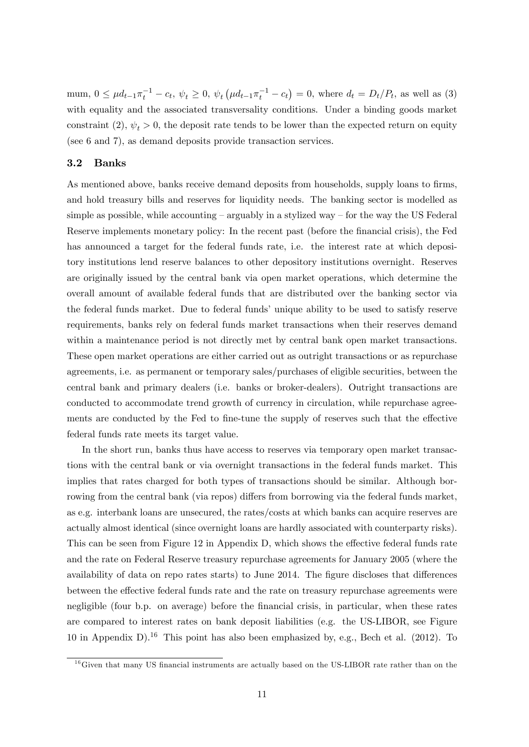mum, $0 \leq \mu d_{t-1}\pi_t^{-1} - c_t$, $\psi_t \geq 0$, $\psi_t \left(\mu d_{t-1}\pi_t^{-1} - c_t\right) = 0$, where $d_t = D_t/P_t$, as well as (3) with equality and the associated transversality conditions. Under a binding goods market constraint (2), $\psi_t > 0$, the deposit rate tends to be lower than the expected return on equity (see 6 and 7), as demand deposits provide transaction services.

### 3.2 Banks

As mentioned above, banks receive demand deposits from households, supply loans to firms, and hold treasury bills and reserves for liquidity needs. The banking sector is modelled as simple as possible, while accounting – arguably in a stylized way – for the way the US Federal Reserve implements monetary policy: In the recent past (before the financial crisis), the Fed has announced a target for the federal funds rate, i.e. the interest rate at which depository institutions lend reserve balances to other depository institutions overnight. Reserves are originally issued by the central bank via open market operations, which determine the overall amount of available federal funds that are distributed over the banking sector via the federal funds market. Due to federal funds' unique ability to be used to satisfy reserve requirements, banks rely on federal funds market transactions when their reserves demand within a maintenance period is not directly met by central bank open market transactions. These open market operations are either carried out as outright transactions or as repurchase agreements, i.e. as permanent or temporary sales/purchases of eligible securities, between the central bank and primary dealers (i.e. banks or broker-dealers). Outright transactions are conducted to accommodate trend growth of currency in circulation, while repurchase agreements are conducted by the Fed to fine-tune the supply of reserves such that the effective federal funds rate meets its target value.

In the short run, banks thus have access to reserves via temporary open market transactions with the central bank or via overnight transactions in the federal funds market. This implies that rates charged for both types of transactions should be similar. Although borrowing from the central bank (via repos) differs from borrowing via the federal funds market, as e.g. interbank loans are unsecured, the rates/costs at which banks can acquire reserves are actually almost identical (since overnight loans are hardly associated with counterparty risks). This can be seen from Figure 12 in Appendix D, which shows the effective federal funds rate and the rate on Federal Reserve treasury repurchase agreements for January 2005 (where the availability of data on repo rates starts) to June 2014. The figure discloses that differences between the effective federal funds rate and the rate on treasury repurchase agreements were negligible (four b.p. on average) before the financial crisis, in particular, when these rates are compared to interest rates on bank deposit liabilities (e.g. the US-LIBOR, see Figure 10 in Appendix D).[16] This point has also been emphasized by, e.g., Bech et al. (2012). To

[16]Given that many US financial instruments are actually based on the US-LIBOR rate rather than on the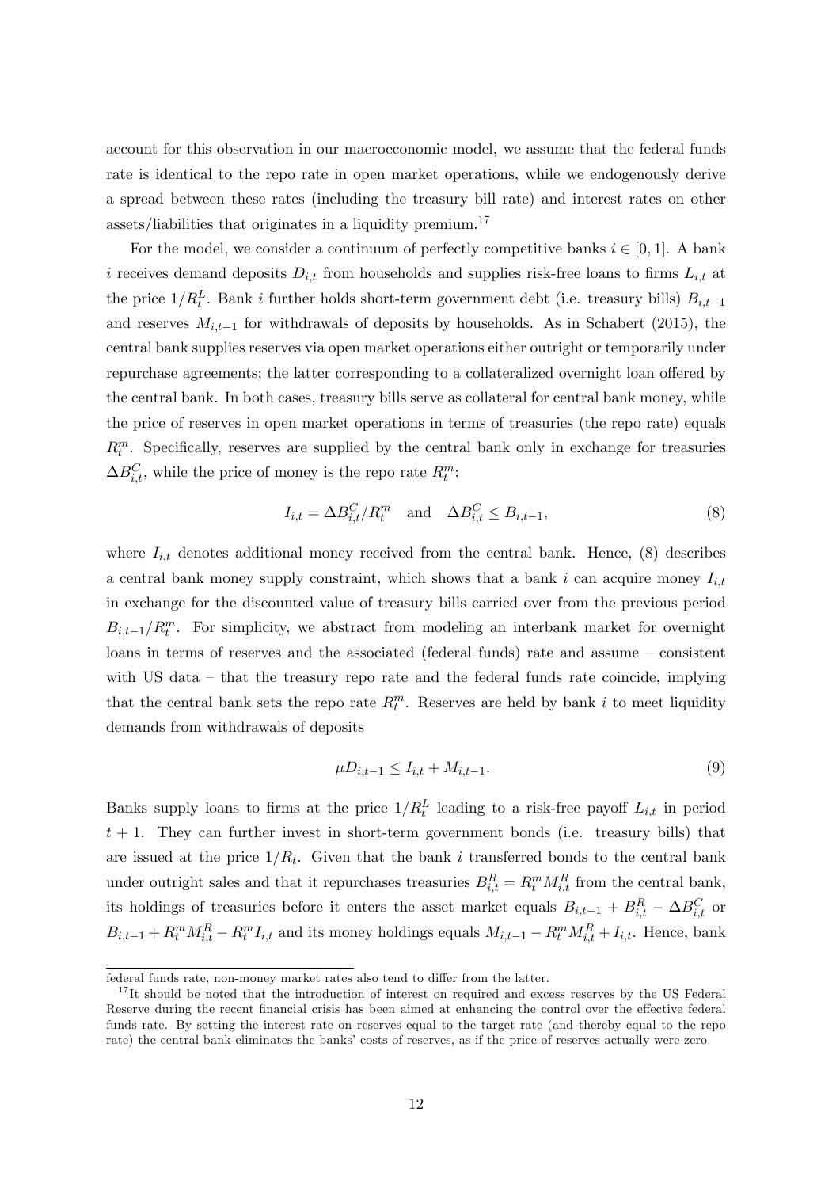account for this observation in our macroeconomic model, we assume that the federal funds rate is identical to the repo rate in open market operations, while we endogenously derive a spread between these rates (including the treasury bill rate) and interest rates on other assets/liabilities that originates in a liquidity premium.[17]

For the model, we consider a continuum of perfectly competitive banks $i \in [0,1]$. A bank $i$ receives demand deposits $D_{i,t}$ from households and supplies risk-free loans to firms $L_{i,t}$ at the price $1/R_t^L$. Bank $i$ further holds short-term government debt (i.e. treasury bills) $B_{i,t-1}$ and reserves $M_{i,t-1}$ for withdrawals of deposits by households. As in Schabert (2015), the central bank supplies reserves via open market operations either outright or temporarily under repurchase agreements; the latter corresponding to a collateralized overnight loan offered by the central bank. In both cases, treasury bills serve as collateral for central bank money, while the price of reserves in open market operations in terms of treasuries (the repo rate) equals $R_t^m$. Specifically, reserves are supplied by the central bank only in exchange for treasuries $\Delta B_{i,t}^C$, while the price of money is the repo rate $R_t^m$:

$$I_{i,t} = \Delta B_{i,t}^C / R_t^m \quad \text{and} \quad \Delta B_{i,t}^C \leq B_{i,t-1}, \tag{8}$$

where $I_{i,t}$ denotes additional money received from the central bank. Hence, (8) describes a central bank money supply constraint, which shows that a bank $i$ can acquire money $I_{i,t}$ in exchange for the discounted value of treasury bills carried over from the previous period $B_{i,t-1}/R_t^m$. For simplicity, we abstract from modeling an interbank market for overnight loans in terms of reserves and the associated (federal funds) rate and assume – consistent with US data – that the treasury repo rate and the federal funds rate coincide, implying that the central bank sets the repo rate $R_t^m$. Reserves are held by bank $i$ to meet liquidity demands from withdrawals of deposits

$$\mu D_{i,t-1} \leq I_{i,t} + M_{i,t-1}. \tag{9}$$

Banks supply loans to firms at the price $1/R_t^L$ leading to a risk-free payoff $L_{i,t}$ in period $t+1$. They can further invest in short-term government bonds (i.e. treasury bills) that are issued at the price $1/R_t$. Given that the bank $i$ transferred bonds to the central bank under outright sales and that it repurchases treasuries $B_{i,t}^R = R_t^m M_{i,t}^R$ from the central bank, its holdings of treasuries before it enters the asset market equals $B_{i,t-1} + B_{i,t}^R - \Delta B_{i,t}^C$ or $B_{i,t-1} + R_t^m M_{i,t}^R - R_t^m I_{i,t}$ and its money holdings equals $M_{i,t-1} - R_t^m M_{i,t}^R + I_{i,t}$. Hence, bank

federal funds rate, non-money market rates also tend to differ from the latter.

[17] It should be noted that the introduction of interest on required and excess reserves by the US Federal Reserve during the recent financial crisis has been aimed at enhancing the control over the effective federal funds rate. By setting the interest rate on reserves equal to the target rate (and thereby equal to the repo rate) the central bank eliminates the banks' costs of reserves, as if the price of reserves actually were zero.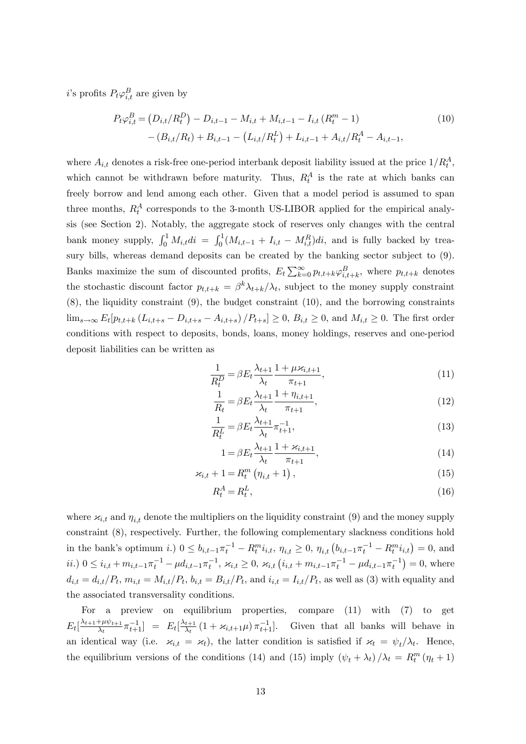$i$'s profits $P_t\varphi^B_{i,t}$ are given by

$$
\begin{aligned}
P_t\varphi^B_{i,t} = & \left(D_{i,t}/R^D_t\right) - D_{i,t-1} - M_{i,t} + M_{i,t-1} - I_{i,t}\left(R^m_t - 1\right) \\
& - \left(B_{i,t}/R_t\right) + B_{i,t-1} - \left(L_{i,t}/R^L_t\right) + L_{i,t-1} + A_{i,t}/R^A_t - A_{i,t-1},
\end{aligned} \tag{10}
$$

where $A_{i,t}$ denotes a risk-free one-period interbank deposit liability issued at the price $1/R^A_t$, which cannot be withdrawn before maturity. Thus, $R^A_t$ is the rate at which banks can freely borrow and lend among each other. Given that a model period is assumed to span three months, $R^A_t$ corresponds to the 3-month US-LIBOR applied for the empirical analysis (see Section 2). Notably, the aggregate stock of reserves only changes with the central bank money supply, $\int_0^1 M_{i,t}di = \int_0^1 (M_{i,t-1} + I_{i,t} - M^R_{i,t})di$, and is fully backed by treasury bills, whereas demand deposits can be created by the banking sector subject to (9). Banks maximize the sum of discounted profits, $E_t\sum_{k=0}^{\infty} p_{t,t+k}\varphi^B_{i,t+k}$, where $p_{t,t+k}$ denotes the stochastic discount factor $p_{t,t+k} = \beta^k\lambda_{t+k}/\lambda_t$, subject to the money supply constraint (8), the liquidity constraint (9), the budget constraint (10), and the borrowing constraints $\lim_{s\to\infty} E_t[p_{t,t+k}\left(L_{i,t+s} - D_{i,t+s} - A_{i,t+s}\right)/P_{t+s}] \geq 0$, $B_{i,t} \geq 0$, and $M_{i,t} \geq 0$. The first order conditions with respect to deposits, bonds, loans, money holdings, reserves and one-period deposit liabilities can be written as

$$
\frac{1}{R^D_t} = \beta E_t \frac{\lambda_{t+1}}{\lambda_t}\frac{1 + \mu\varkappa_{i,t+1}}{\pi_{t+1}}, \tag{11}
$$

$$
\frac{1}{R_t} = \beta E_t \frac{\lambda_{t+1}}{\lambda_t}\frac{1 + \eta_{i,t+1}}{\pi_{t+1}}, \tag{12}
$$

$$
\frac{1}{R^L_t} = \beta E_t \frac{\lambda_{t+1}}{\lambda_t}\pi^{-1}_{t+1}, \tag{13}
$$

$$
1 = \beta E_t \frac{\lambda_{t+1}}{\lambda_t}\frac{1 + \varkappa_{i,t+1}}{\pi_{t+1}}, \tag{14}
$$

$$
\varkappa_{i,t} + 1 = R^m_t\left(\eta_{i,t} + 1\right), \tag{15}
$$

$$
R^A_t = R^L_t, \tag{16}
$$

where $\varkappa_{i,t}$ and $\eta_{i,t}$ denote the multipliers on the liquidity constraint (9) and the money supply constraint (8), respectively. Further, the following complementary slackness conditions hold in the bank's optimum *i.)* $0 \leq b_{i,t-1}\pi^{-1}_t - R^m_t i_{i,t}$, $\eta_{i,t} \geq 0$, $\eta_{i,t}\left(b_{i,t-1}\pi^{-1}_t - R^m_t i_{i,t}\right) = 0$, and *ii.)* $0 \leq i_{i,t} + m_{i,t-1}\pi^{-1}_t - \mu d_{i,t-1}\pi^{-1}_t$, $\varkappa_{i,t} \geq 0$, $\varkappa_{i,t}\left(i_{i,t} + m_{i,t-1}\pi^{-1}_t - \mu d_{i,t-1}\pi^{-1}_t\right) = 0$, where $d_{i,t} = d_{i,t}/P_t$, $m_{i,t} = M_{i,t}/P_t$, $b_{i,t} = B_{i,t}/P_t$, and $i_{i,t} = I_{i,t}/P_t$, as well as (3) with equality and the associated transversality conditions.

For a preview on equilibrium properties, compare (11) with (7) to get $E_t[\frac{\lambda_{t+1}+\mu\psi_{t+1}}{\lambda_t}\pi^{-1}_{t+1}] = E_t[\frac{\lambda_{t+1}}{\lambda_t}\left(1 + \varkappa_{i,t+1}\mu\right)\pi^{-1}_{t+1}]$. Given that all banks will behave in an identical way (i.e. $\varkappa_{i,t} = \varkappa_t$), the latter condition is satisfied if $\varkappa_t = \psi_t/\lambda_t$. Hence, the equilibrium versions of the conditions (14) and (15) imply $\left(\psi_t + \lambda_t\right)/\lambda_t = R^m_t\left(\eta_t + 1\right)$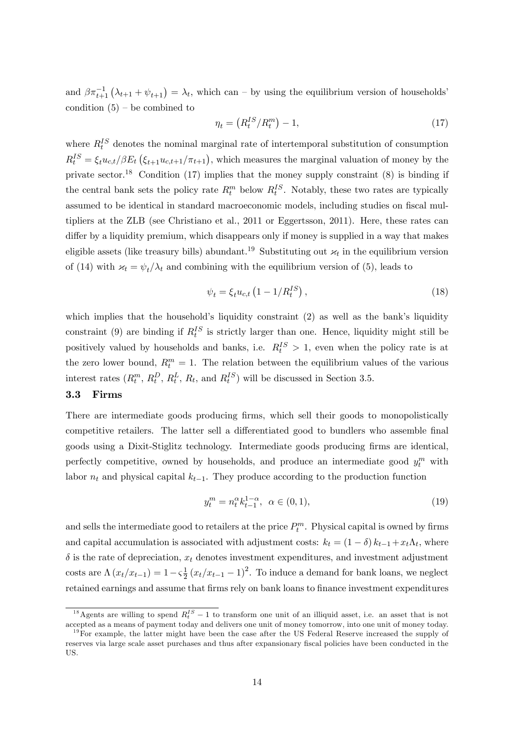and $\beta\pi_{t+1}^{-1}\left(\lambda_{t+1}+\psi_{t+1}\right)=\lambda_t$, which can – by using the equilibrium version of households' condition (5) – be combined to

$$\eta_t = \left(R_t^{IS}/R_t^m\right) - 1, \tag{17}$$

where $R_t^{IS}$ denotes the nominal marginal rate of intertemporal substitution of consumption $R_t^{IS} = \xi_t u_{c,t}/\beta E_t\left(\xi_{t+1}u_{c,t+1}/\pi_{t+1}\right)$, which measures the marginal valuation of money by the private sector.[18] Condition (17) implies that the money supply constraint (8) is binding if the central bank sets the policy rate $R_t^m$ below $R_t^{IS}$. Notably, these two rates are typically assumed to be identical in standard macroeconomic models, including studies on fiscal multipliers at the ZLB (see Christiano et al., 2011 or Eggertsson, 2011). Here, these rates can differ by a liquidity premium, which disappears only if money is supplied in a way that makes eligible assets (like treasury bills) abundant.[19] Substituting out $\varkappa_t$ in the equilibrium version of (14) with $\varkappa_t = \psi_t/\lambda_t$ and combining with the equilibrium version of (5), leads to

$$\psi_t = \xi_t u_{c,t}\left(1 - 1/R_t^{IS}\right), \tag{18}$$

which implies that the household's liquidity constraint (2) as well as the bank's liquidity constraint (9) are binding if $R_t^{IS}$ is strictly larger than one. Hence, liquidity might still be positively valued by households and banks, i.e. $R_t^{IS} > 1$, even when the policy rate is at the zero lower bound, $R_t^m = 1$. The relation between the equilibrium values of the various interest rates ($R_t^m$, $R_t^D$, $R_t^L$, $R_t$, and $R_t^{IS}$) will be discussed in Section 3.5.

### 3.3 Firms

There are intermediate goods producing firms, which sell their goods to monopolistically competitive retailers. The latter sell a differentiated good to bundlers who assemble final goods using a Dixit-Stiglitz technology. Intermediate goods producing firms are identical, perfectly competitive, owned by households, and produce an intermediate good $y_t^m$ with labor $n_t$ and physical capital $k_{t-1}$. They produce according to the production function

$$y_t^m = n_t^{\alpha} k_{t-1}^{1-\alpha}, \;\; \alpha \in (0,1), \tag{19}$$

and sells the intermediate good to retailers at the price $P_t^m$. Physical capital is owned by firms and capital accumulation is associated with adjustment costs: $k_t = (1-\delta)k_{t-1} + x_t\Lambda_t$, where $\delta$ is the rate of depreciation, $x_t$ denotes investment expenditures, and investment adjustment costs are $\Lambda\left(x_t/x_{t-1}\right) = 1 - \varsigma\frac{1}{2}\left(x_t/x_{t-1} - 1\right)^2$. To induce a demand for bank loans, we neglect retained earnings and assume that firms rely on bank loans to finance investment expenditures

---

[18] Agents are willing to spend $R_t^{IS} - 1$ to transform one unit of an illiquid asset, i.e. an asset that is not accepted as a means of payment today and delivers one unit of money tomorrow, into one unit of money today.

[19] For example, the latter might have been the case after the US Federal Reserve increased the supply of reserves via large scale asset purchases and thus after expansionary fiscal policies have been conducted in the US.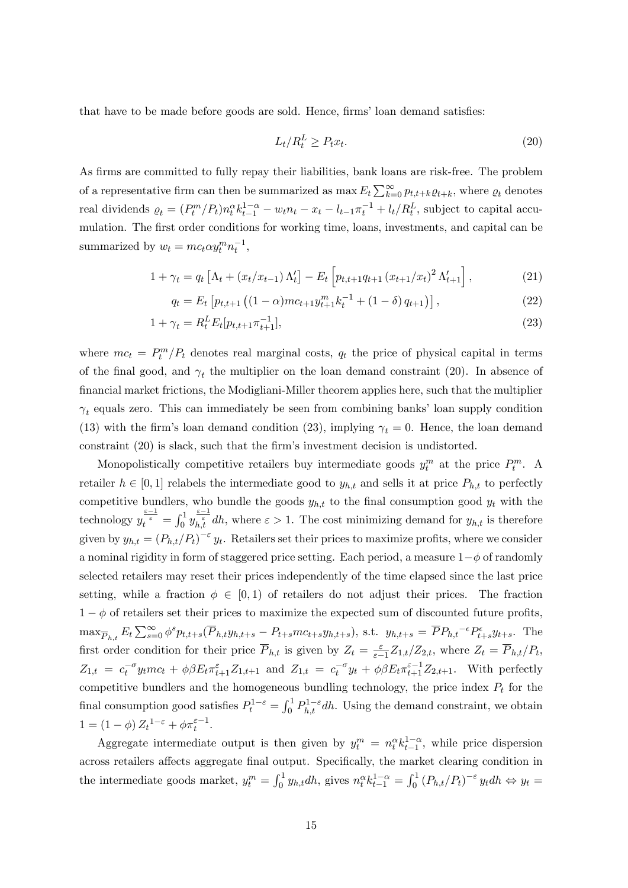that have to be made before goods are sold. Hence, firms' loan demand satisfies:

$$L_t/R_t^L \geq P_t x_t. \tag{20}$$

As firms are committed to fully repay their liabilities, bank loans are risk-free. The problem of a representative firm can then be summarized as $\max E_t \sum_{k=0}^{\infty} p_{t,t+k} \varrho_{t+k}$, where $\varrho_t$ denotes real dividends $\varrho_t = (P_t^m/P_t) n_t^{\alpha} k_{t-1}^{1-\alpha} - w_t n_t - x_t - l_{t-1}\pi_t^{-1} + l_t/R_t^L$, subject to capital accumulation. The first order conditions for working time, loans, investments, and capital can be summarized by $w_t = mc_t \alpha y_t^m n_t^{-1}$,

$$1 + \gamma_t = q_t \left[ \Lambda_t + (x_t/x_{t-1}) \Lambda_t' \right] - E_t \left[ p_{t,t+1} q_{t+1} (x_{t+1}/x_t)^2 \Lambda_{t+1}' \right], \tag{21}$$

$$q_t = E_t \left[ p_{t,t+1} \left( (1-\alpha) mc_{t+1} y_{t+1}^m k_t^{-1} + (1-\delta) q_{t+1} \right) \right], \tag{22}$$

$$1 + \gamma_t = R_t^L E_t [p_{t,t+1} \pi_{t+1}^{-1}], \tag{23}$$

where $mc_t = P_t^m/P_t$ denotes real marginal costs, $q_t$ the price of physical capital in terms of the final good, and $\gamma_t$ the multiplier on the loan demand constraint (20). In absence of financial market frictions, the Modigliani-Miller theorem applies here, such that the multiplier $\gamma_t$ equals zero. This can immediately be seen from combining banks' loan supply condition (13) with the firm's loan demand condition (23), implying $\gamma_t = 0$. Hence, the loan demand constraint (20) is slack, such that the firm's investment decision is undistorted.

Monopolistically competitive retailers buy intermediate goods $y_t^m$ at the price $P_t^m$. A retailer $h \in [0,1]$ relabels the intermediate good to $y_{h,t}$ and sells it at price $P_{h,t}$ to perfectly competitive bundlers, who bundle the goods $y_{h,t}$ to the final consumption good $y_t$ with the technology $y_t^{\frac{\varepsilon-1}{\varepsilon}} = \int_0^1 y_{h,t}^{\frac{\varepsilon-1}{\varepsilon}} dh$, where $\varepsilon > 1$. The cost minimizing demand for $y_{h,t}$ is therefore given by $y_{h,t} = (P_{h,t}/P_t)^{-\varepsilon} y_t$. Retailers set their prices to maximize profits, where we consider a nominal rigidity in form of staggered price setting. Each period, a measure $1-\phi$ of randomly selected retailers may reset their prices independently of the time elapsed since the last price setting, while a fraction $\phi \in [0,1)$ of retailers do not adjust their prices. The fraction $1-\phi$ of retailers set their prices to maximize the expected sum of discounted future profits, $\max_{\overline{P}_{h,t}} E_t \sum_{s=0}^{\infty} \phi^s p_{t,t+s} (\overline{P}_{h,t} y_{h,t+s} - P_{t+s} mc_{t+s} y_{h,t+s})$, s.t. $y_{h,t+s} = \overline{P} P_{h,t}{}^{-\epsilon} P_{t+s}^{\epsilon} y_{t+s}$. The first order condition for their price $\overline{P}_{h,t}$ is given by $Z_t = \frac{\varepsilon}{\varepsilon-1} Z_{1,t}/Z_{2,t}$, where $Z_t = \overline{P}_{h,t}/P_t$, $Z_{1,t} = c_t^{-\sigma} y_t mc_t + \phi\beta E_t \pi_{t+1}^{\varepsilon} Z_{1,t+1}$ and $Z_{1,t} = c_t^{-\sigma} y_t + \phi\beta E_t \pi_{t+1}^{\varepsilon-1} Z_{2,t+1}$. With perfectly competitive bundlers and the homogeneous bundling technology, the price index $P_t$ for the final consumption good satisfies $P_t^{1-\varepsilon} = \int_0^1 P_{h,t}^{1-\varepsilon} dh$. Using the demand constraint, we obtain $1 = (1-\phi) Z_t{}^{1-\varepsilon} + \phi \pi_t^{\varepsilon-1}$.

Aggregate intermediate output is then given by $y_t^m = n_t^{\alpha} k_{t-1}^{1-\alpha}$, while price dispersion across retailers affects aggregate final output. Specifically, the market clearing condition in the intermediate goods market, $y_t^m = \int_0^1 y_{h,t} dh$, gives $n_t^{\alpha} k_{t-1}^{1-\alpha} = \int_0^1 (P_{h,t}/P_t)^{-\varepsilon} y_t dh \Leftrightarrow y_t =$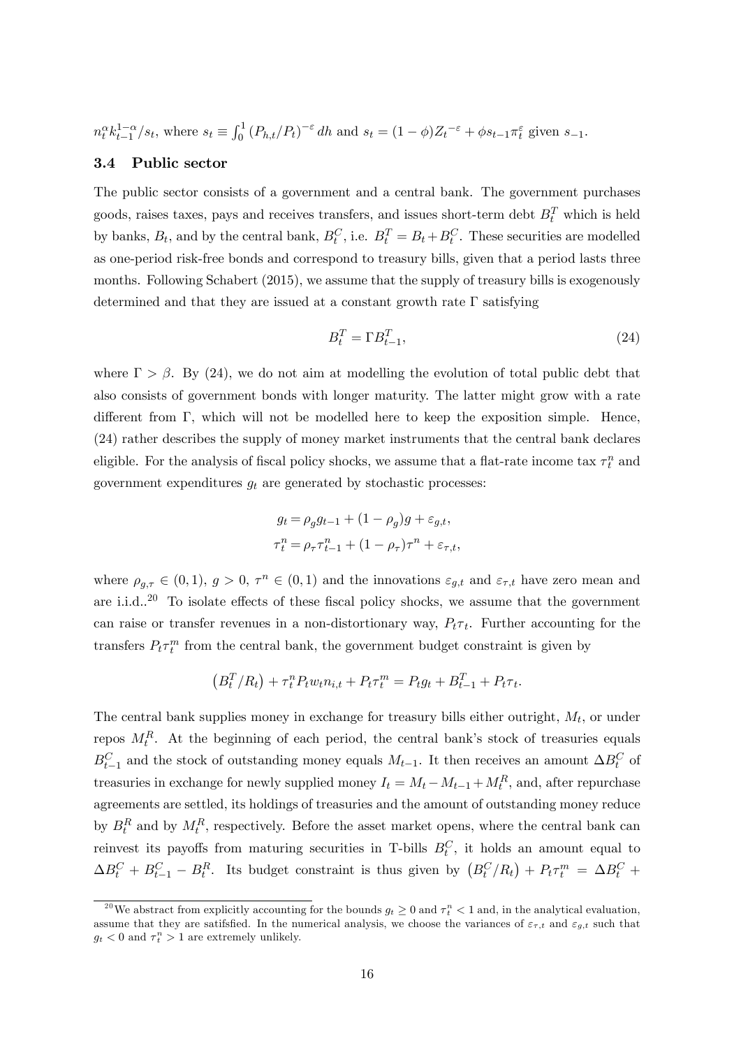$n_t^\alpha k_{t-1}^{1-\alpha}/s_t$, where $s_t \equiv \int_0^1 (P_{h,t}/P_t)^{-\varepsilon} dh$ and $s_t = (1-\phi)Z_t^{-\varepsilon} + \phi s_{t-1}\pi_t^\varepsilon$ given $s_{-1}$.

### 3.4 Public sector

The public sector consists of a government and a central bank. The government purchases goods, raises taxes, pays and receives transfers, and issues short-term debt $B_t^T$ which is held by banks, $B_t$, and by the central bank, $B_t^C$, i.e. $B_t^T = B_t + B_t^C$. These securities are modelled as one-period risk-free bonds and correspond to treasury bills, given that a period lasts three months. Following Schabert (2015), we assume that the supply of treasury bills is exogenously determined and that they are issued at a constant growth rate $\Gamma$ satisfying

$$B_t^T = \Gamma B_{t-1}^T, \tag{24}$$

where $\Gamma > \beta$. By (24), we do not aim at modelling the evolution of total public debt that also consists of government bonds with longer maturity. The latter might grow with a rate different from $\Gamma$, which will not be modelled here to keep the exposition simple. Hence, (24) rather describes the supply of money market instruments that the central bank declares eligible. For the analysis of fiscal policy shocks, we assume that a flat-rate income tax $\tau_t^n$ and government expenditures $g_t$ are generated by stochastic processes:

$$g_t = \rho_g g_{t-1} + (1-\rho_g)g + \varepsilon_{g,t},$$
$$\tau_t^n = \rho_\tau \tau_{t-1}^n + (1-\rho_\tau)\tau^n + \varepsilon_{\tau,t},$$

where $\rho_{g,\tau} \in (0,1)$, $g > 0$, $\tau^n \in (0,1)$ and the innovations $\varepsilon_{g,t}$ and $\varepsilon_{\tau,t}$ have zero mean and are i.i.d..[20] To isolate effects of these fiscal policy shocks, we assume that the government can raise or transfer revenues in a non-distortionary way, $P_t\tau_t$. Further accounting for the transfers $P_t\tau_t^m$ from the central bank, the government budget constraint is given by

$$\left(B_t^T/R_t\right) + \tau_t^n P_t w_t n_{i,t} + P_t\tau_t^m = P_t g_t + B_{t-1}^T + P_t\tau_t.$$

The central bank supplies money in exchange for treasury bills either outright, $M_t$, or under repos $M_t^R$. At the beginning of each period, the central bank's stock of treasuries equals $B_{t-1}^C$ and the stock of outstanding money equals $M_{t-1}$. It then receives an amount $\Delta B_t^C$ of treasuries in exchange for newly supplied money $I_t = M_t - M_{t-1} + M_t^R$, and, after repurchase agreements are settled, its holdings of treasuries and the amount of outstanding money reduce by $B_t^R$ and by $M_t^R$, respectively. Before the asset market opens, where the central bank can reinvest its payoffs from maturing securities in T-bills $B_t^C$, it holds an amount equal to $\Delta B_t^C + B_{t-1}^C - B_t^R$. Its budget constraint is thus given by $\left(B_t^C/R_t\right) + P_t\tau_t^m = \Delta B_t^C +$

[20] We abstract from explicitly accounting for the bounds $g_t \geq 0$ and $\tau_t^n < 1$ and, in the analytical evaluation, assume that they are satisfied. In the numerical analysis, we choose the variances of $\varepsilon_{\tau,t}$ and $\varepsilon_{g,t}$ such that $g_t < 0$ and $\tau_t^n > 1$ are extremely unlikely.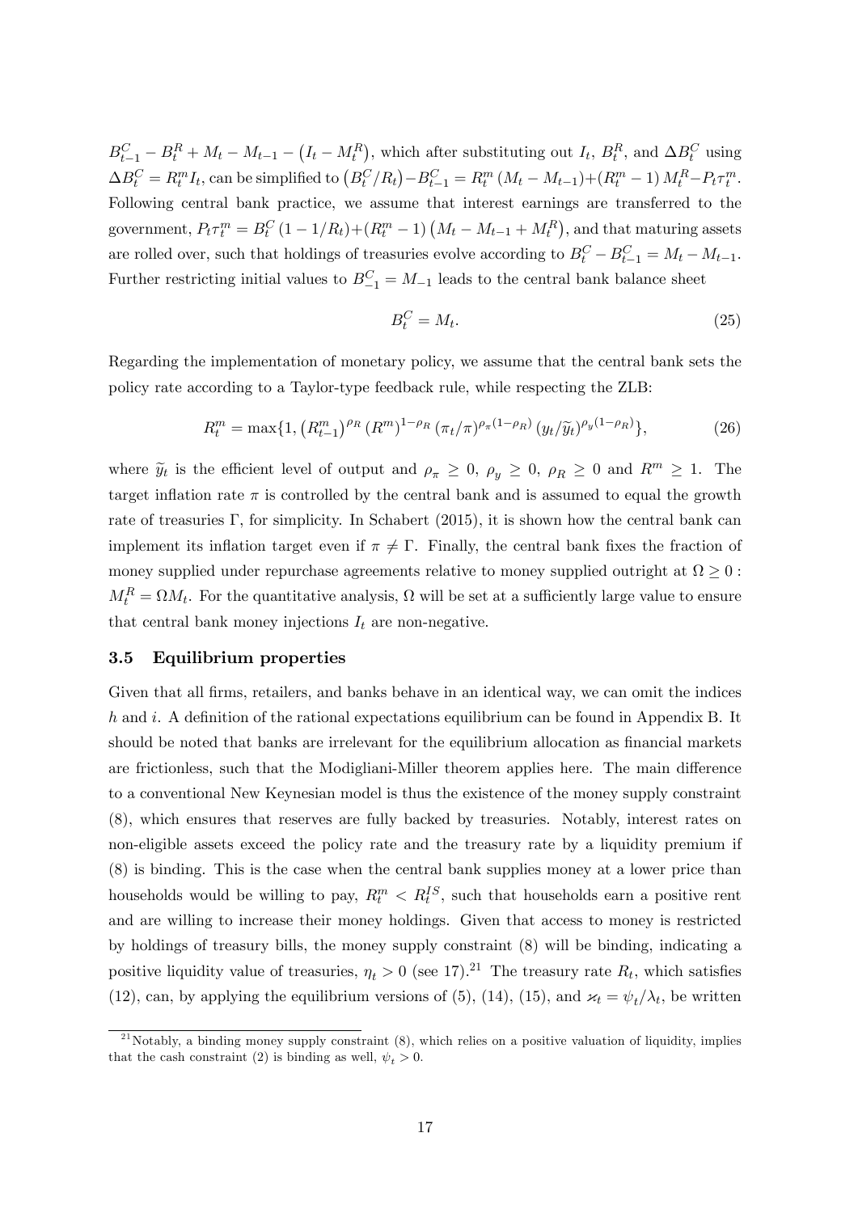$B_{t-1}^C - B_t^R + M_t - M_{t-1} - \left(I_t - M_t^R\right)$, which after substituting out $I_t$, $B_t^R$, and $\Delta B_t^C$ using $\Delta B_t^C = R_t^m I_t$, can be simplified to $\left(B_t^C/R_t\right) - B_{t-1}^C = R_t^m \left(M_t - M_{t-1}\right) + \left(R_t^m - 1\right) M_t^R - P_t \tau_t^m$. Following central bank practice, we assume that interest earnings are transferred to the government, $P_t \tau_t^m = B_t^C \left(1 - 1/R_t\right) + \left(R_t^m - 1\right)\left(M_t - M_{t-1} + M_t^R\right)$, and that maturing assets are rolled over, such that holdings of treasuries evolve according to $B_t^C - B_{t-1}^C = M_t - M_{t-1}$. Further restricting initial values to $B_{-1}^C = M_{-1}$ leads to the central bank balance sheet

$$B_t^C = M_t. \tag{25}$$

Regarding the implementation of monetary policy, we assume that the central bank sets the policy rate according to a Taylor-type feedback rule, while respecting the ZLB:

$$R_t^m = \max\{1, \left(R_{t-1}^m\right)^{\rho_R} \left(R^m\right)^{1-\rho_R} \left(\pi_t/\pi\right)^{\rho_\pi(1-\rho_R)} \left(y_t/\widetilde{y}_t\right)^{\rho_y(1-\rho_R)}\}, \tag{26}$$

where $\widetilde{y}_t$ is the efficient level of output and $\rho_\pi \geq 0$, $\rho_y \geq 0$, $\rho_R \geq 0$ and $R^m \geq 1$. The target inflation rate $\pi$ is controlled by the central bank and is assumed to equal the growth rate of treasuries $\Gamma$, for simplicity. In Schabert (2015), it is shown how the central bank can implement its inflation target even if $\pi \neq \Gamma$. Finally, the central bank fixes the fraction of money supplied under repurchase agreements relative to money supplied outright at $\Omega \geq 0$ : $M_t^R = \Omega M_t$. For the quantitative analysis, $\Omega$ will be set at a sufficiently large value to ensure that central bank money injections $I_t$ are non-negative.

### 3.5 Equilibrium properties

Given that all firms, retailers, and banks behave in an identical way, we can omit the indices $h$ and $i$. A definition of the rational expectations equilibrium can be found in Appendix B. It should be noted that banks are irrelevant for the equilibrium allocation as financial markets are frictionless, such that the Modigliani-Miller theorem applies here. The main difference to a conventional New Keynesian model is thus the existence of the money supply constraint (8), which ensures that reserves are fully backed by treasuries. Notably, interest rates on non-eligible assets exceed the policy rate and the treasury rate by a liquidity premium if (8) is binding. This is the case when the central bank supplies money at a lower price than households would be willing to pay, $R_t^m < R_t^{IS}$, such that households earn a positive rent and are willing to increase their money holdings. Given that access to money is restricted by holdings of treasury bills, the money supply constraint (8) will be binding, indicating a positive liquidity value of treasuries, $\eta_t > 0$ (see 17).[21] The treasury rate $R_t$, which satisfies (12), can, by applying the equilibrium versions of (5), (14), (15), and $\varkappa_t = \psi_t/\lambda_t$, be written

[21] Notably, a binding money supply constraint (8), which relies on a positive valuation of liquidity, implies that the cash constraint (2) is binding as well, $\psi_t > 0$.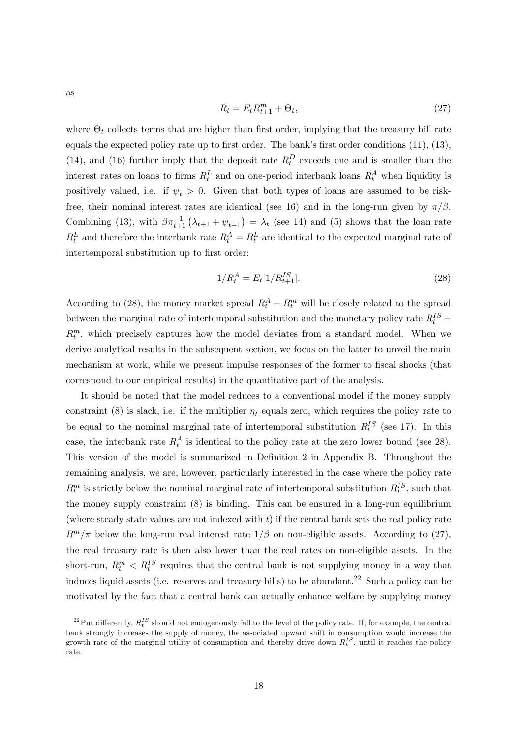as

$$R_t = E_t R_{t+1}^m + \Theta_t, \tag{27}$$

where $\Theta_t$ collects terms that are higher than first order, implying that the treasury bill rate equals the expected policy rate up to first order. The bank's first order conditions (11), (13), (14), and (16) further imply that the deposit rate $R_t^D$ exceeds one and is smaller than the interest rates on loans to firms $R_t^L$ and on one-period interbank loans $R_t^A$ when liquidity is positively valued, i.e. if $\psi_t > 0$. Given that both types of loans are assumed to be risk-free, their nominal interest rates are identical (see 16) and in the long-run given by $\pi/\beta$. Combining (13), with $\beta \pi_{t+1}^{-1} \left(\lambda_{t+1} + \psi_{t+1}\right) = \lambda_t$ (see 14) and (5) shows that the loan rate $R_t^L$ and therefore the interbank rate $R_t^A = R_t^L$ are identical to the expected marginal rate of intertemporal substitution up to first order:

$$1/R_t^A = E_t[1/R_{t+1}^{IS}]. \tag{28}$$

According to (28), the money market spread $R_t^A - R_t^m$ will be closely related to the spread between the marginal rate of intertemporal substitution and the monetary policy rate $R_t^{IS} - R_t^m$, which precisely captures how the model deviates from a standard model. When we derive analytical results in the subsequent section, we focus on the latter to unveil the main mechanism at work, while we present impulse responses of the former to fiscal shocks (that correspond to our empirical results) in the quantitative part of the analysis.

It should be noted that the model reduces to a conventional model if the money supply constraint (8) is slack, i.e. if the multiplier $\eta_t$ equals zero, which requires the policy rate to be equal to the nominal marginal rate of intertemporal substitution $R_t^{IS}$ (see 17). In this case, the interbank rate $R_t^A$ is identical to the policy rate at the zero lower bound (see 28). This version of the model is summarized in Definition 2 in Appendix B. Throughout the remaining analysis, we are, however, particularly interested in the case where the policy rate $R_t^m$ is strictly below the nominal marginal rate of intertemporal substitution $R_t^{IS}$, such that the money supply constraint (8) is binding. This can be ensured in a long-run equilibrium (where steady state values are not indexed with $t$) if the central bank sets the real policy rate $R^m/\pi$ below the long-run real interest rate $1/\beta$ on non-eligible assets. According to (27), the real treasury rate is then also lower than the real rates on non-eligible assets. In the short-run, $R_t^m < R_t^{IS}$ requires that the central bank is not supplying money in a way that induces liquid assets (i.e. reserves and treasury bills) to be abundant.[22] Such a policy can be motivated by the fact that a central bank can actually enhance welfare by supplying money

[22] Put differently, $R_t^{IS}$ should not endogenously fall to the level of the policy rate. If, for example, the central bank strongly increases the supply of money, the associated upward shift in consumption would increase the growth rate of the marginal utility of consumption and thereby drive down $R_t^{IS}$, until it reaches the policy rate.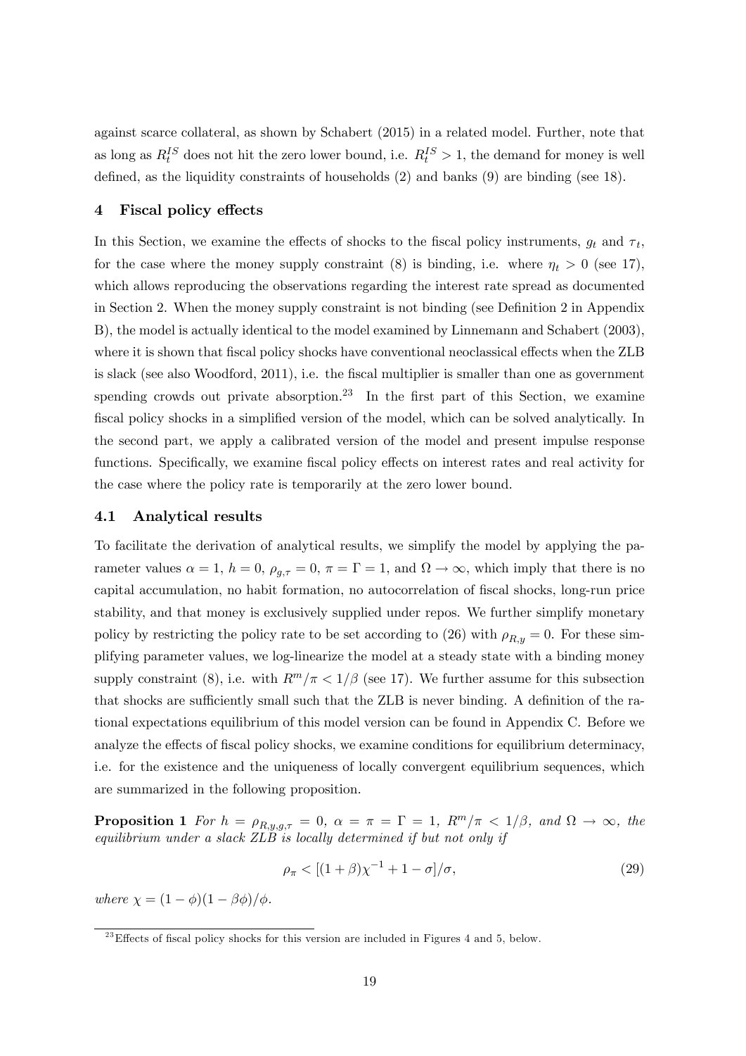against scarce collateral, as shown by Schabert (2015) in a related model. Further, note that as long as $R_t^{IS}$ does not hit the zero lower bound, i.e. $R_t^{IS} > 1$, the demand for money is well defined, as the liquidity constraints of households (2) and banks (9) are binding (see 18).

## 4 Fiscal policy effects

In this Section, we examine the effects of shocks to the fiscal policy instruments, $g_t$ and $\tau_t$, for the case where the money supply constraint (8) is binding, i.e. where $\eta_t > 0$ (see 17), which allows reproducing the observations regarding the interest rate spread as documented in Section 2. When the money supply constraint is not binding (see Definition 2 in Appendix B), the model is actually identical to the model examined by Linnemann and Schabert (2003), where it is shown that fiscal policy shocks have conventional neoclassical effects when the ZLB is slack (see also Woodford, 2011), i.e. the fiscal multiplier is smaller than one as government spending crowds out private absorption.[23] In the first part of this Section, we examine fiscal policy shocks in a simplified version of the model, which can be solved analytically. In the second part, we apply a calibrated version of the model and present impulse response functions. Specifically, we examine fiscal policy effects on interest rates and real activity for the case where the policy rate is temporarily at the zero lower bound.

### 4.1 Analytical results

To facilitate the derivation of analytical results, we simplify the model by applying the parameter values $\alpha = 1$, $h = 0$, $\rho_{g,\tau} = 0$, $\pi = \Gamma = 1$, and $\Omega \to \infty$, which imply that there is no capital accumulation, no habit formation, no autocorrelation of fiscal shocks, long-run price stability, and that money is exclusively supplied under repos. We further simplify monetary policy by restricting the policy rate to be set according to (26) with $\rho_{R,y} = 0$. For these simplifying parameter values, we log-linearize the model at a steady state with a binding money supply constraint (8), i.e. with $R^m/\pi < 1/\beta$ (see 17). We further assume for this subsection that shocks are sufficiently small such that the ZLB is never binding. A definition of the rational expectations equilibrium of this model version can be found in Appendix C. Before we analyze the effects of fiscal policy shocks, we examine conditions for equilibrium determinacy, i.e. for the existence and the uniqueness of locally convergent equilibrium sequences, which are summarized in the following proposition.

**Proposition 1** *For $h = \rho_{R,y,g,\tau} = 0$, $\alpha = \pi = \Gamma = 1$, $R^m/\pi < 1/\beta$, and $\Omega \to \infty$, the equilibrium under a slack ZLB is locally determined if but not only if*

$$\rho_\pi < [(1+\beta)\chi^{-1} + 1 - \sigma]/\sigma, \tag{29}$$

*where $\chi = (1-\phi)(1-\beta\phi)/\phi$.*

[23] Effects of fiscal policy shocks for this version are included in Figures 4 and 5, below.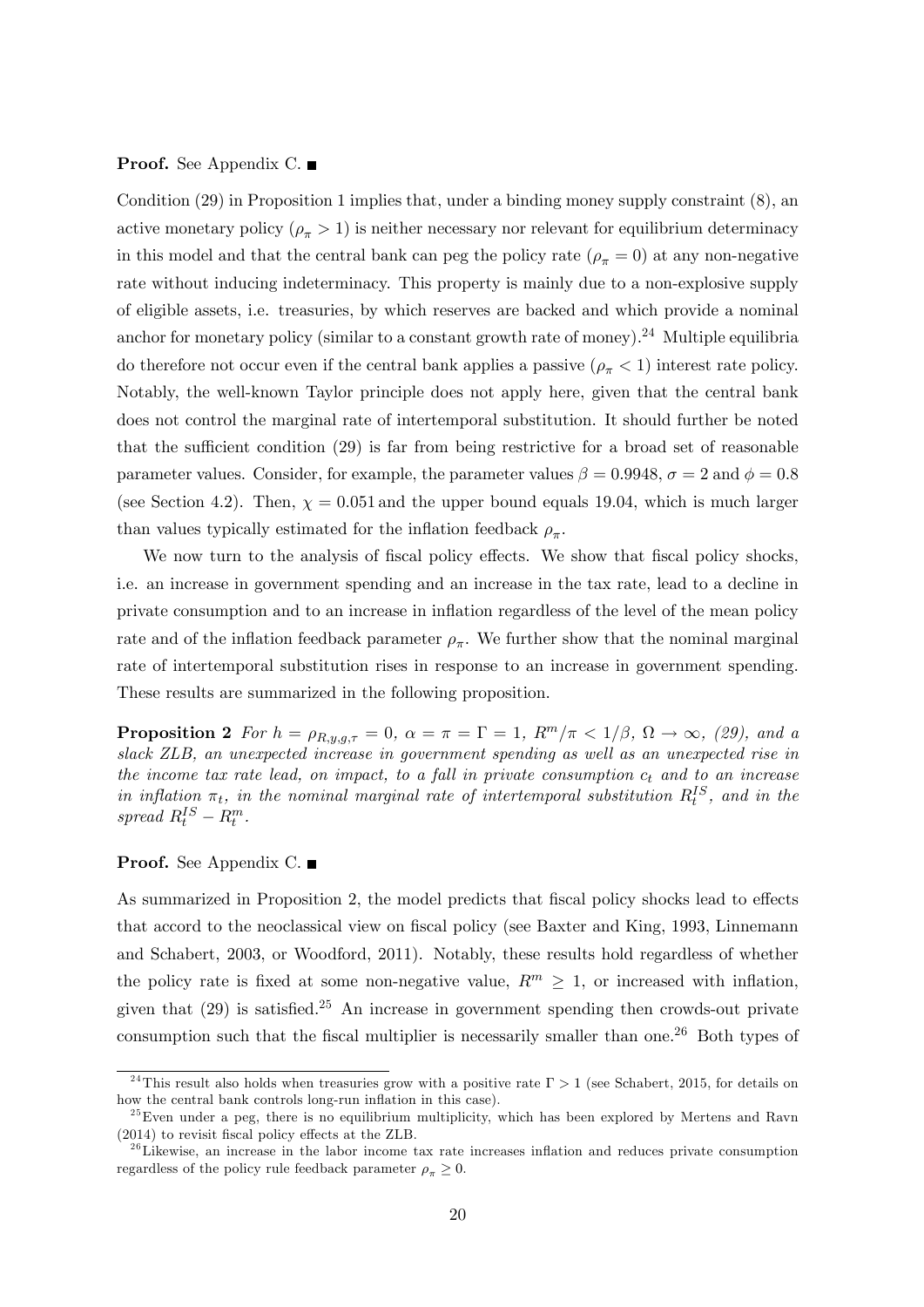**Proof.** See Appendix C. ■

Condition (29) in Proposition 1 implies that, under a binding money supply constraint (8), an active monetary policy ($\rho_\pi > 1$) is neither necessary nor relevant for equilibrium determinacy in this model and that the central bank can peg the policy rate ($\rho_\pi = 0$) at any non-negative rate without inducing indeterminacy. This property is mainly due to a non-explosive supply of eligible assets, i.e. treasuries, by which reserves are backed and which provide a nominal anchor for monetary policy (similar to a constant growth rate of money).[24] Multiple equilibria do therefore not occur even if the central bank applies a passive ($\rho_\pi < 1$) interest rate policy. Notably, the well-known Taylor principle does not apply here, given that the central bank does not control the marginal rate of intertemporal substitution. It should further be noted that the sufficient condition (29) is far from being restrictive for a broad set of reasonable parameter values. Consider, for example, the parameter values $\beta = 0.9948$, $\sigma = 2$ and $\phi = 0.8$ (see Section 4.2). Then, $\chi = 0.051$ and the upper bound equals 19.04, which is much larger than values typically estimated for the inflation feedback $\rho_\pi$.

We now turn to the analysis of fiscal policy effects. We show that fiscal policy shocks, i.e. an increase in government spending and an increase in the tax rate, lead to a decline in private consumption and to an increase in inflation regardless of the level of the mean policy rate and of the inflation feedback parameter $\rho_\pi$. We further show that the nominal marginal rate of intertemporal substitution rises in response to an increase in government spending. These results are summarized in the following proposition.

**Proposition 2** *For $h = \rho_{R,y,g,\tau} = 0$, $\alpha = \pi = \Gamma = 1$, $R^m/\pi < 1/\beta$, $\Omega \to \infty$, (29), and a slack ZLB, an unexpected increase in government spending as well as an unexpected rise in the income tax rate lead, on impact, to a fall in private consumption $c_t$ and to an increase in inflation $\pi_t$, in the nominal marginal rate of intertemporal substitution $R_t^{IS}$, and in the spread $R_t^{IS} - R_t^m$.*

**Proof.** See Appendix C. ■

As summarized in Proposition 2, the model predicts that fiscal policy shocks lead to effects that accord to the neoclassical view on fiscal policy (see Baxter and King, 1993, Linnemann and Schabert, 2003, or Woodford, 2011). Notably, these results hold regardless of whether the policy rate is fixed at some non-negative value, $R^m \geq 1$, or increased with inflation, given that (29) is satisfied.[25] An increase in government spending then crowds-out private consumption such that the fiscal multiplier is necessarily smaller than one.[26] Both types of

---

[24] This result also holds when treasuries grow with a positive rate $\Gamma > 1$ (see Schabert, 2015, for details on how the central bank controls long-run inflation in this case).

[25] Even under a peg, there is no equilibrium multiplicity, which has been explored by Mertens and Ravn (2014) to revisit fiscal policy effects at the ZLB.

[26] Likewise, an increase in the labor income tax rate increases inflation and reduces private consumption regardless of the policy rule feedback parameter $\rho_\pi \geq 0$.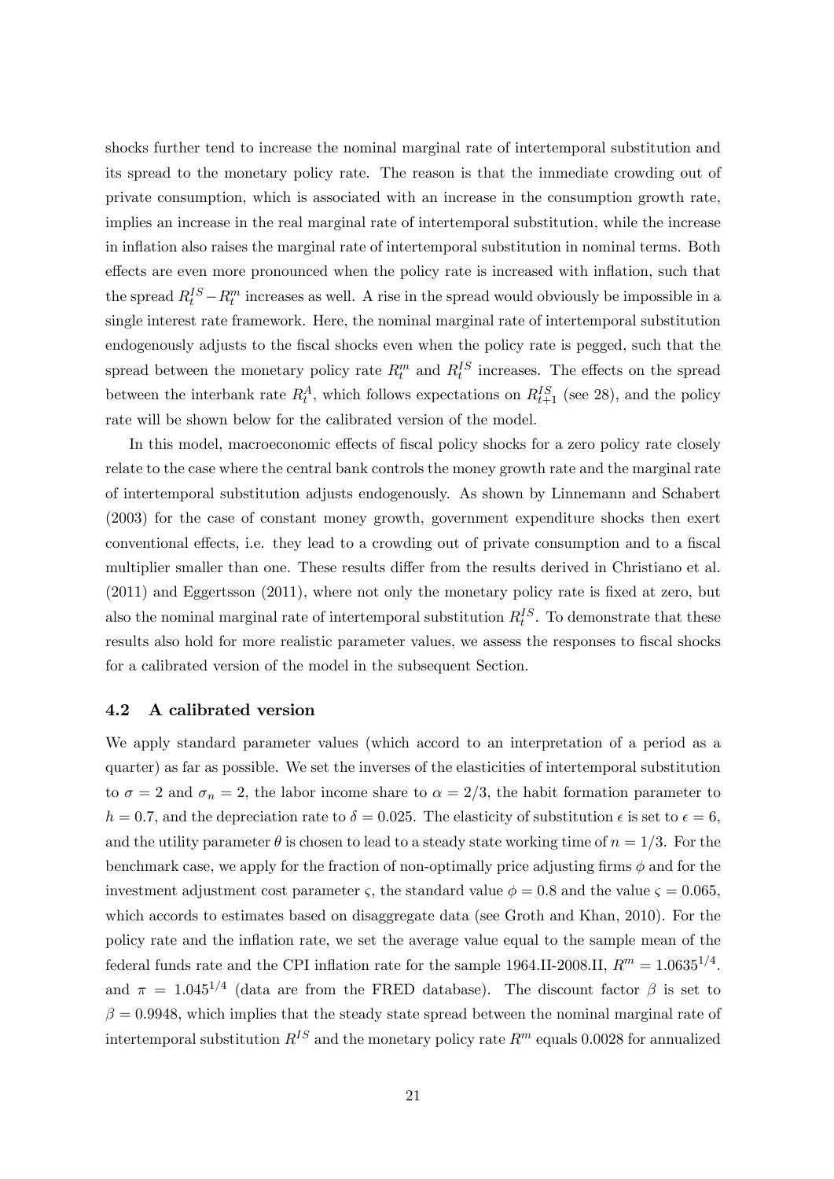shocks further tend to increase the nominal marginal rate of intertemporal substitution and its spread to the monetary policy rate. The reason is that the immediate crowding out of private consumption, which is associated with an increase in the consumption growth rate, implies an increase in the real marginal rate of intertemporal substitution, while the increase in inflation also raises the marginal rate of intertemporal substitution in nominal terms. Both effects are even more pronounced when the policy rate is increased with inflation, such that the spread $R_t^{IS} - R_t^m$ increases as well. A rise in the spread would obviously be impossible in a single interest rate framework. Here, the nominal marginal rate of intertemporal substitution endogenously adjusts to the fiscal shocks even when the policy rate is pegged, such that the spread between the monetary policy rate $R_t^m$ and $R_t^{IS}$ increases. The effects on the spread between the interbank rate $R_t^A$, which follows expectations on $R_{t+1}^{IS}$ (see 28), and the policy rate will be shown below for the calibrated version of the model.

In this model, macroeconomic effects of fiscal policy shocks for a zero policy rate closely relate to the case where the central bank controls the money growth rate and the marginal rate of intertemporal substitution adjusts endogenously. As shown by Linnemann and Schabert (2003) for the case of constant money growth, government expenditure shocks then exert conventional effects, i.e. they lead to a crowding out of private consumption and to a fiscal multiplier smaller than one. These results differ from the results derived in Christiano et al. (2011) and Eggertsson (2011), where not only the monetary policy rate is fixed at zero, but also the nominal marginal rate of intertemporal substitution $R_t^{IS}$. To demonstrate that these results also hold for more realistic parameter values, we assess the responses to fiscal shocks for a calibrated version of the model in the subsequent Section.

### 4.2 A calibrated version

We apply standard parameter values (which accord to an interpretation of a period as a quarter) as far as possible. We set the inverses of the elasticities of intertemporal substitution to $\sigma = 2$ and $\sigma_n = 2$, the labor income share to $\alpha = 2/3$, the habit formation parameter to $h = 0.7$, and the depreciation rate to $\delta = 0.025$. The elasticity of substitution $\epsilon$ is set to $\epsilon = 6$, and the utility parameter $\theta$ is chosen to lead to a steady state working time of $n = 1/3$. For the benchmark case, we apply for the fraction of non-optimally price adjusting firms $\phi$ and for the investment adjustment cost parameter $\varsigma$, the standard value $\phi = 0.8$ and the value $\varsigma = 0.065$, which accords to estimates based on disaggregate data (see Groth and Khan, 2010). For the policy rate and the inflation rate, we set the average value equal to the sample mean of the federal funds rate and the CPI inflation rate for the sample 1964.II-2008.II, $R^m = 1.0635^{1/4}$. and $\pi = 1.045^{1/4}$ (data are from the FRED database). The discount factor $\beta$ is set to $\beta = 0.9948$, which implies that the steady state spread between the nominal marginal rate of intertemporal substitution $R^{IS}$ and the monetary policy rate $R^m$ equals 0.0028 for annualized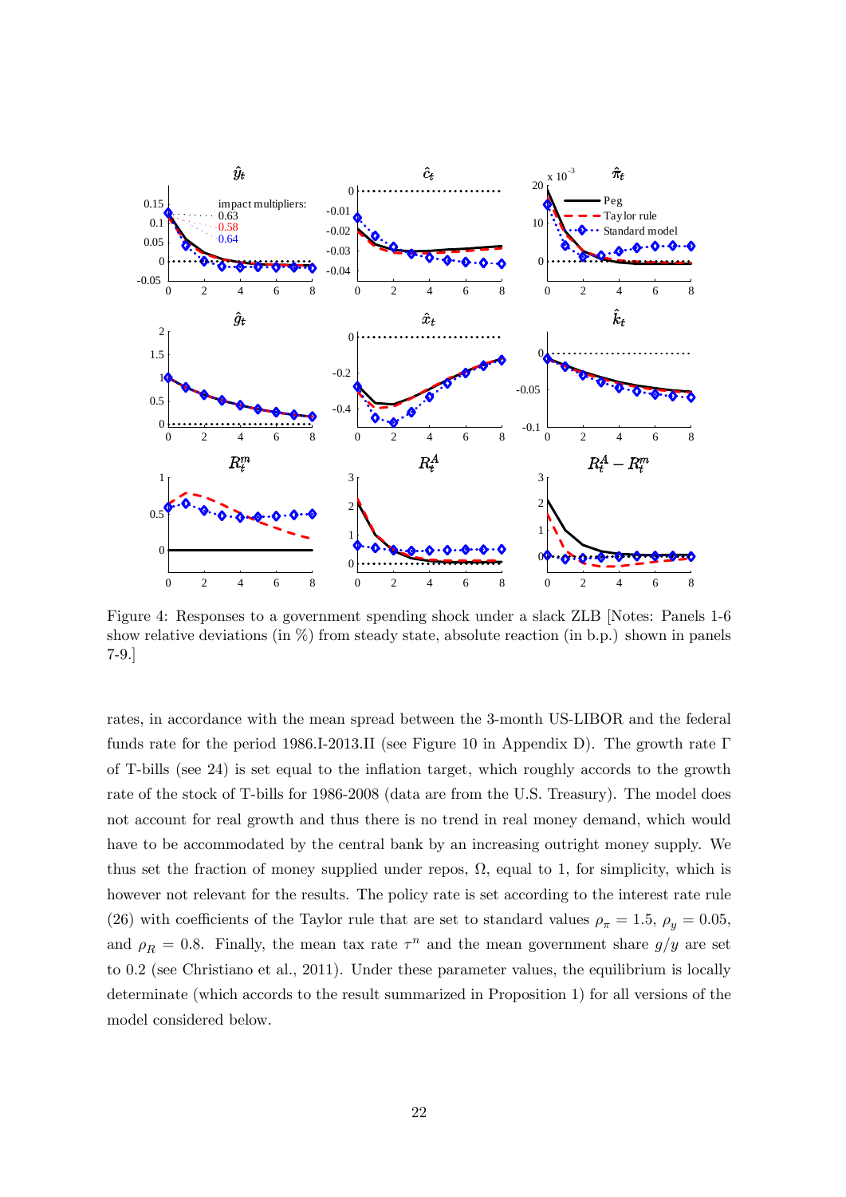Figure 4: Responses to a government spending shock under a slack ZLB [Notes: Panels 1-6 show relative deviations (in %) from steady state, absolute reaction (in b.p.) shown in panels 7-9.]

rates, in accordance with the mean spread between the 3-month US-LIBOR and the federal funds rate for the period 1986.I-2013.II (see Figure 10 in Appendix D). The growth rate $\Gamma$ of T-bills (see 24) is set equal to the inflation target, which roughly accords to the growth rate of the stock of T-bills for 1986-2008 (data are from the U.S. Treasury). The model does not account for real growth and thus there is no trend in real money demand, which would have to be accommodated by the central bank by an increasing outright money supply. We thus set the fraction of money supplied under repos, $\Omega$, equal to 1, for simplicity, which is however not relevant for the results. The policy rate is set according to the interest rate rule (26) with coefficients of the Taylor rule that are set to standard values $\rho_\pi = 1.5$, $\rho_y = 0.05$, and $\rho_R = 0.8$. Finally, the mean tax rate $\tau^n$ and the mean government share $g/y$ are set to 0.2 (see Christiano et al., 2011). Under these parameter values, the equilibrium is locally determinate (which accords to the result summarized in Proposition 1) for all versions of the model considered below.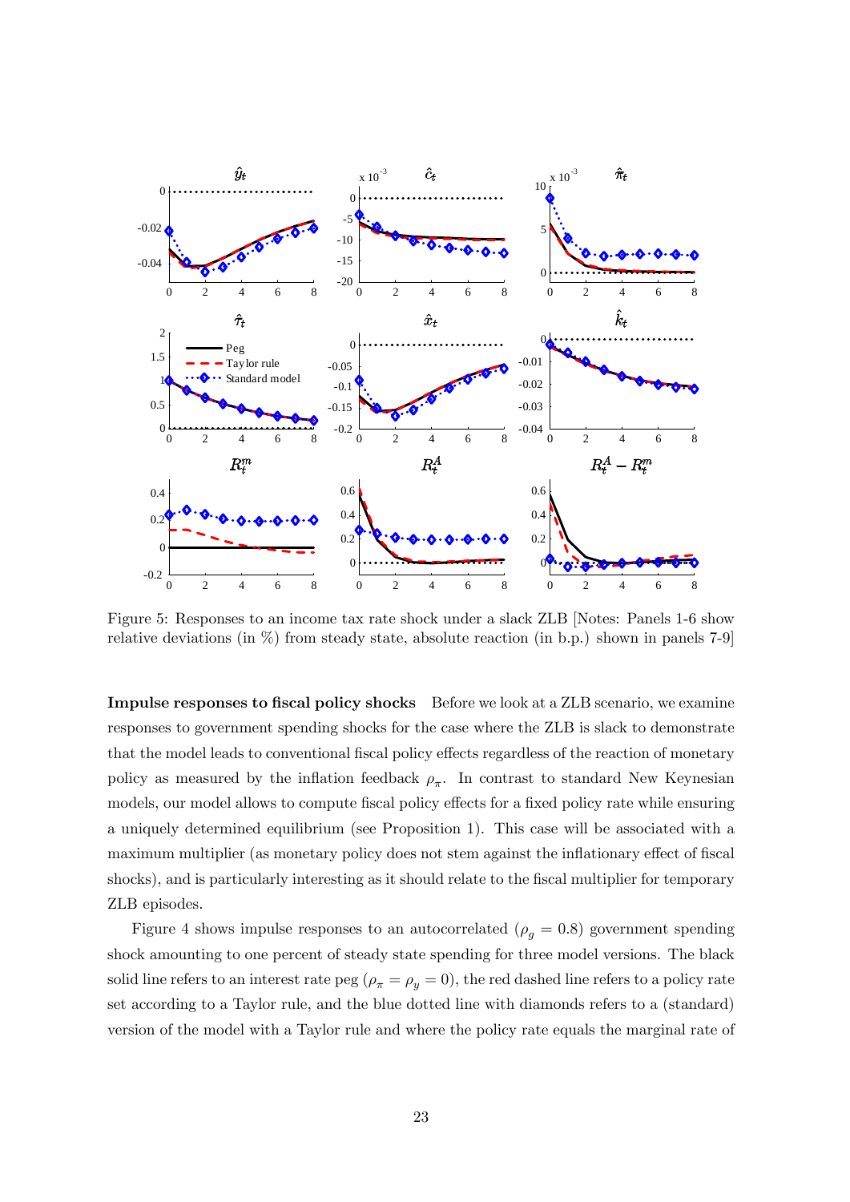Figure 5: Responses to an income tax rate shock under a slack ZLB [Notes: Panels 1-6 show relative deviations (in %) from steady state, absolute reaction (in b.p.) shown in panels 7-9]

**Impulse responses to fiscal policy shocks** Before we look at a ZLB scenario, we examine responses to government spending shocks for the case where the ZLB is slack to demonstrate that the model leads to conventional fiscal policy effects regardless of the reaction of monetary policy as measured by the inflation feedback $\rho_\pi$. In contrast to standard New Keynesian models, our model allows to compute fiscal policy effects for a fixed policy rate while ensuring a uniquely determined equilibrium (see Proposition 1). This case will be associated with a maximum multiplier (as monetary policy does not stem against the inflationary effect of fiscal shocks), and is particularly interesting as it should relate to the fiscal multiplier for temporary ZLB episodes.

Figure 4 shows impulse responses to an autocorrelated ($\rho_g = 0.8$) government spending shock amounting to one percent of steady state spending for three model versions. The black solid line refers to an interest rate peg ($\rho_\pi = \rho_y = 0$), the red dashed line refers to a policy rate set according to a Taylor rule, and the blue dotted line with diamonds refers to a (standard) version of the model with a Taylor rule and where the policy rate equals the marginal rate of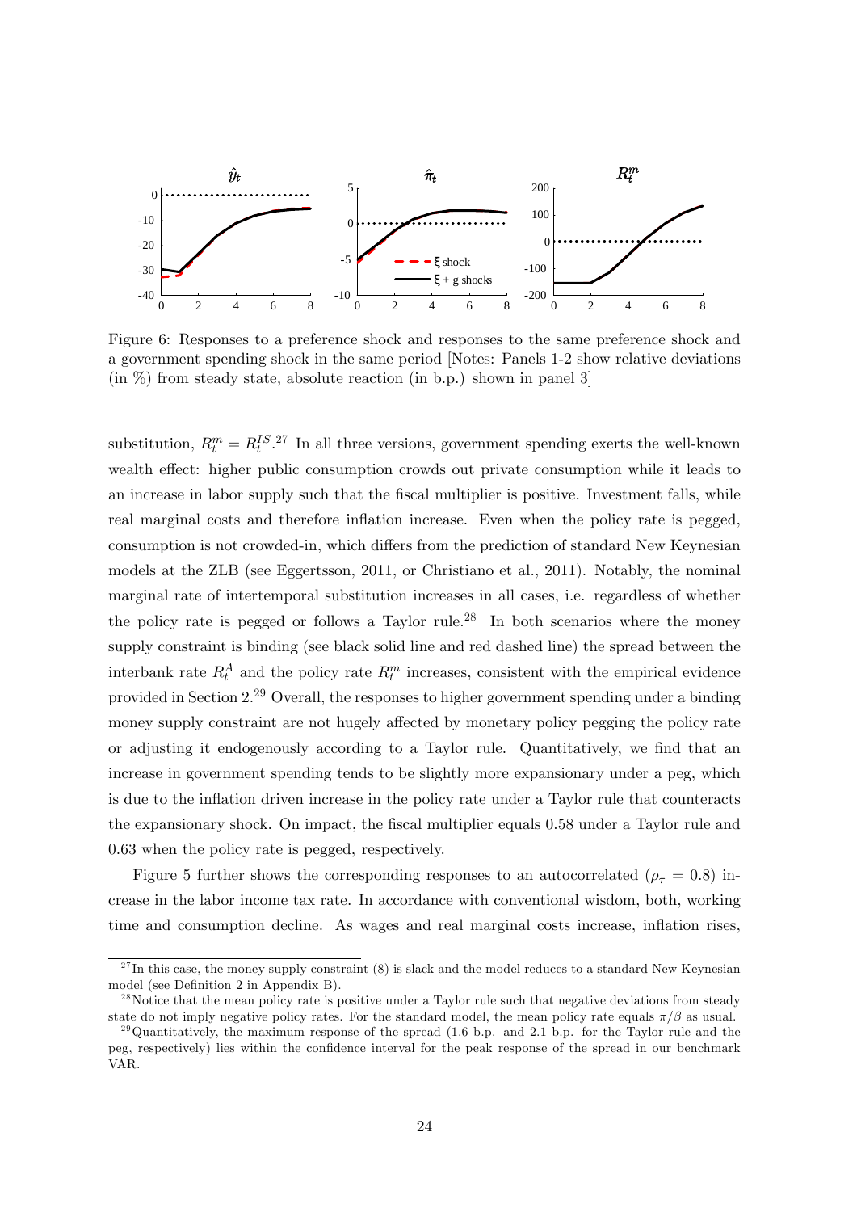Figure 6: Responses to a preference shock and responses to the same preference shock and a government spending shock in the same period [Notes: Panels 1-2 show relative deviations (in %) from steady state, absolute reaction (in b.p.) shown in panel 3]

substitution, $R_t^m = R_t^{IS}$.[27] In all three versions, government spending exerts the well-known wealth effect: higher public consumption crowds out private consumption while it leads to an increase in labor supply such that the fiscal multiplier is positive. Investment falls, while real marginal costs and therefore inflation increase. Even when the policy rate is pegged, consumption is not crowded-in, which differs from the prediction of standard New Keynesian models at the ZLB (see Eggertsson, 2011, or Christiano et al., 2011). Notably, the nominal marginal rate of intertemporal substitution increases in all cases, i.e. regardless of whether the policy rate is pegged or follows a Taylor rule.[28] In both scenarios where the money supply constraint is binding (see black solid line and red dashed line) the spread between the interbank rate $R_t^A$ and the policy rate $R_t^m$ increases, consistent with the empirical evidence provided in Section 2.[29] Overall, the responses to higher government spending under a binding money supply constraint are not hugely affected by monetary policy pegging the policy rate or adjusting it endogenously according to a Taylor rule. Quantitatively, we find that an increase in government spending tends to be slightly more expansionary under a peg, which is due to the inflation driven increase in the policy rate under a Taylor rule that counteracts the expansionary shock. On impact, the fiscal multiplier equals 0.58 under a Taylor rule and 0.63 when the policy rate is pegged, respectively.

Figure 5 further shows the corresponding responses to an autocorrelated ($\rho_\tau = 0.8$) increase in the labor income tax rate. In accordance with conventional wisdom, both, working time and consumption decline. As wages and real marginal costs increase, inflation rises,

[27] In this case, the money supply constraint (8) is slack and the model reduces to a standard New Keynesian model (see Definition 2 in Appendix B).

[28] Notice that the mean policy rate is positive under a Taylor rule such that negative deviations from steady state do not imply negative policy rates. For the standard model, the mean policy rate equals $\pi/\beta$ as usual.

[29] Quantitatively, the maximum response of the spread (1.6 b.p. and 2.1 b.p. for the Taylor rule and the peg, respectively) lies within the confidence interval for the peak response of the spread in our benchmark VAR.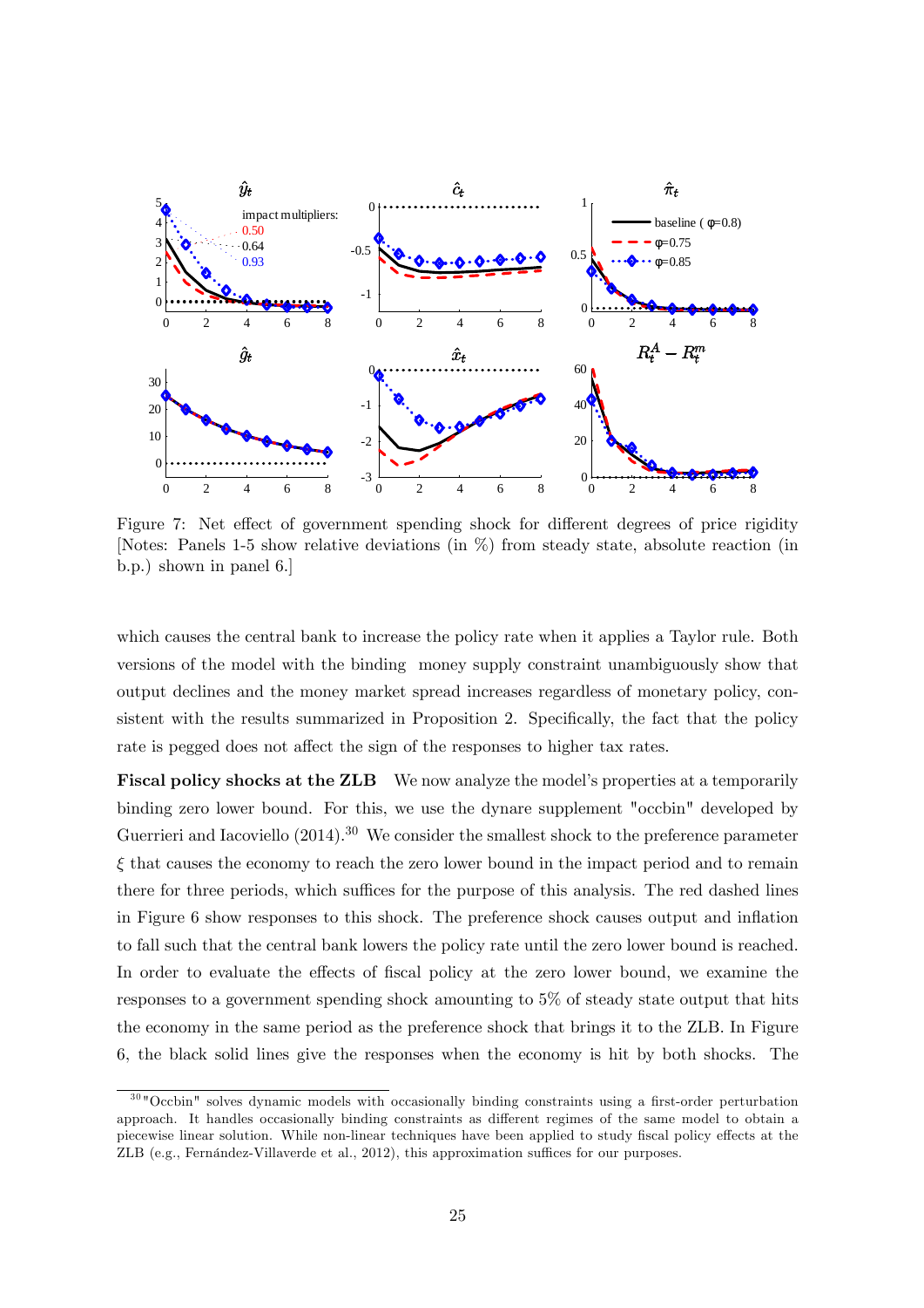Figure 7: Net effect of government spending shock for different degrees of price rigidity [Notes: Panels 1-5 show relative deviations (in %) from steady state, absolute reaction (in b.p.) shown in panel 6.]

which causes the central bank to increase the policy rate when it applies a Taylor rule. Both versions of the model with the binding money supply constraint unambiguously show that output declines and the money market spread increases regardless of monetary policy, consistent with the results summarized in Proposition 2. Specifically, the fact that the policy rate is pegged does not affect the sign of the responses to higher tax rates.

**Fiscal policy shocks at the ZLB** We now analyze the model's properties at a temporarily binding zero lower bound. For this, we use the dynare supplement "occbin" developed by Guerrieri and Iacoviello (2014).[30] We consider the smallest shock to the preference parameter $\xi$ that causes the economy to reach the zero lower bound in the impact period and to remain there for three periods, which suffices for the purpose of this analysis. The red dashed lines in Figure 6 show responses to this shock. The preference shock causes output and inflation to fall such that the central bank lowers the policy rate until the zero lower bound is reached. In order to evaluate the effects of fiscal policy at the zero lower bound, we examine the responses to a government spending shock amounting to 5% of steady state output that hits the economy in the same period as the preference shock that brings it to the ZLB. In Figure 6, the black solid lines give the responses when the economy is hit by both shocks. The

[30] "Occbin" solves dynamic models with occasionally binding constraints using a first-order perturbation approach. It handles occasionally binding constraints as different regimes of the same model to obtain a piecewise linear solution. While non-linear techniques have been applied to study fiscal policy effects at the ZLB (e.g., Fernández-Villaverde et al., 2012), this approximation suffices for our purposes.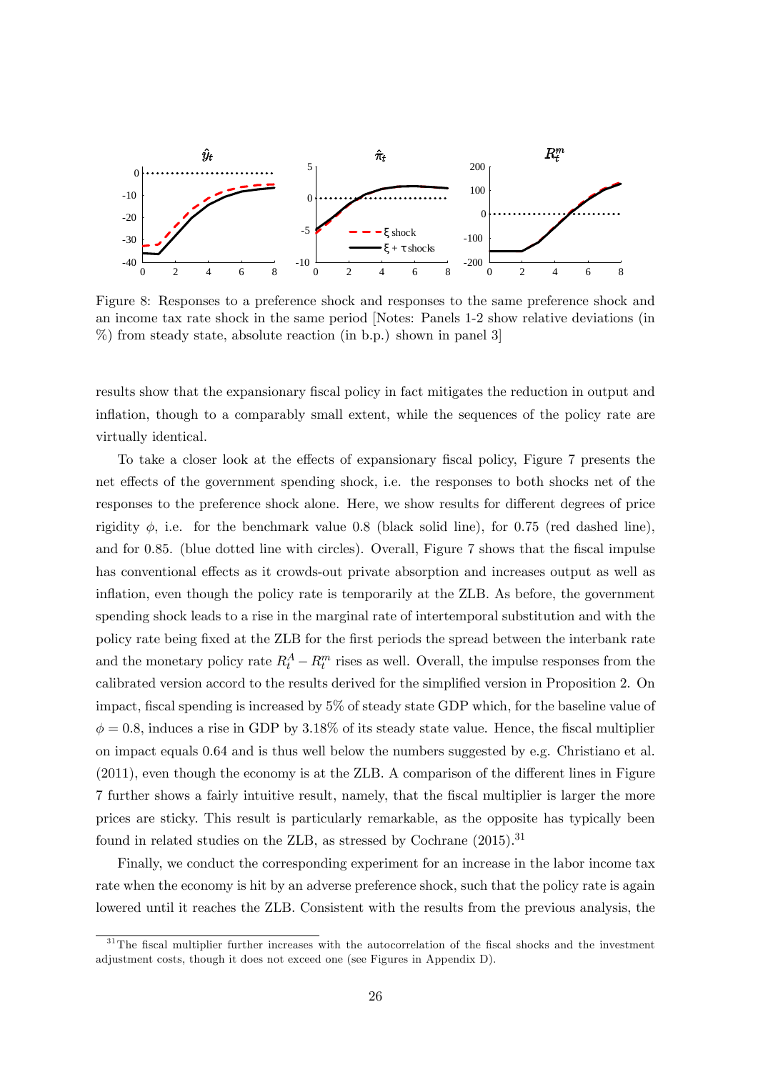Figure 8: Responses to a preference shock and responses to the same preference shock and an income tax rate shock in the same period [Notes: Panels 1-2 show relative deviations (in %) from steady state, absolute reaction (in b.p.) shown in panel 3]

results show that the expansionary fiscal policy in fact mitigates the reduction in output and inflation, though to a comparably small extent, while the sequences of the policy rate are virtually identical.

To take a closer look at the effects of expansionary fiscal policy, Figure 7 presents the net effects of the government spending shock, i.e. the responses to both shocks net of the responses to the preference shock alone. Here, we show results for different degrees of price rigidity $\phi$, i.e. for the benchmark value 0.8 (black solid line), for 0.75 (red dashed line), and for 0.85. (blue dotted line with circles). Overall, Figure 7 shows that the fiscal impulse has conventional effects as it crowds-out private absorption and increases output as well as inflation, even though the policy rate is temporarily at the ZLB. As before, the government spending shock leads to a rise in the marginal rate of intertemporal substitution and with the policy rate being fixed at the ZLB for the first periods the spread between the interbank rate and the monetary policy rate $R_t^A - R_t^m$ rises as well. Overall, the impulse responses from the calibrated version accord to the results derived for the simplified version in Proposition 2. On impact, fiscal spending is increased by 5% of steady state GDP which, for the baseline value of $\phi = 0.8$, induces a rise in GDP by 3.18% of its steady state value. Hence, the fiscal multiplier on impact equals 0.64 and is thus well below the numbers suggested by e.g. Christiano et al. (2011), even though the economy is at the ZLB. A comparison of the different lines in Figure 7 further shows a fairly intuitive result, namely, that the fiscal multiplier is larger the more prices are sticky. This result is particularly remarkable, as the opposite has typically been found in related studies on the ZLB, as stressed by Cochrane (2015).[31]

Finally, we conduct the corresponding experiment for an increase in the labor income tax rate when the economy is hit by an adverse preference shock, such that the policy rate is again lowered until it reaches the ZLB. Consistent with the results from the previous analysis, the

[31] The fiscal multiplier further increases with the autocorrelation of the fiscal shocks and the investment adjustment costs, though it does not exceed one (see Figures in Appendix D).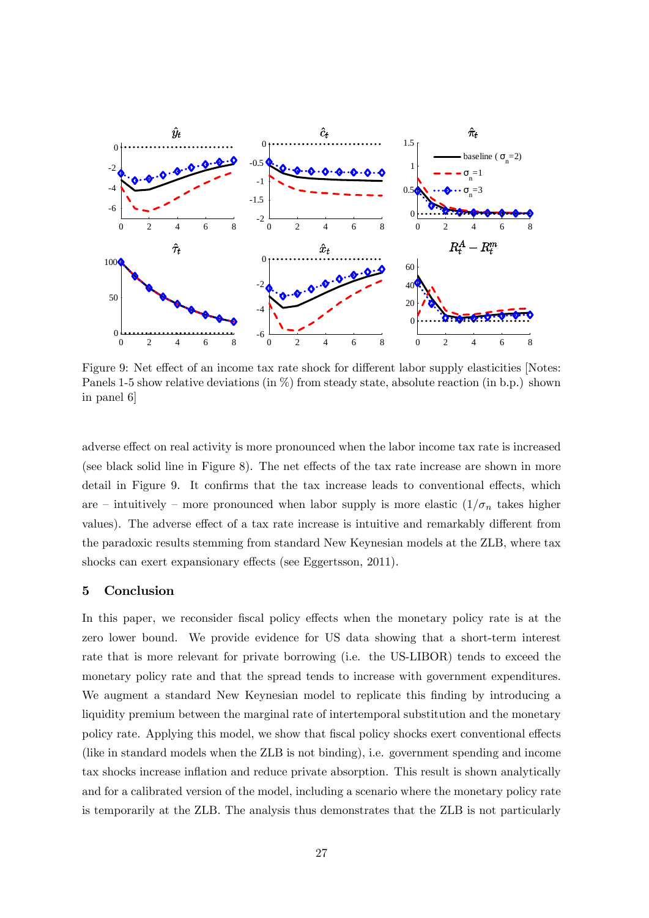Figure 9: Net effect of an income tax rate shock for different labor supply elasticities [Notes: Panels 1-5 show relative deviations (in %) from steady state, absolute reaction (in b.p.) shown in panel 6]

adverse effect on real activity is more pronounced when the labor income tax rate is increased (see black solid line in Figure 8). The net effects of the tax rate increase are shown in more detail in Figure 9. It confirms that the tax increase leads to conventional effects, which are – intuitively – more pronounced when labor supply is more elastic ($1/\sigma_n$ takes higher values). The adverse effect of a tax rate increase is intuitive and remarkably different from the paradoxic results stemming from standard New Keynesian models at the ZLB, where tax shocks can exert expansionary effects (see Eggertsson, 2011).

## 5 Conclusion

In this paper, we reconsider fiscal policy effects when the monetary policy rate is at the zero lower bound. We provide evidence for US data showing that a short-term interest rate that is more relevant for private borrowing (i.e. the US-LIBOR) tends to exceed the monetary policy rate and that the spread tends to increase with government expenditures. We augment a standard New Keynesian model to replicate this finding by introducing a liquidity premium between the marginal rate of intertemporal substitution and the monetary policy rate. Applying this model, we show that fiscal policy shocks exert conventional effects (like in standard models when the ZLB is not binding), i.e. government spending and income tax shocks increase inflation and reduce private absorption. This result is shown analytically and for a calibrated version of the model, including a scenario where the monetary policy rate is temporarily at the ZLB. The analysis thus demonstrates that the ZLB is not particularly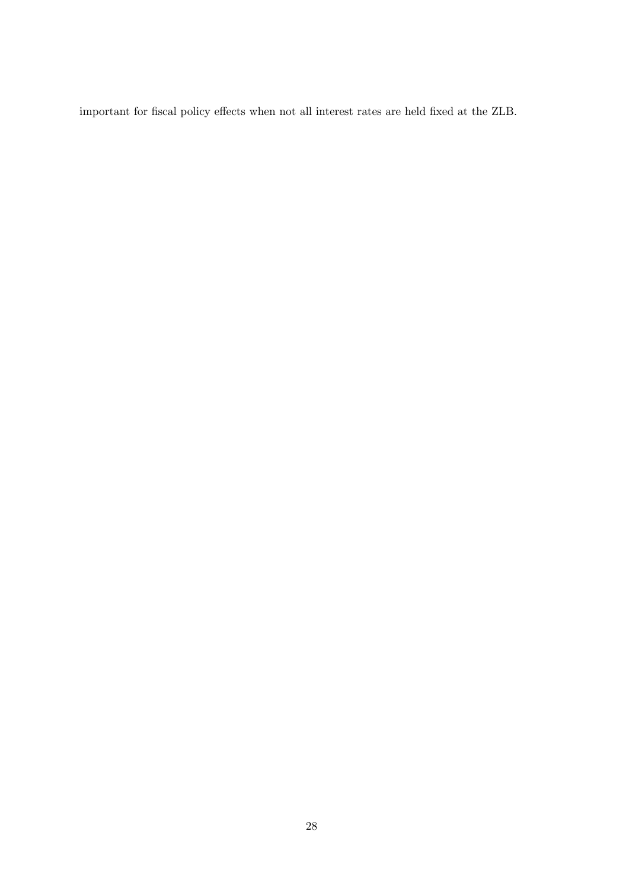important for fiscal policy effects when not all interest rates are held fixed at the ZLB.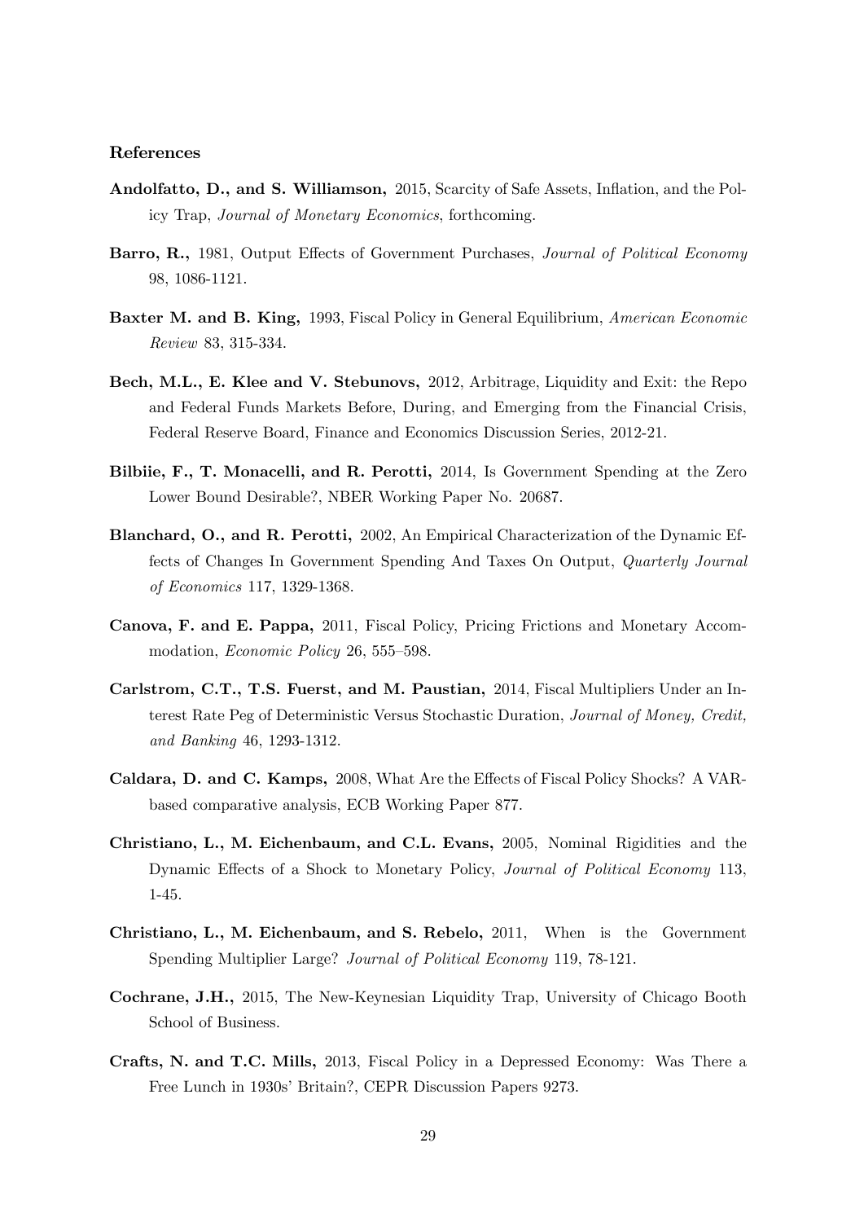### References

**Andolfatto, D., and S. Williamson,** 2015, Scarcity of Safe Assets, Inflation, and the Policy Trap, *Journal of Monetary Economics*, forthcoming.

**Barro, R.,** 1981, Output Effects of Government Purchases, *Journal of Political Economy* 98, 1086-1121.

**Baxter M. and B. King,** 1993, Fiscal Policy in General Equilibrium, *American Economic Review* 83, 315-334.

**Bech, M.L., E. Klee and V. Stebunovs,** 2012, Arbitrage, Liquidity and Exit: the Repo and Federal Funds Markets Before, During, and Emerging from the Financial Crisis, Federal Reserve Board, Finance and Economics Discussion Series, 2012-21.

**Bilbiie, F., T. Monacelli, and R. Perotti,** 2014, Is Government Spending at the Zero Lower Bound Desirable?, NBER Working Paper No. 20687.

**Blanchard, O., and R. Perotti,** 2002, An Empirical Characterization of the Dynamic Effects of Changes In Government Spending And Taxes On Output, *Quarterly Journal of Economics* 117, 1329-1368.

**Canova, F. and E. Pappa,** 2011, Fiscal Policy, Pricing Frictions and Monetary Accommodation, *Economic Policy* 26, 555–598.

**Carlstrom, C.T., T.S. Fuerst, and M. Paustian,** 2014, Fiscal Multipliers Under an Interest Rate Peg of Deterministic Versus Stochastic Duration, *Journal of Money, Credit, and Banking* 46, 1293-1312.

**Caldara, D. and C. Kamps,** 2008, What Are the Effects of Fiscal Policy Shocks? A VAR-based comparative analysis, ECB Working Paper 877.

**Christiano, L., M. Eichenbaum, and C.L. Evans,** 2005, Nominal Rigidities and the Dynamic Effects of a Shock to Monetary Policy, *Journal of Political Economy* 113, 1-45.

**Christiano, L., M. Eichenbaum, and S. Rebelo,** 2011, When is the Government Spending Multiplier Large? *Journal of Political Economy* 119, 78-121.

**Cochrane, J.H.,** 2015, The New-Keynesian Liquidity Trap, University of Chicago Booth School of Business.

**Crafts, N. and T.C. Mills,** 2013, Fiscal Policy in a Depressed Economy: Was There a Free Lunch in 1930s' Britain?, CEPR Discussion Papers 9273.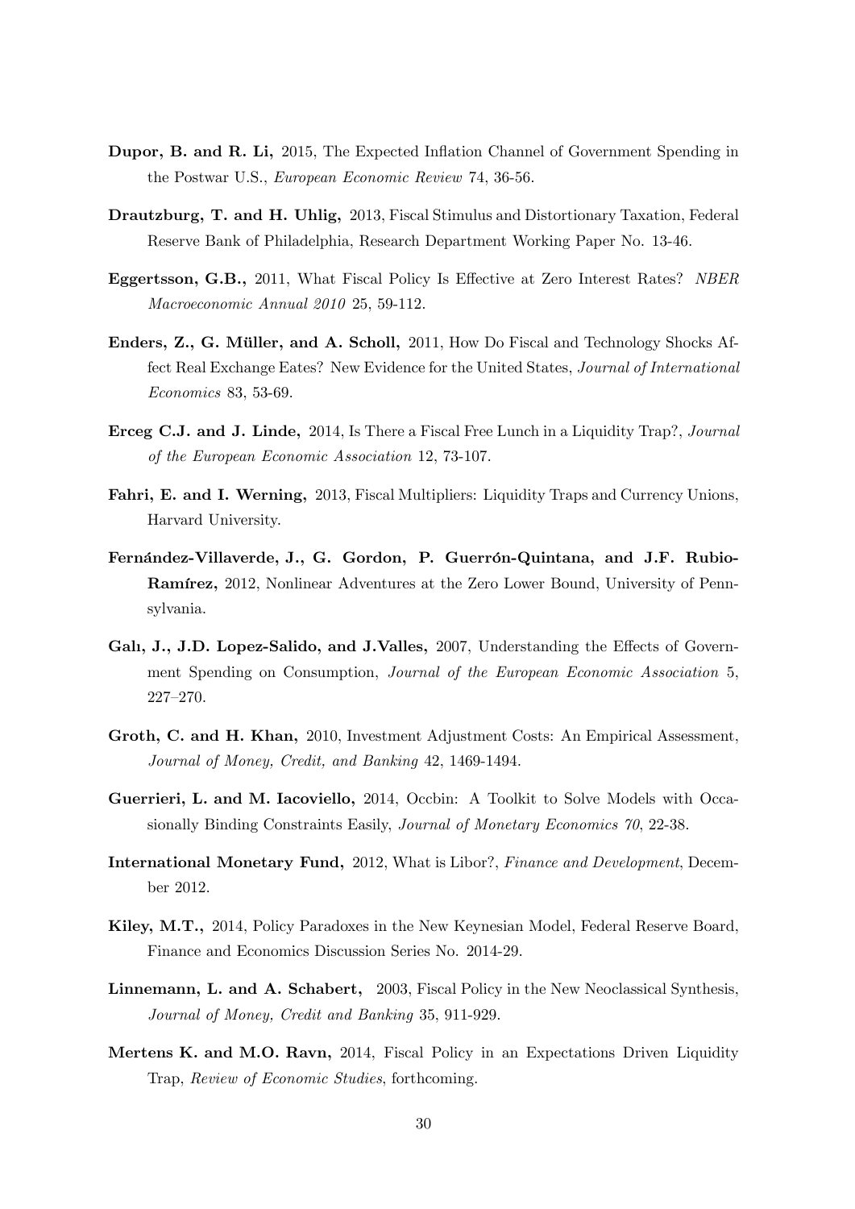**Dupor, B. and R. Li,** 2015, The Expected Inflation Channel of Government Spending in the Postwar U.S., *European Economic Review* 74, 36-56.

**Drautzburg, T. and H. Uhlig,** 2013, Fiscal Stimulus and Distortionary Taxation, Federal Reserve Bank of Philadelphia, Research Department Working Paper No. 13-46.

**Eggertsson, G.B.,** 2011, What Fiscal Policy Is Effective at Zero Interest Rates? *NBER Macroeconomic Annual 2010* 25, 59-112.

**Enders, Z., G. Müller, and A. Scholl,** 2011, How Do Fiscal and Technology Shocks Affect Real Exchange Eates? New Evidence for the United States, *Journal of International Economics* 83, 53-69.

**Erceg C.J. and J. Linde,** 2014, Is There a Fiscal Free Lunch in a Liquidity Trap?, *Journal of the European Economic Association* 12, 73-107.

**Fahri, E. and I. Werning,** 2013, Fiscal Multipliers: Liquidity Traps and Currency Unions, Harvard University.

**Fernández-Villaverde, J., G. Gordon, P. Guerrón-Quintana, and J.F. Rubio-Ramírez,** 2012, Nonlinear Adventures at the Zero Lower Bound, University of Pennsylvania.

**Galı, J., J.D. Lopez-Salido, and J.Valles,** 2007, Understanding the Effects of Government Spending on Consumption, *Journal of the European Economic Association* 5, 227–270.

**Groth, C. and H. Khan,** 2010, Investment Adjustment Costs: An Empirical Assessment, *Journal of Money, Credit, and Banking* 42, 1469-1494.

**Guerrieri, L. and M. Iacoviello,** 2014, Occbin: A Toolkit to Solve Models with Occasionally Binding Constraints Easily, *Journal of Monetary Economics 70*, 22-38.

**International Monetary Fund,** 2012, What is Libor?, *Finance and Development*, December 2012.

**Kiley, M.T.,** 2014, Policy Paradoxes in the New Keynesian Model, Federal Reserve Board, Finance and Economics Discussion Series No. 2014-29.

**Linnemann, L. and A. Schabert,** 2003, Fiscal Policy in the New Neoclassical Synthesis, *Journal of Money, Credit and Banking* 35, 911-929.

**Mertens K. and M.O. Ravn,** 2014, Fiscal Policy in an Expectations Driven Liquidity Trap, *Review of Economic Studies*, forthcoming.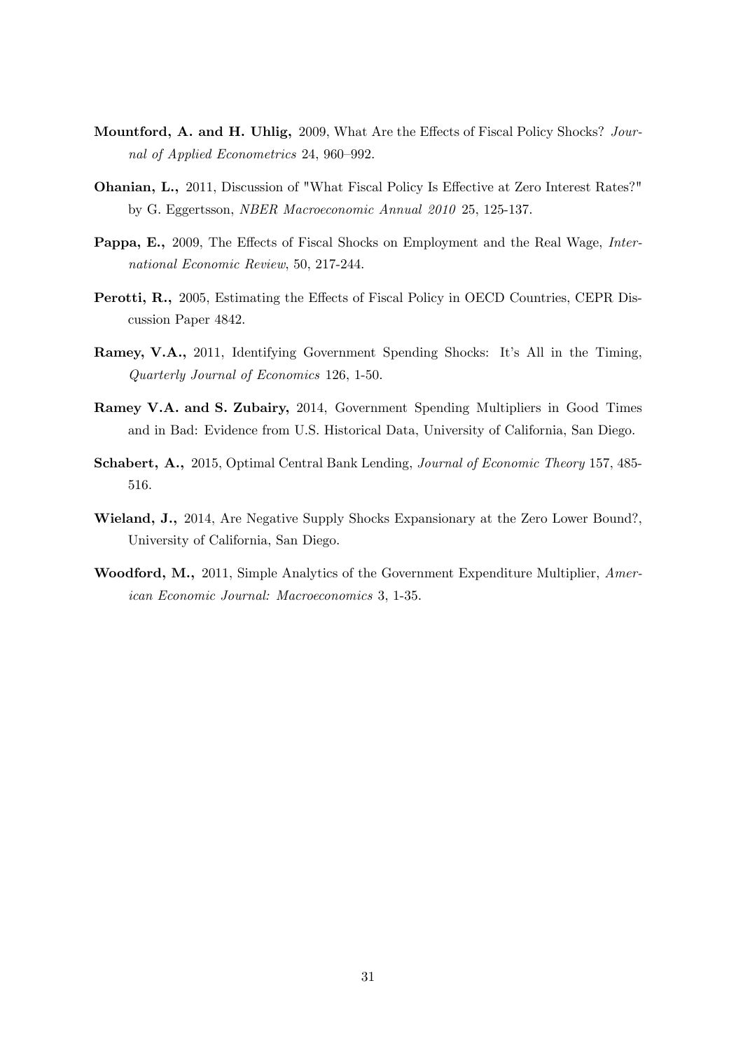**Mountford, A. and H. Uhlig,** 2009, What Are the Effects of Fiscal Policy Shocks? *Journal of Applied Econometrics* 24, 960–992.

**Ohanian, L.,** 2011, Discussion of "What Fiscal Policy Is Effective at Zero Interest Rates?" by G. Eggertsson, *NBER Macroeconomic Annual 2010* 25, 125-137.

**Pappa, E.,** 2009, The Effects of Fiscal Shocks on Employment and the Real Wage, *International Economic Review*, 50, 217-244.

**Perotti, R.,** 2005, Estimating the Effects of Fiscal Policy in OECD Countries, CEPR Discussion Paper 4842.

**Ramey, V.A.,** 2011, Identifying Government Spending Shocks: It's All in the Timing, *Quarterly Journal of Economics* 126, 1-50.

**Ramey V.A. and S. Zubairy,** 2014, Government Spending Multipliers in Good Times and in Bad: Evidence from U.S. Historical Data, University of California, San Diego.

**Schabert, A.,** 2015, Optimal Central Bank Lending, *Journal of Economic Theory* 157, 485-516.

**Wieland, J.,** 2014, Are Negative Supply Shocks Expansionary at the Zero Lower Bound?, University of California, San Diego.

**Woodford, M.,** 2011, Simple Analytics of the Government Expenditure Multiplier, *American Economic Journal: Macroeconomics* 3, 1-35.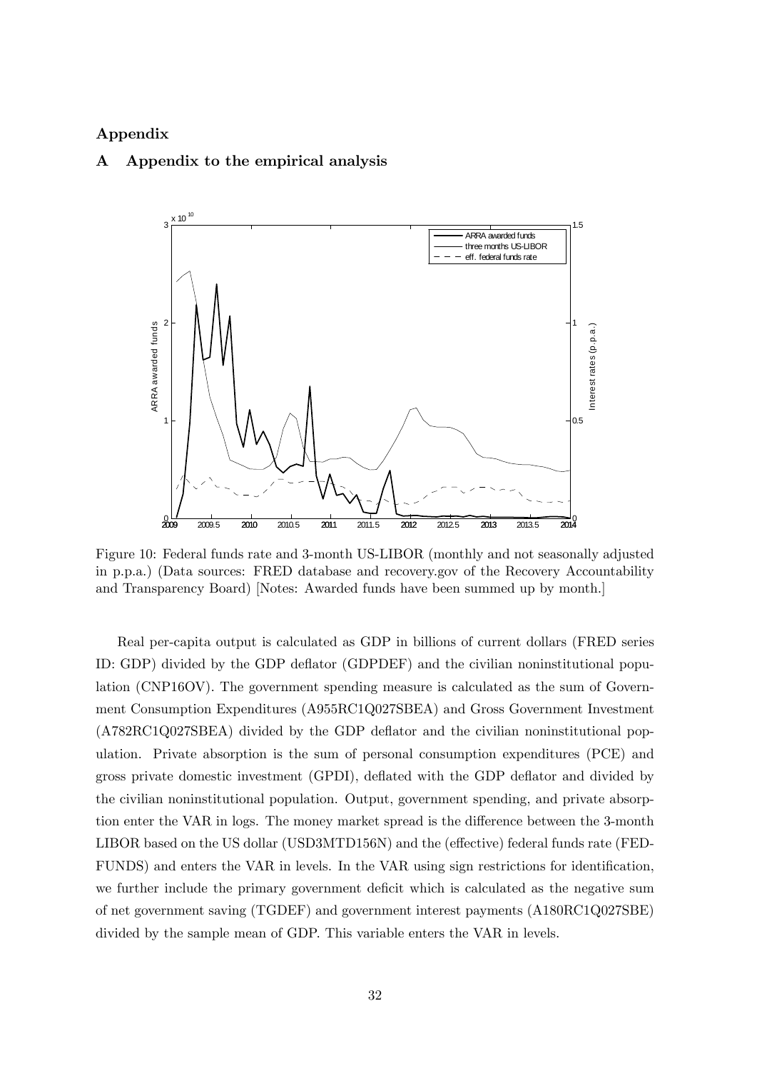# Appendix

## A Appendix to the empirical analysis

Figure 10: Federal funds rate and 3-month US-LIBOR (monthly and not seasonally adjusted in p.p.a.) (Data sources: FRED database and recovery.gov of the Recovery Accountability and Transparency Board) [Notes: Awarded funds have been summed up by month.]

Real per-capita output is calculated as GDP in billions of current dollars (FRED series ID: GDP) divided by the GDP deflator (GDPDEF) and the civilian noninstitutional population (CNP16OV). The government spending measure is calculated as the sum of Government Consumption Expenditures (A955RC1Q027SBEA) and Gross Government Investment (A782RC1Q027SBEA) divided by the GDP deflator and the civilian noninstitutional population. Private absorption is the sum of personal consumption expenditures (PCE) and gross private domestic investment (GPDI), deflated with the GDP deflator and divided by the civilian noninstitutional population. Output, government spending, and private absorption enter the VAR in logs. The money market spread is the difference between the 3-month LIBOR based on the US dollar (USD3MTD156N) and the (effective) federal funds rate (FEDFUNDS) and enters the VAR in levels. In the VAR using sign restrictions for identification, we further include the primary government deficit which is calculated as the negative sum of net government saving (TGDEF) and government interest payments (A180RC1Q027SBE) divided by the sample mean of GDP. This variable enters the VAR in levels.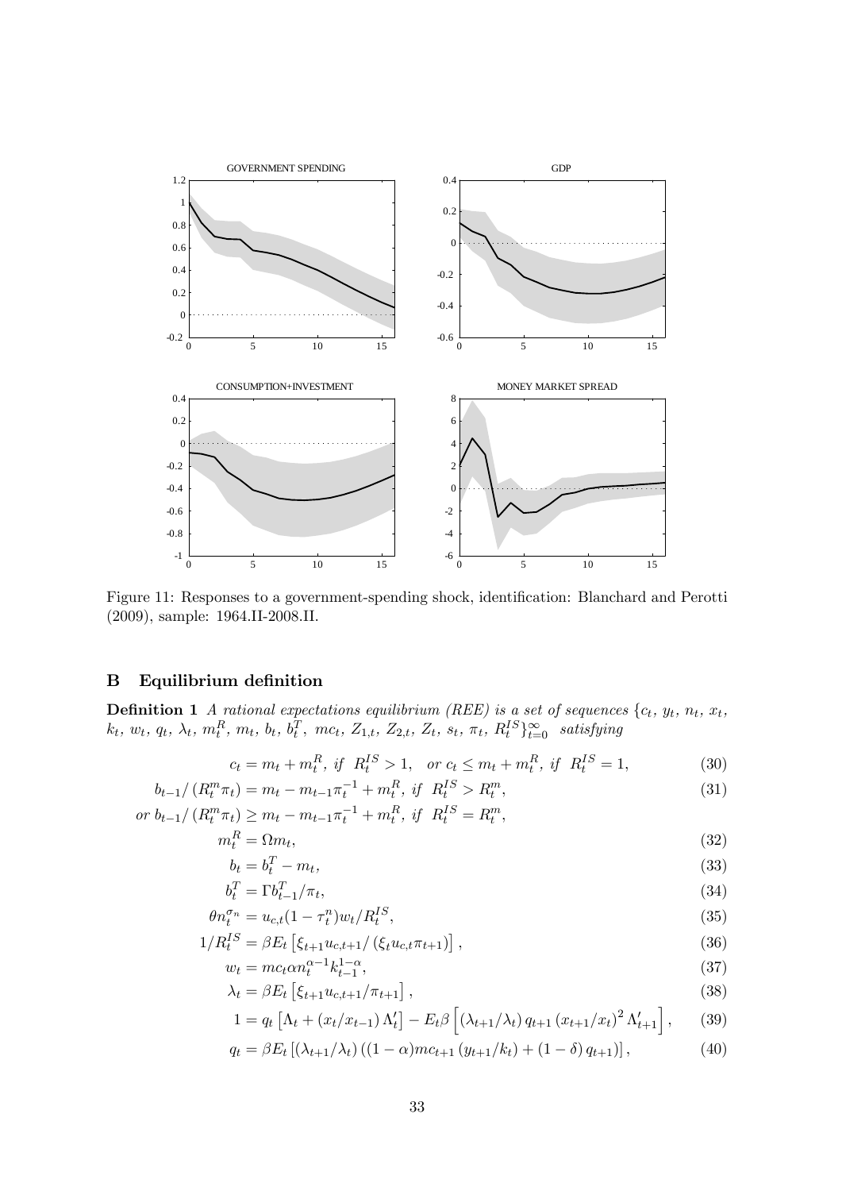Figure 11: Responses to a government-spending shock, identification: Blanchard and Perotti (2009), sample: 1964.II-2008.II.

## B Equilibrium definition

**Definition 1** *A rational expectations equilibrium (REE) is a set of sequences* $\{c_t,\ y_t,\ n_t,\ x_t,\ k_t,\ w_t,\ q_t,\ \lambda_t,\ m_t^R,\ m_t,\ b_t,\ b_t^T,\ mc_t,\ Z_{1,t},\ Z_{2,t},\ Z_t,\ s_t,\ \pi_t,\ R_t^{IS}\}_{t=0}^{\infty}$ *satisfying*

$$c_t = m_t + m_t^R,\ \textit{if}\ \ R_t^{IS} > 1, \quad \textit{or}\ c_t \leq m_t + m_t^R,\ \textit{if}\ \ R_t^{IS} = 1, \tag{30}$$

$$b_{t-1}/\left(R_t^m \pi_t\right) = m_t - m_{t-1}\pi_t^{-1} + m_t^R,\ \textit{if}\ \ R_t^{IS} > R_t^m, \tag{31}$$

$$\textit{or}\ b_{t-1}/\left(R_t^m \pi_t\right) \geq m_t - m_{t-1}\pi_t^{-1} + m_t^R,\ \textit{if}\ \ R_t^{IS} = R_t^m,$$

$$m_t^R = \Omega m_t, \tag{32}$$

$$b_t = b_t^T - m_t, \tag{33}$$

$$b_t^T = \Gamma b_{t-1}^T/\pi_t, \tag{34}$$

$$\theta n_t^{\sigma_n} = u_{c,t}(1-\tau_t^n)w_t/R_t^{IS}, \tag{35}$$

$$1/R_t^{IS} = \beta E_t\left[\xi_{t+1}u_{c,t+1}/\left(\xi_t u_{c,t}\pi_{t+1}\right)\right], \tag{36}$$

$$w_t = mc_t \alpha n_t^{\alpha-1}k_{t-1}^{1-\alpha}, \tag{37}$$

$$\lambda_t = \beta E_t\left[\xi_{t+1}u_{c,t+1}/\pi_{t+1}\right], \tag{38}$$

$$1 = q_t\left[\Lambda_t + \left(x_t/x_{t-1}\right)\Lambda_t'\right] - E_t\beta\left[\left(\lambda_{t+1}/\lambda_t\right)q_{t+1}\left(x_{t+1}/x_t\right)^2\Lambda_{t+1}'\right], \tag{39}$$

$$q_t = \beta E_t\left[\left(\lambda_{t+1}/\lambda_t\right)\left((1-\alpha)mc_{t+1}\left(y_{t+1}/k_t\right) + \left(1-\delta\right)q_{t+1}\right)\right], \tag{40}$$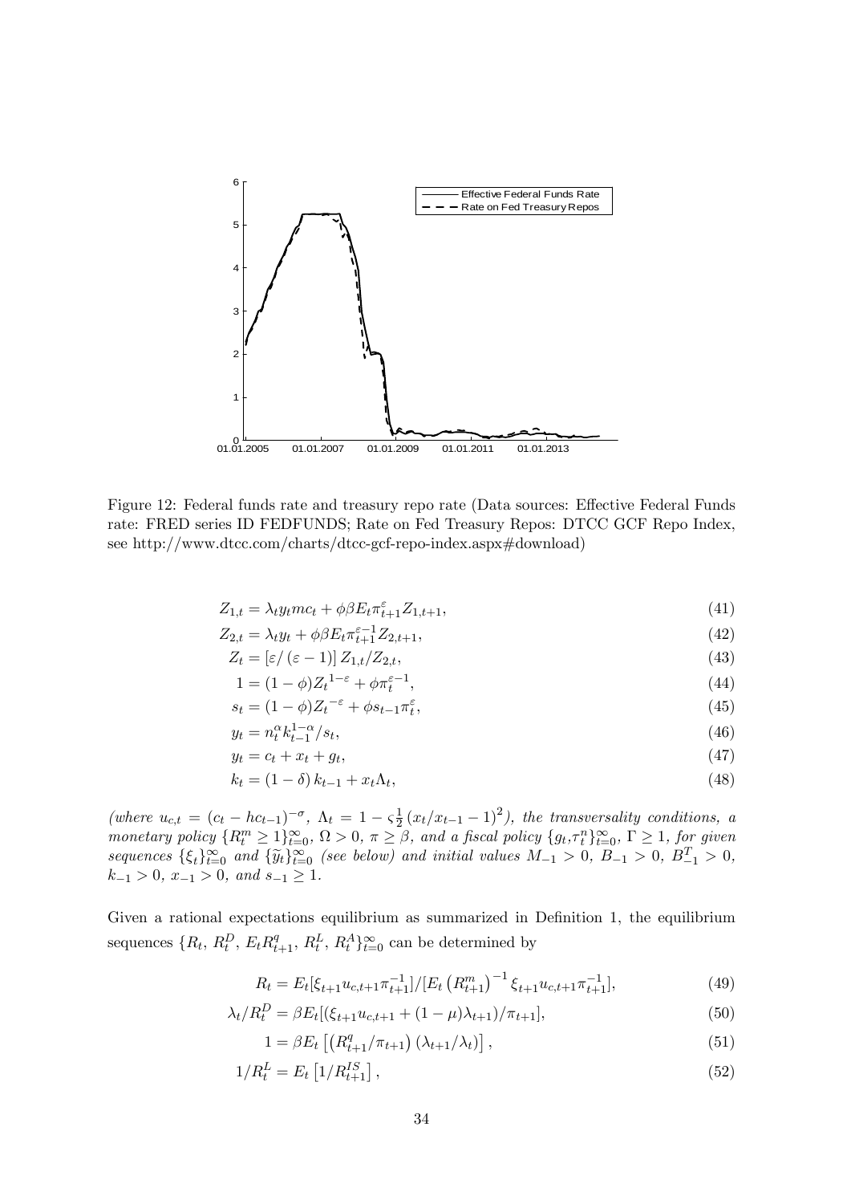Figure 12: Federal funds rate and treasury repo rate (Data sources: Effective Federal Funds rate: FRED series ID FEDFUNDS; Rate on Fed Treasury Repos: DTCC GCF Repo Index, see http://www.dtcc.com/charts/dtcc-gcf-repo-index.aspx#download)

$$Z_{1,t} = \lambda_t y_t mc_t + \phi\beta E_t \pi_{t+1}^{\varepsilon} Z_{1,t+1}, \tag{41}$$

$$Z_{2,t} = \lambda_t y_t + \phi\beta E_t \pi_{t+1}^{\varepsilon-1} Z_{2,t+1}, \tag{42}$$

$$Z_t = [\varepsilon / (\varepsilon - 1)] Z_{1,t} / Z_{2,t}, \tag{43}$$

$$1 = (1-\phi) Z_t^{1-\varepsilon} + \phi \pi_t^{\varepsilon-1}, \tag{44}$$

$$s_t = (1-\phi) Z_t^{-\varepsilon} + \phi s_{t-1} \pi_t^{\varepsilon}, \tag{45}$$

$$y_t = n_t^{\alpha} k_{t-1}^{1-\alpha} / s_t, \tag{46}$$

$$y_t = c_t + x_t + g_t, \tag{47}$$

$$k_t = (1-\delta) k_{t-1} + x_t \Lambda_t, \tag{48}$$

*(where $u_{c,t} = (c_t - hc_{t-1})^{-\sigma}$, $\Lambda_t = 1 - \varsigma \frac{1}{2} (x_t / x_{t-1} - 1)^2$), the transversality conditions, a monetary policy $\{R_t^m \geq 1\}_{t=0}^{\infty}$, $\Omega > 0$, $\pi \geq \beta$, and a fiscal policy $\{g_t, \tau_t^n\}_{t=0}^{\infty}$, $\Gamma \geq 1$, for given sequences $\{\xi_t\}_{t=0}^{\infty}$ and $\{\widetilde{y}_t\}_{t=0}^{\infty}$ (see below) and initial values $M_{-1} > 0$, $B_{-1} > 0$, $B_{-1}^T > 0$, $k_{-1} > 0$, $x_{-1} > 0$, and $s_{-1} \geq 1$.*

Given a rational expectations equilibrium as summarized in Definition 1, the equilibrium sequences $\{R_t,\, R_t^D,\, E_t R_{t+1}^q,\, R_t^L,\, R_t^A\}_{t=0}^{\infty}$ can be determined by

$$R_t = E_t[\xi_{t+1} u_{c,t+1} \pi_{t+1}^{-1}] / [E_t \left(R_{t+1}^m\right)^{-1} \xi_{t+1} u_{c,t+1} \pi_{t+1}^{-1}], \tag{49}$$

$$\lambda_t / R_t^D = \beta E_t[(\xi_{t+1} u_{c,t+1} + (1-\mu)\lambda_{t+1}) / \pi_{t+1}], \tag{50}$$

$$1 = \beta E_t \left[\left(R_{t+1}^q / \pi_{t+1}\right) (\lambda_{t+1} / \lambda_t)\right], \tag{51}$$

$$1/R_t^L = E_t \left[1/R_{t+1}^{IS}\right], \tag{52}$$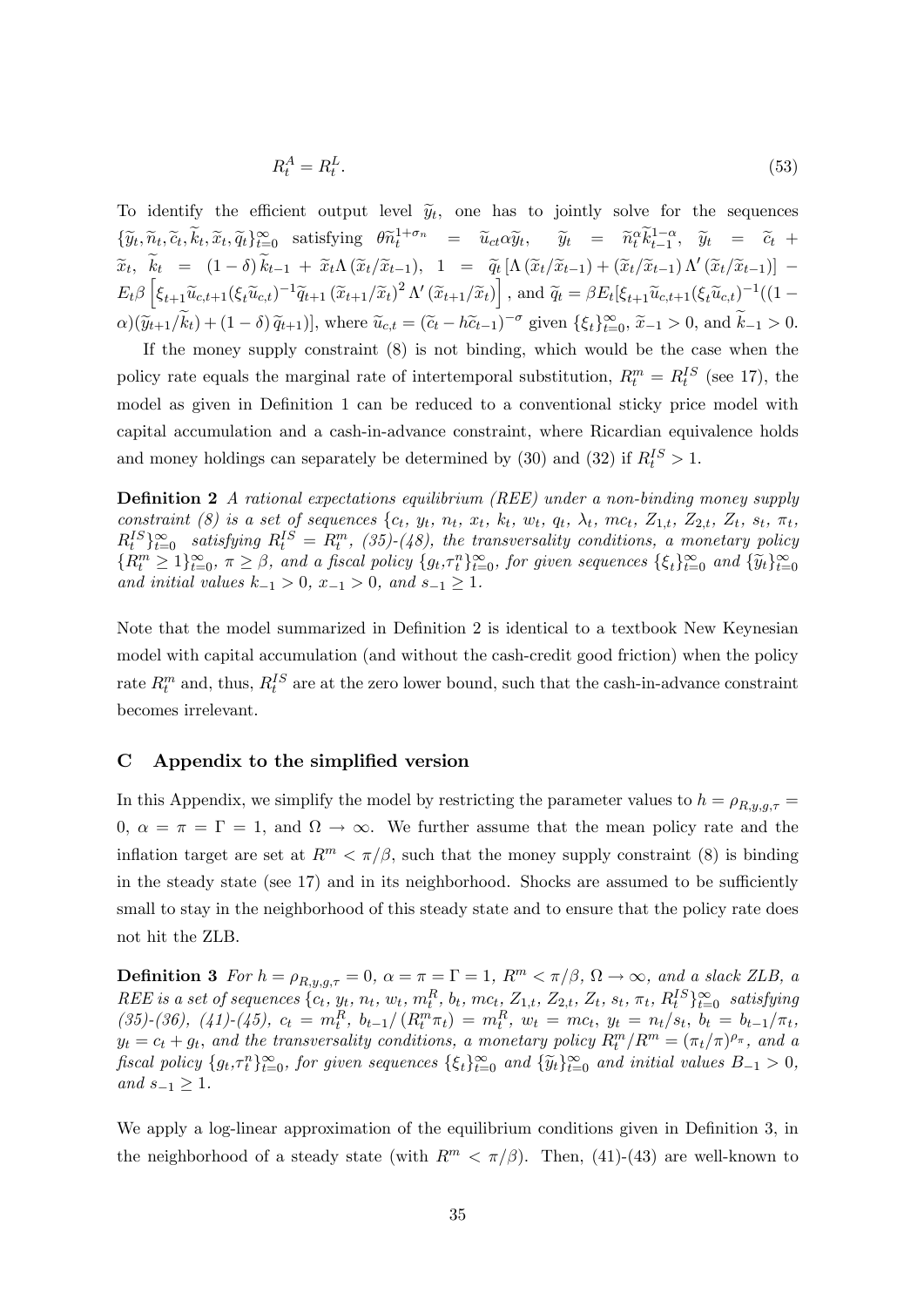$$R_t^A = R_t^L. \tag{53}$$

To identify the efficient output level $\widetilde{y}_t$, one has to jointly solve for the sequences $\{\widetilde{y}_t, \widetilde{n}_t, \widetilde{c}_t, \widetilde{k}_t, \widetilde{x}_t, \widetilde{q}_t\}_{t=0}^{\infty}$ satisfying $\theta \widetilde{n}_t^{1+\sigma_n} = \widetilde{u}_{ct} \alpha \widetilde{y}_t$, $\widetilde{y}_t = \widetilde{n}_t^{\alpha} \widetilde{k}_{t-1}^{1-\alpha}$, $\widetilde{y}_t = \widetilde{c}_t + \widetilde{x}_t$, $\widetilde{k}_t = (1-\delta)\widetilde{k}_{t-1} + \widetilde{x}_t \Lambda(\widetilde{x}_t/\widetilde{x}_{t-1})$, $1 = \widetilde{q}_t [\Lambda(\widetilde{x}_t/\widetilde{x}_{t-1}) + (\widetilde{x}_t/\widetilde{x}_{t-1}) \Lambda'(\widetilde{x}_t/\widetilde{x}_{t-1})] - E_t \beta \left[\xi_{t+1} \widetilde{u}_{c,t+1} (\xi_t \widetilde{u}_{c,t})^{-1} \widetilde{q}_{t+1} (\widetilde{x}_{t+1}/\widetilde{x}_t)^2 \Lambda'(\widetilde{x}_{t+1}/\widetilde{x}_t)\right]$, and $\widetilde{q}_t = \beta E_t[\xi_{t+1} \widetilde{u}_{c,t+1} (\xi_t \widetilde{u}_{c,t})^{-1}((1-\alpha)(\widetilde{y}_{t+1}/\widetilde{k}_t) + (1-\delta)\widetilde{q}_{t+1})]$, where $\widetilde{u}_{c,t} = (\widetilde{c}_t - h\widetilde{c}_{t-1})^{-\sigma}$ given $\{\xi_t\}_{t=0}^{\infty}$, $\widetilde{x}_{-1} > 0$, and $\widetilde{k}_{-1} > 0$.

If the money supply constraint (8) is not binding, which would be the case when the policy rate equals the marginal rate of intertemporal substitution, $R_t^m = R_t^{IS}$ (see 17), the model as given in Definition 1 can be reduced to a conventional sticky price model with capital accumulation and a cash-in-advance constraint, where Ricardian equivalence holds and money holdings can separately be determined by (30) and (32) if $R_t^{IS} > 1$.

**Definition 2** *A rational expectations equilibrium (REE) under a non-binding money supply constraint (8) is a set of sequences* $\{c_t, y_t, n_t, x_t, k_t, w_t, q_t, \lambda_t, mc_t, Z_{1,t}, Z_{2,t}, Z_t, s_t, \pi_t, R_t^{IS}\}_{t=0}^{\infty}$ *satisfying* $R_t^{IS} = R_t^m$, *(35)-(48), the transversality conditions, a monetary policy* $\{R_t^m \geq 1\}_{t=0}^{\infty}$, $\pi \geq \beta$, *and a fiscal policy* $\{g_t, \tau_t^n\}_{t=0}^{\infty}$, *for given sequences* $\{\xi_t\}_{t=0}^{\infty}$ *and* $\{\widetilde{y}_t\}_{t=0}^{\infty}$ *and initial values* $k_{-1} > 0$, $x_{-1} > 0$, *and* $s_{-1} \geq 1$.

Note that the model summarized in Definition 2 is identical to a textbook New Keynesian model with capital accumulation (and without the cash-credit good friction) when the policy rate $R_t^m$ and, thus, $R_t^{IS}$ are at the zero lower bound, such that the cash-in-advance constraint becomes irrelevant.

## C Appendix to the simplified version

In this Appendix, we simplify the model by restricting the parameter values to $h = \rho_{R,y,g,\tau} = 0$, $\alpha = \pi = \Gamma = 1$, and $\Omega \to \infty$. We further assume that the mean policy rate and the inflation target are set at $R^m < \pi/\beta$, such that the money supply constraint (8) is binding in the steady state (see 17) and in its neighborhood. Shocks are assumed to be sufficiently small to stay in the neighborhood of this steady state and to ensure that the policy rate does not hit the ZLB.

**Definition 3** *For* $h = \rho_{R,y,g,\tau} = 0$, $\alpha = \pi = \Gamma = 1$, $R^m < \pi/\beta$, $\Omega \to \infty$, *and a slack ZLB, a REE is a set of sequences* $\{c_t, y_t, n_t, w_t, m_t^R, b_t, mc_t, Z_{1,t}, Z_{2,t}, Z_t, s_t, \pi_t, R_t^{IS}\}_{t=0}^{\infty}$ *satisfying (35)-(36), (41)-(45),* $c_t = m_t^R$, $b_{t-1}/(R_t^m \pi_t) = m_t^R$, $w_t = mc_t$, $y_t = n_t/s_t$, $b_t = b_{t-1}/\pi_t$, $y_t = c_t + g_t$, *and the transversality conditions, a monetary policy* $R_t^m/R^m = (\pi_t/\pi)^{\rho_\pi}$, *and a fiscal policy* $\{g_t, \tau_t^n\}_{t=0}^{\infty}$, *for given sequences* $\{\xi_t\}_{t=0}^{\infty}$ *and* $\{\widetilde{y}_t\}_{t=0}^{\infty}$ *and initial values* $B_{-1} > 0$, *and* $s_{-1} \geq 1$.

We apply a log-linear approximation of the equilibrium conditions given in Definition 3, in the neighborhood of a steady state (with $R^m < \pi/\beta$). Then, (41)-(43) are well-known to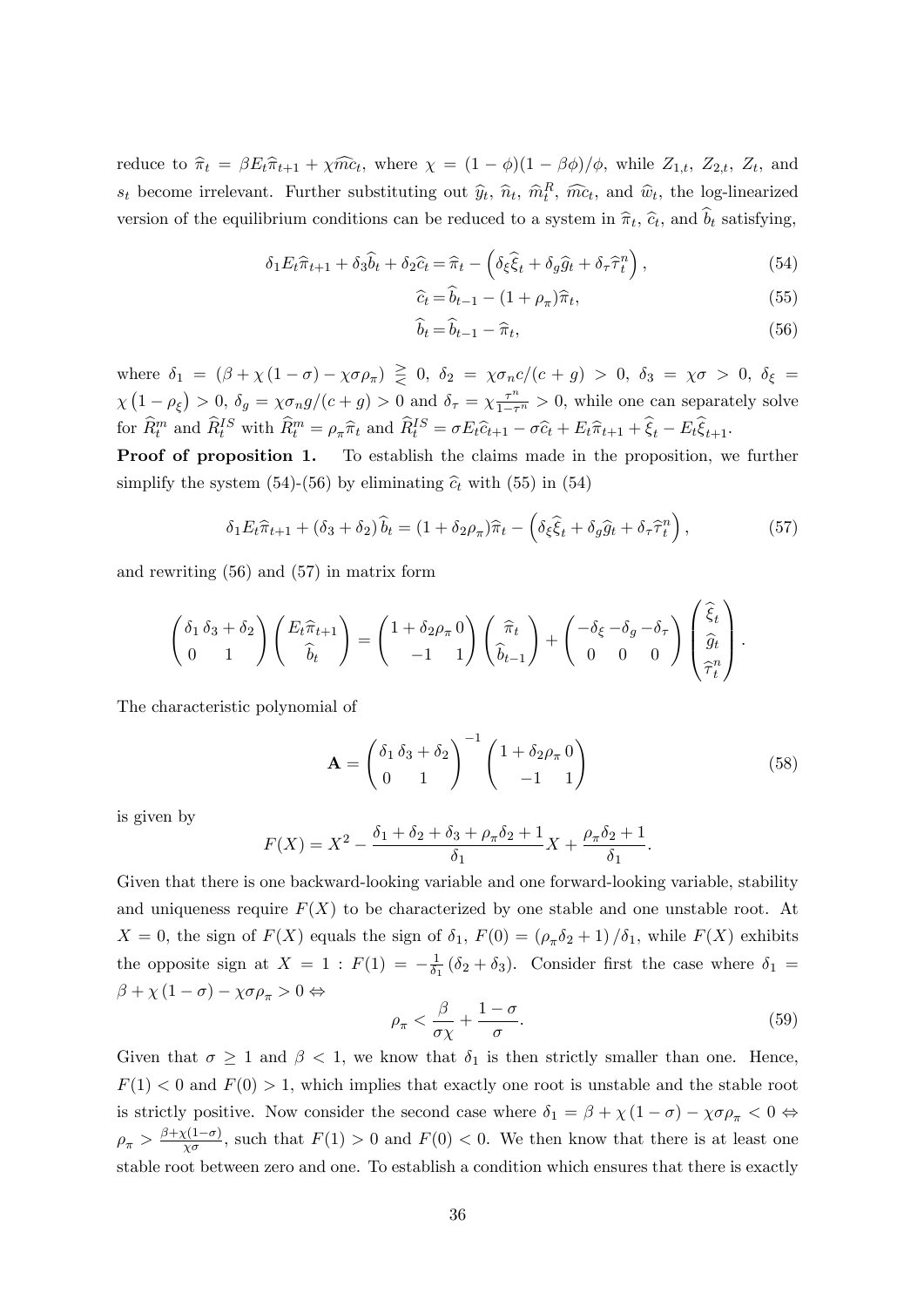reduce to $\widehat{\pi}_t = \beta E_t \widehat{\pi}_{t+1} + \chi \widehat{mc}_t$, where $\chi = (1-\phi)(1-\beta\phi)/\phi$, while $Z_{1,t}$, $Z_{2,t}$, $Z_t$, and $s_t$ become irrelevant. Further substituting out $\widehat{y}_t$, $\widehat{n}_t$, $\widehat{m}_t^R$, $\widehat{mc}_t$, and $\widehat{w}_t$, the log-linearized version of the equilibrium conditions can be reduced to a system in $\widehat{\pi}_t$, $\widehat{c}_t$, and $\widehat{b}_t$ satisfying,

$$\delta_1 E_t \widehat{\pi}_{t+1} + \delta_3 \widehat{b}_t + \delta_2 \widehat{c}_t = \widehat{\pi}_t - \left(\delta_\xi \widehat{\xi}_t + \delta_g \widehat{g}_t + \delta_\tau \widehat{\tau}_t^n\right), \tag{54}$$

$$\widehat{c}_t = \widehat{b}_{t-1} - (1+\rho_\pi)\widehat{\pi}_t, \tag{55}$$

$$\widehat{b}_t = \widehat{b}_{t-1} - \widehat{\pi}_t, \tag{56}$$

where $\delta_1 = (\beta + \chi(1-\sigma) - \chi\sigma\rho_\pi) \gtreqless 0$, $\delta_2 = \chi\sigma_n c/(c+g) > 0$, $\delta_3 = \chi\sigma > 0$, $\delta_\xi = \chi(1-\rho_\xi) > 0$, $\delta_g = \chi\sigma_n g/(c+g) > 0$ and $\delta_\tau = \chi\frac{\tau^n}{1-\tau^n} > 0$, while one can separately solve for $\widehat{R}_t^m$ and $\widehat{R}_t^{IS}$ with $\widehat{R}_t^m = \rho_\pi \widehat{\pi}_t$ and $\widehat{R}_t^{IS} = \sigma E_t \widehat{c}_{t+1} - \sigma \widehat{c}_t + E_t \widehat{\pi}_{t+1} + \widehat{\xi}_t - E_t \widehat{\xi}_{t+1}$.

**Proof of proposition 1.** To establish the claims made in the proposition, we further simplify the system (54)-(56) by eliminating $\widehat{c}_t$ with (55) in (54)

$$\delta_1 E_t \widehat{\pi}_{t+1} + (\delta_3 + \delta_2)\widehat{b}_t = (1 + \delta_2\rho_\pi)\widehat{\pi}_t - \left(\delta_\xi \widehat{\xi}_t + \delta_g \widehat{g}_t + \delta_\tau \widehat{\tau}_t^n\right), \tag{57}$$

and rewriting (56) and (57) in matrix form

$$\begin{pmatrix} \delta_1 & \delta_3 + \delta_2 \\ 0 & 1 \end{pmatrix} \begin{pmatrix} E_t \widehat{\pi}_{t+1} \\ \widehat{b}_t \end{pmatrix} = \begin{pmatrix} 1 + \delta_2\rho_\pi & 0 \\ -1 & 1 \end{pmatrix} \begin{pmatrix} \widehat{\pi}_t \\ \widehat{b}_{t-1} \end{pmatrix} + \begin{pmatrix} -\delta_\xi & -\delta_g & -\delta_\tau \\ 0 & 0 & 0 \end{pmatrix} \begin{pmatrix} \widehat{\xi}_t \\ \widehat{g}_t \\ \widehat{\tau}_t^n \end{pmatrix}.$$

The characteristic polynomial of

$$\mathbf{A} = \begin{pmatrix} \delta_1 & \delta_3 + \delta_2 \\ 0 & 1 \end{pmatrix}^{-1} \begin{pmatrix} 1 + \delta_2\rho_\pi & 0 \\ -1 & 1 \end{pmatrix} \tag{58}$$

is given by

$$F(X) = X^2 - \frac{\delta_1 + \delta_2 + \delta_3 + \rho_\pi\delta_2 + 1}{\delta_1}X + \frac{\rho_\pi\delta_2 + 1}{\delta_1}.$$

Given that there is one backward-looking variable and one forward-looking variable, stability and uniqueness require $F(X)$ to be characterized by one stable and one unstable root. At $X = 0$, the sign of $F(X)$ equals the sign of $\delta_1$, $F(0) = (\rho_\pi\delta_2 + 1)/\delta_1$, while $F(X)$ exhibits the opposite sign at $X = 1$ : $F(1) = -\frac{1}{\delta_1}(\delta_2 + \delta_3)$. Consider first the case where $\delta_1 = \beta + \chi(1-\sigma) - \chi\sigma\rho_\pi > 0 \Leftrightarrow$

$$\rho_\pi < \frac{\beta}{\sigma\chi} + \frac{1-\sigma}{\sigma}. \tag{59}$$

Given that $\sigma \geq 1$ and $\beta < 1$, we know that $\delta_1$ is then strictly smaller than one. Hence, $F(1) < 0$ and $F(0) > 1$, which implies that exactly one root is unstable and the stable root is strictly positive. Now consider the second case where $\delta_1 = \beta + \chi(1-\sigma) - \chi\sigma\rho_\pi < 0 \Leftrightarrow \rho_\pi > \frac{\beta + \chi(1-\sigma)}{\chi\sigma}$, such that $F(1) > 0$ and $F(0) < 0$. We then know that there is at least one stable root between zero and one. To establish a condition which ensures that there is exactly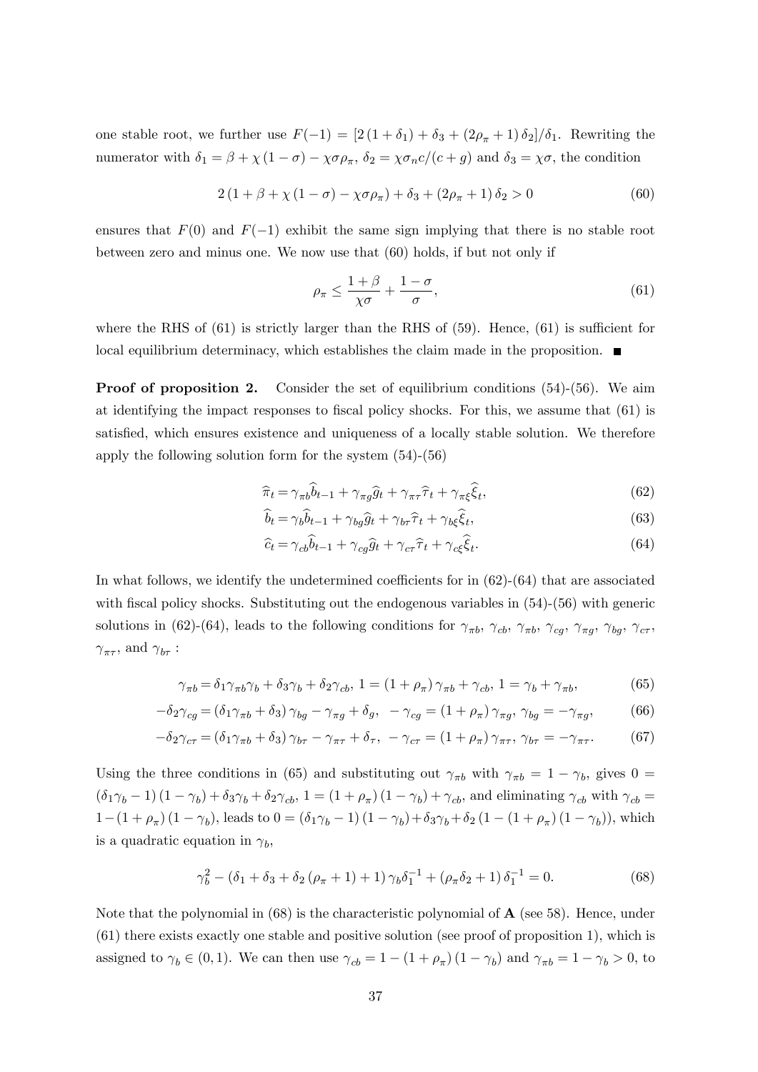one stable root, we further use $F(-1) = [2(1+\delta_1) + \delta_3 + (2\rho_\pi + 1)\delta_2]/\delta_1$. Rewriting the numerator with $\delta_1 = \beta + \chi(1-\sigma) - \chi\sigma\rho_\pi$, $\delta_2 = \chi\sigma_n c/(c+g)$ and $\delta_3 = \chi\sigma$, the condition

$$
2(1+\beta+\chi(1-\sigma)-\chi\sigma\rho_\pi) + \delta_3 + (2\rho_\pi+1)\delta_2 > 0 \tag{60}
$$

ensures that $F(0)$ and $F(-1)$ exhibit the same sign implying that there is no stable root between zero and minus one. We now use that (60) holds, if but not only if

$$
\rho_\pi \leq \frac{1+\beta}{\chi\sigma} + \frac{1-\sigma}{\sigma}, \tag{61}
$$

where the RHS of (61) is strictly larger than the RHS of (59). Hence, (61) is sufficient for local equilibrium determinacy, which establishes the claim made in the proposition. ■

**Proof of proposition 2.** Consider the set of equilibrium conditions (54)-(56). We aim at identifying the impact responses to fiscal policy shocks. For this, we assume that (61) is satisfied, which ensures existence and uniqueness of a locally stable solution. We therefore apply the following solution form for the system (54)-(56)

$$
\widehat{\pi}_t = \gamma_{\pi b}\widehat{b}_{t-1} + \gamma_{\pi g}\widehat{g}_t + \gamma_{\pi\tau}\widehat{\tau}_t + \gamma_{\pi\xi}\widehat{\xi}_t, \tag{62}
$$

$$
\widehat{b}_t = \gamma_b\widehat{b}_{t-1} + \gamma_{bg}\widehat{g}_t + \gamma_{b\tau}\widehat{\tau}_t + \gamma_{b\xi}\widehat{\xi}_t, \tag{63}
$$

$$
\widehat{c}_t = \gamma_{cb}\widehat{b}_{t-1} + \gamma_{cg}\widehat{g}_t + \gamma_{c\tau}\widehat{\tau}_t + \gamma_{c\xi}\widehat{\xi}_t. \tag{64}
$$

In what follows, we identify the undetermined coefficients for in (62)-(64) that are associated with fiscal policy shocks. Substituting out the endogenous variables in (54)-(56) with generic solutions in (62)-(64), leads to the following conditions for $\gamma_{\pi b}$, $\gamma_{cb}$, $\gamma_{\pi b}$, $\gamma_{cg}$, $\gamma_{\pi g}$, $\gamma_{bg}$, $\gamma_{c\tau}$, $\gamma_{\pi\tau}$, and $\gamma_{b\tau}$ :

$$
\gamma_{\pi b} = \delta_1\gamma_{\pi b}\gamma_b + \delta_3\gamma_b + \delta_2\gamma_{cb},\ 1 = (1+\rho_\pi)\gamma_{\pi b} + \gamma_{cb},\ 1 = \gamma_b + \gamma_{\pi b}, \tag{65}
$$

$$
-\delta_2\gamma_{cg} = (\delta_1\gamma_{\pi b} + \delta_3)\gamma_{bg} - \gamma_{\pi g} + \delta_g,\ \ -\gamma_{cg} = (1+\rho_\pi)\gamma_{\pi g},\ \gamma_{bg} = -\gamma_{\pi g}, \tag{66}
$$

$$
-\delta_2\gamma_{c\tau} = (\delta_1\gamma_{\pi b} + \delta_3)\gamma_{b\tau} - \gamma_{\pi\tau} + \delta_\tau,\ \ -\gamma_{c\tau} = (1+\rho_\pi)\gamma_{\pi\tau},\ \gamma_{b\tau} = -\gamma_{\pi\tau}. \tag{67}
$$

Using the three conditions in (65) and substituting out $\gamma_{\pi b}$ with $\gamma_{\pi b} = 1 - \gamma_b$, gives $0 = (\delta_1\gamma_b - 1)(1-\gamma_b) + \delta_3\gamma_b + \delta_2\gamma_{cb}$, $1 = (1+\rho_\pi)(1-\gamma_b) + \gamma_{cb}$, and eliminating $\gamma_{cb}$ with $\gamma_{cb} = 1-(1+\rho_\pi)(1-\gamma_b)$, leads to $0 = (\delta_1\gamma_b - 1)(1-\gamma_b) + \delta_3\gamma_b + \delta_2(1-(1+\rho_\pi)(1-\gamma_b))$, which is a quadratic equation in $\gamma_b$,

$$
\gamma_b^2 - (\delta_1 + \delta_3 + \delta_2(\rho_\pi + 1) + 1)\gamma_b\delta_1^{-1} + (\rho_\pi\delta_2 + 1)\delta_1^{-1} = 0. \tag{68}
$$

Note that the polynomial in (68) is the characteristic polynomial of $\mathbf{A}$ (see 58). Hence, under (61) there exists exactly one stable and positive solution (see proof of proposition 1), which is assigned to $\gamma_b \in (0,1)$. We can then use $\gamma_{cb} = 1-(1+\rho_\pi)(1-\gamma_b)$ and $\gamma_{\pi b} = 1-\gamma_b > 0$, to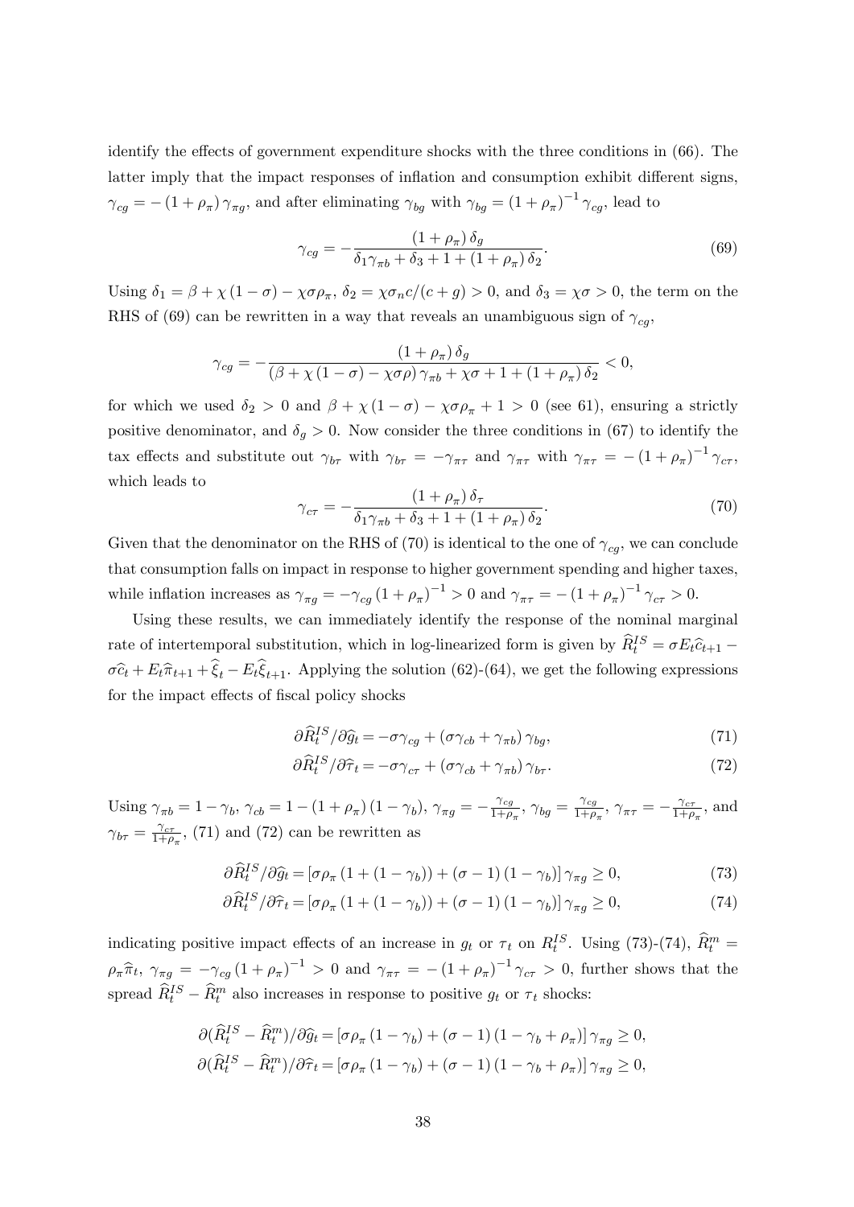identify the effects of government expenditure shocks with the three conditions in (66). The latter imply that the impact responses of inflation and consumption exhibit different signs, $\gamma_{cg} = -(1+\rho_\pi)\gamma_{\pi g}$, and after eliminating $\gamma_{bg}$ with $\gamma_{bg} = (1+\rho_\pi)^{-1}\gamma_{cg}$, lead to

$$\gamma_{cg} = -\frac{(1+\rho_\pi)\delta_g}{\delta_1\gamma_{\pi b} + \delta_3 + 1 + (1+\rho_\pi)\delta_2}. \tag{69}$$

Using $\delta_1 = \beta + \chi(1-\sigma) - \chi\sigma\rho_\pi$, $\delta_2 = \chi\sigma_n c/(c+g) > 0$, and $\delta_3 = \chi\sigma > 0$, the term on the RHS of (69) can be rewritten in a way that reveals an unambiguous sign of $\gamma_{cg}$,

$$\gamma_{cg} = -\frac{(1+\rho_\pi)\delta_g}{(\beta + \chi(1-\sigma) - \chi\sigma\rho)\gamma_{\pi b} + \chi\sigma + 1 + (1+\rho_\pi)\delta_2} < 0,$$

for which we used $\delta_2 > 0$ and $\beta + \chi(1-\sigma) - \chi\sigma\rho_\pi + 1 > 0$ (see 61), ensuring a strictly positive denominator, and $\delta_g > 0$. Now consider the three conditions in (67) to identify the tax effects and substitute out $\gamma_{b\tau}$ with $\gamma_{b\tau} = -\gamma_{\pi\tau}$ and $\gamma_{\pi\tau}$ with $\gamma_{\pi\tau} = -(1+\rho_\pi)^{-1}\gamma_{c\tau}$, which leads to

$$\gamma_{c\tau} = -\frac{(1+\rho_\pi)\delta_\tau}{\delta_1\gamma_{\pi b} + \delta_3 + 1 + (1+\rho_\pi)\delta_2}. \tag{70}$$

Given that the denominator on the RHS of (70) is identical to the one of $\gamma_{cg}$, we can conclude that consumption falls on impact in response to higher government spending and higher taxes, while inflation increases as $\gamma_{\pi g} = -\gamma_{cg}(1+\rho_\pi)^{-1} > 0$ and $\gamma_{\pi\tau} = -(1+\rho_\pi)^{-1}\gamma_{c\tau} > 0$.

Using these results, we can immediately identify the response of the nominal marginal rate of intertemporal substitution, which in log-linearized form is given by $\widehat{R}_t^{IS} = \sigma E_t\widehat{c}_{t+1} - \sigma\widehat{c}_t + E_t\widehat{\pi}_{t+1} + \widehat{\xi}_t - E_t\widehat{\xi}_{t+1}$. Applying the solution (62)-(64), we get the following expressions for the impact effects of fiscal policy shocks

$$\partial\widehat{R}_t^{IS}/\partial\widehat{g}_t = -\sigma\gamma_{cg} + (\sigma\gamma_{cb} + \gamma_{\pi b})\gamma_{bg}, \tag{71}$$

$$\partial\widehat{R}_t^{IS}/\partial\widehat{\tau}_t = -\sigma\gamma_{c\tau} + (\sigma\gamma_{cb} + \gamma_{\pi b})\gamma_{b\tau}. \tag{72}$$

Using $\gamma_{\pi b} = 1 - \gamma_b$, $\gamma_{cb} = 1 - (1+\rho_\pi)(1-\gamma_b)$, $\gamma_{\pi g} = -\frac{\gamma_{cg}}{1+\rho_\pi}$, $\gamma_{bg} = \frac{\gamma_{cg}}{1+\rho_\pi}$, $\gamma_{\pi\tau} = -\frac{\gamma_{c\tau}}{1+\rho_\pi}$, and $\gamma_{b\tau} = \frac{\gamma_{c\tau}}{1+\rho_\pi}$, (71) and (72) can be rewritten as

$$\partial\widehat{R}_t^{IS}/\partial\widehat{g}_t = [\sigma\rho_\pi(1 + (1-\gamma_b)) + (\sigma-1)(1-\gamma_b)]\gamma_{\pi g} \geq 0, \tag{73}$$

$$\partial\widehat{R}_t^{IS}/\partial\widehat{\tau}_t = [\sigma\rho_\pi(1 + (1-\gamma_b)) + (\sigma-1)(1-\gamma_b)]\gamma_{\pi g} \geq 0, \tag{74}$$

indicating positive impact effects of an increase in $g_t$ or $\tau_t$ on $R_t^{IS}$. Using (73)-(74), $\widehat{R}_t^m = \rho_\pi\widehat{\pi}_t$, $\gamma_{\pi g} = -\gamma_{cg}(1+\rho_\pi)^{-1} > 0$ and $\gamma_{\pi\tau} = -(1+\rho_\pi)^{-1}\gamma_{c\tau} > 0$, further shows that the spread $\widehat{R}_t^{IS} - \widehat{R}_t^m$ also increases in response to positive $g_t$ or $\tau_t$ shocks:

$$\partial(\widehat{R}_t^{IS} - \widehat{R}_t^m)/\partial\widehat{g}_t = [\sigma\rho_\pi(1-\gamma_b) + (\sigma-1)(1-\gamma_b+\rho_\pi)]\gamma_{\pi g} \geq 0,$$

$$\partial(\widehat{R}_t^{IS} - \widehat{R}_t^m)/\partial\widehat{\tau}_t = [\sigma\rho_\pi(1-\gamma_b) + (\sigma-1)(1-\gamma_b+\rho_\pi)]\gamma_{\pi g} \geq 0,$$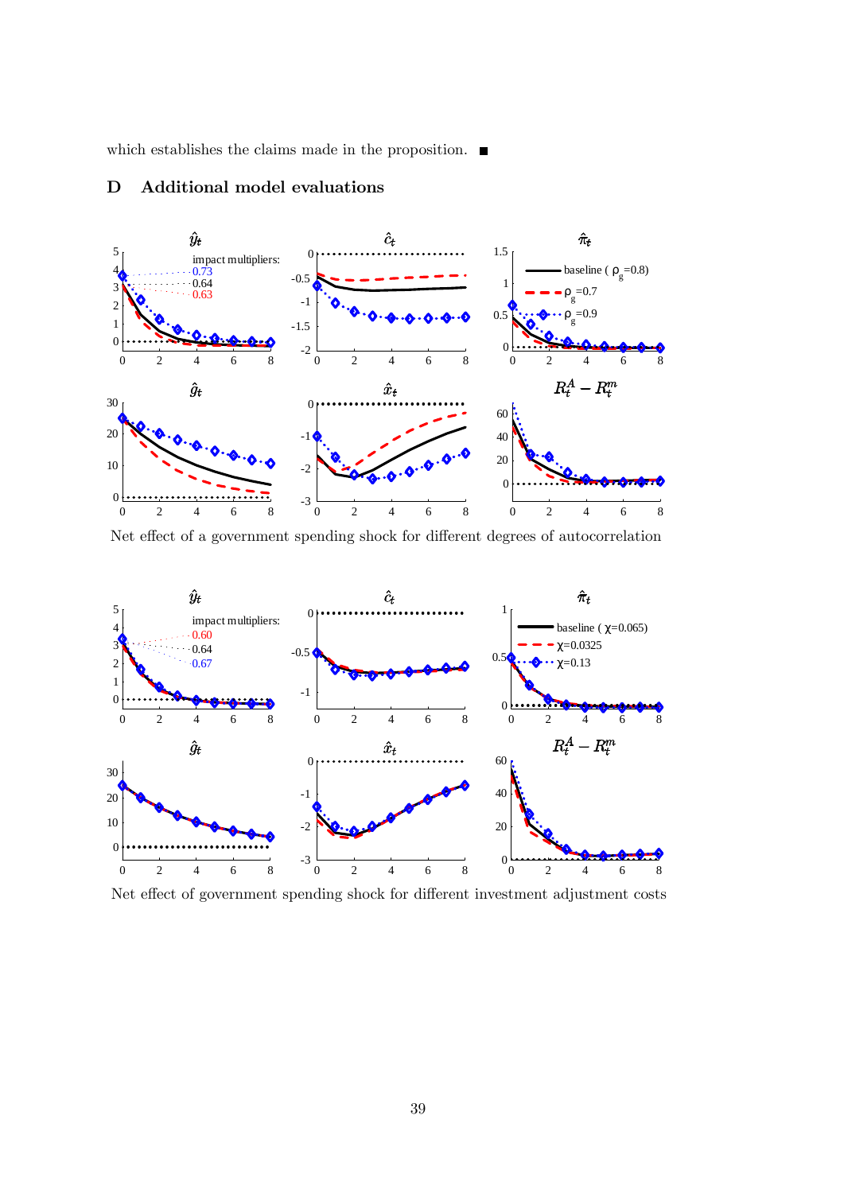which establishes the claims made in the proposition. ■

# D Additional model evaluations

$\hat{y}_t$

impact multipliers:
0.73
0.64
0.63

$\hat{c}_t$

$\hat{\pi}_t$

baseline ( $\rho_g$=0.8)
$\rho_g$=0.7
$\rho_g$=0.9

$\hat{g}_t$

$\hat{x}_t$

$R_t^A - R_t^m$

Net effect of a government spending shock for different degrees of autocorrelation

$\hat{y}_t$

impact multipliers:
0.60
0.64
0.67

$\hat{c}_t$

$\hat{\pi}_t$

baseline ( χ=0.065)
χ=0.0325
χ=0.13

$\hat{g}_t$

$\hat{x}_t$

$R_t^A - R_t^m$

Net effect of government spending shock for different investment adjustment costs